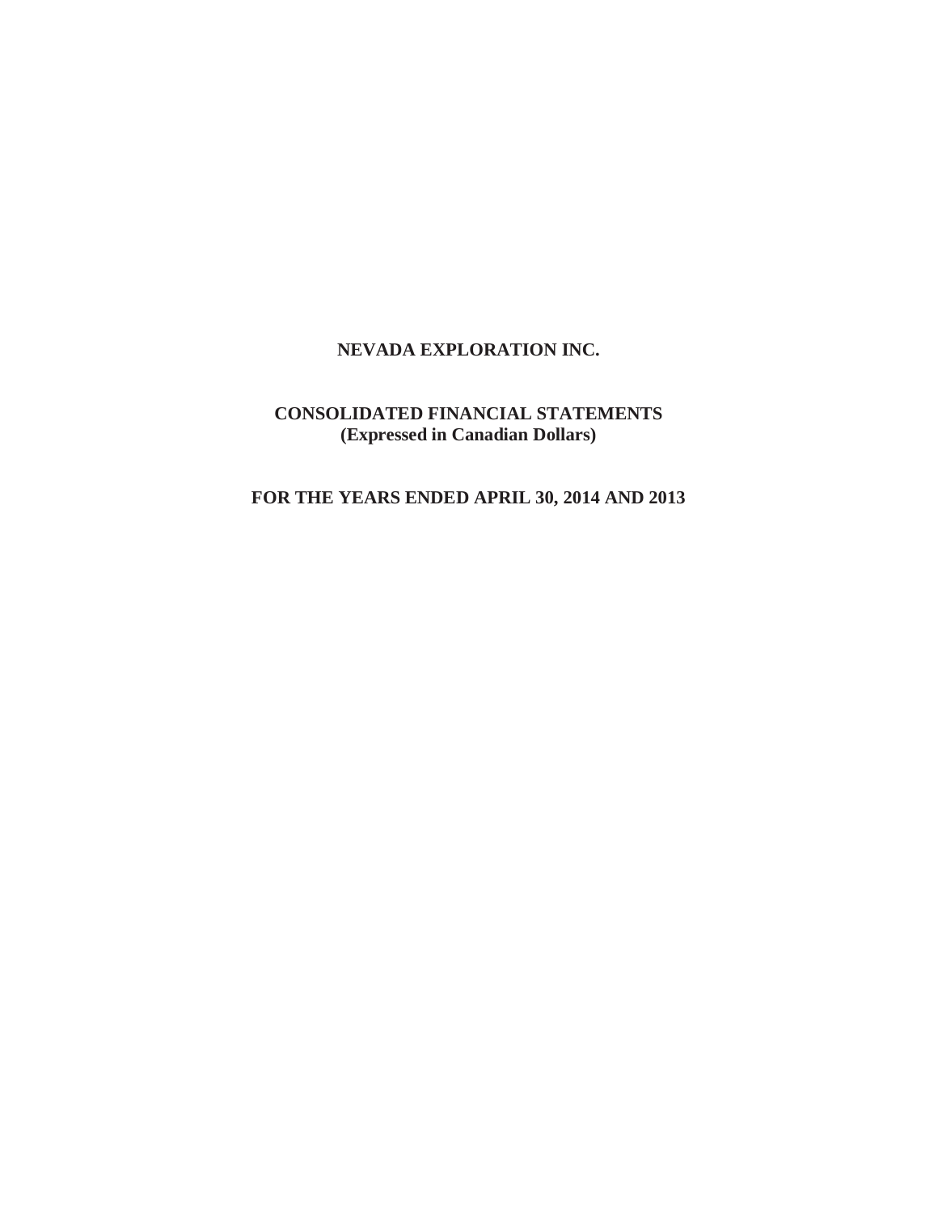# NEVADA EXPLORATION INC.

## CONSOLIDATED FINANCIAL STATEMENTS
**(Expressed in Canadian Dollars)**

## FOR THE YEARS ENDED APRIL 30, 2014 AND 2013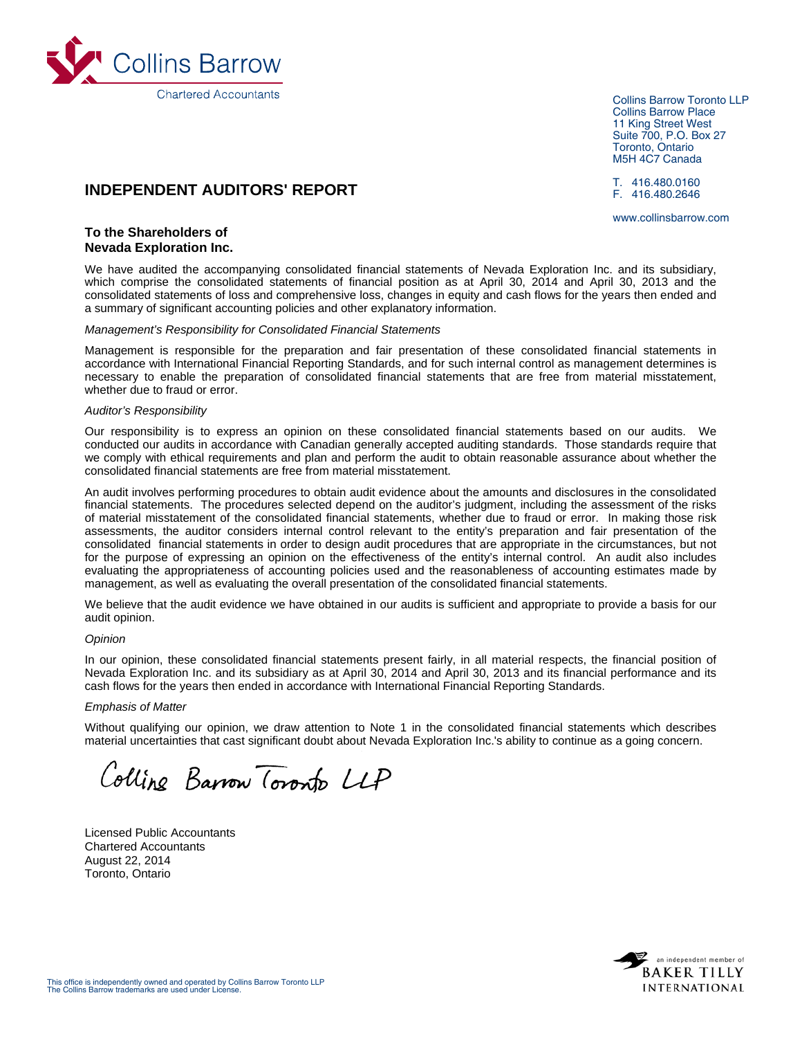Collins Barrow

Chartered Accountants

Collins Barrow Toronto LLP
Collins Barrow Place
11 King Street West
Suite 700, P.O. Box 27
Toronto, Ontario
M5H 4C7 Canada

T. 416.480.0160
F. 416.480.2646

www.collinsbarrow.com

## INDEPENDENT AUDITORS' REPORT

**To the Shareholders of**
**Nevada Exploration Inc.**

We have audited the accompanying consolidated financial statements of Nevada Exploration Inc. and its subsidiary, which comprise the consolidated statements of financial position as at April 30, 2014 and April 30, 2013 and the consolidated statements of loss and comprehensive loss, changes in equity and cash flows for the years then ended and a summary of significant accounting policies and other explanatory information.

*Management's Responsibility for Consolidated Financial Statements*

Management is responsible for the preparation and fair presentation of these consolidated financial statements in accordance with International Financial Reporting Standards, and for such internal control as management determines is necessary to enable the preparation of consolidated financial statements that are free from material misstatement, whether due to fraud or error.

*Auditor's Responsibility*

Our responsibility is to express an opinion on these consolidated financial statements based on our audits. We conducted our audits in accordance with Canadian generally accepted auditing standards. Those standards require that we comply with ethical requirements and plan and perform the audit to obtain reasonable assurance about whether the consolidated financial statements are free from material misstatement.

An audit involves performing procedures to obtain audit evidence about the amounts and disclosures in the consolidated financial statements. The procedures selected depend on the auditor's judgment, including the assessment of the risks of material misstatement of the consolidated financial statements, whether due to fraud or error. In making those risk assessments, the auditor considers internal control relevant to the entity's preparation and fair presentation of the consolidated financial statements in order to design audit procedures that are appropriate in the circumstances, but not for the purpose of expressing an opinion on the effectiveness of the entity's internal control. An audit also includes evaluating the appropriateness of accounting policies used and the reasonableness of accounting estimates made by management, as well as evaluating the overall presentation of the consolidated financial statements.

We believe that the audit evidence we have obtained in our audits is sufficient and appropriate to provide a basis for our audit opinion.

*Opinion*

In our opinion, these consolidated financial statements present fairly, in all material respects, the financial position of Nevada Exploration Inc. and its subsidiary as at April 30, 2014 and April 30, 2013 and its financial performance and its cash flows for the years then ended in accordance with International Financial Reporting Standards.

*Emphasis of Matter*

Without qualifying our opinion, we draw attention to Note 1 in the consolidated financial statements which describes material uncertainties that cast significant doubt about Nevada Exploration Inc.'s ability to continue as a going concern.

Collins Barrow Toronto LLP

Licensed Public Accountants
Chartered Accountants
August 22, 2014
Toronto, Ontario

This office is independently owned and operated by Collins Barrow Toronto LLP
The Collins Barrow trademarks are used under License.

an independent member of
BAKER TILLY
INTERNATIONAL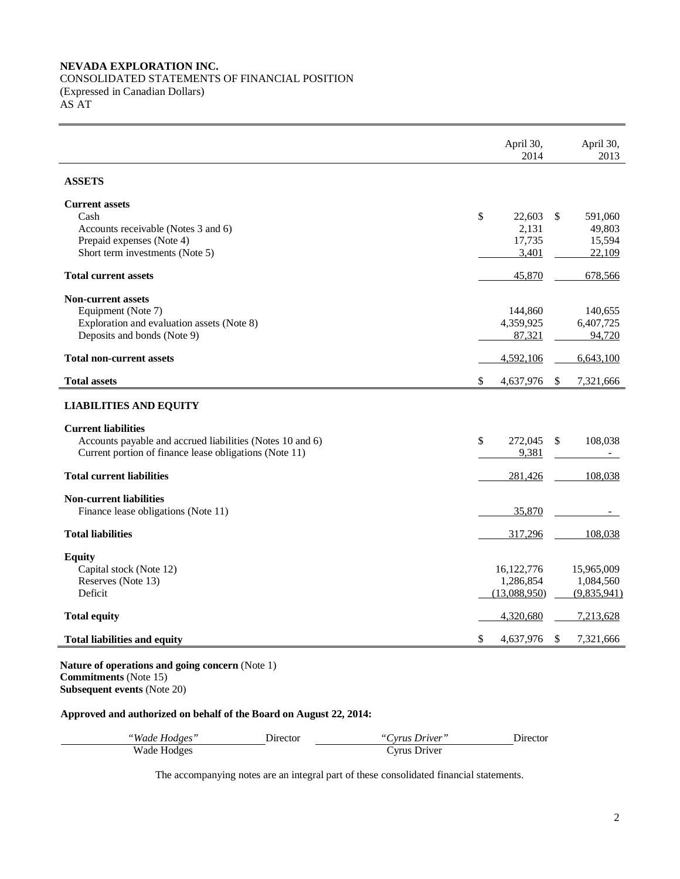**NEVADA EXPLORATION INC.**
CONSOLIDATED STATEMENTS OF FINANCIAL POSITION
(Expressed in Canadian Dollars)
AS AT

| | April 30, 2014 | April 30, 2013 |
|---|---|---|
| **ASSETS** | | |
| **Current assets** | | |
| Cash | $ 22,603 | $ 591,060 |
| Accounts receivable (Notes 3 and 6) | 2,131 | 49,803 |
| Prepaid expenses (Note 4) | 17,735 | 15,594 |
| Short term investments (Note 5) | 3,401 | 22,109 |
| **Total current assets** | 45,870 | 678,566 |
| **Non-current assets** | | |
| Equipment (Note 7) | 144,860 | 140,655 |
| Exploration and evaluation assets (Note 8) | 4,359,925 | 6,407,725 |
| Deposits and bonds (Note 9) | 87,321 | 94,720 |
| **Total non-current assets** | 4,592,106 | 6,643,100 |
| **Total assets** | $ 4,637,976 | $ 7,321,666 |
| **LIABILITIES AND EQUITY** | | |
| **Current liabilities** | | |
| Accounts payable and accrued liabilities (Notes 10 and 6) | $ 272,045 | $ 108,038 |
| Current portion of finance lease obligations (Note 11) | 9,381 | - |
| **Total current liabilities** | 281,426 | 108,038 |
| **Non-current liabilities** | | |
| Finance lease obligations (Note 11) | 35,870 | - |
| **Total liabilities** | 317,296 | 108,038 |
| **Equity** | | |
| Capital stock (Note 12) | 16,122,776 | 15,965,009 |
| Reserves (Note 13) | 1,286,854 | 1,084,560 |
| Deficit | (13,088,950) | (9,835,941) |
| **Total equity** | 4,320,680 | 7,213,628 |
| **Total liabilities and equity** | $ 4,637,976 | $ 7,321,666 |

**Nature of operations and going concern** (Note 1)
**Commitments** (Note 15)
**Subsequent events** (Note 20)

**Approved and authorized on behalf of the Board on August 22, 2014:**

| *"Wade Hodges"* | Director | *"Cyrus Driver"* | Director |
|---|---|---|---|
| Wade Hodges | | Cyrus Driver | |

The accompanying notes are an integral part of these consolidated financial statements.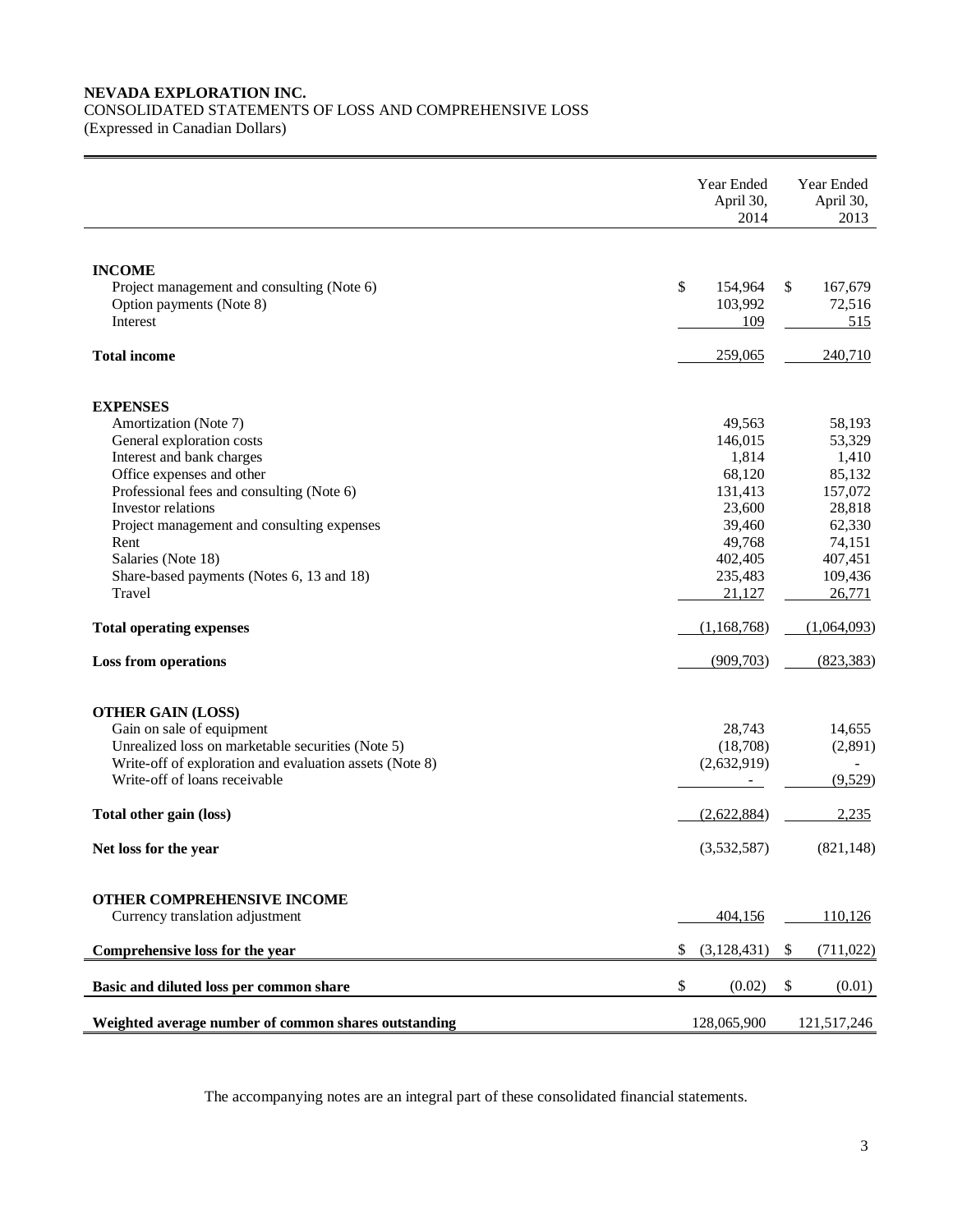**NEVADA EXPLORATION INC.**

CONSOLIDATED STATEMENTS OF LOSS AND COMPREHENSIVE LOSS

(Expressed in Canadian Dollars)

| | Year Ended April 30, 2014 | Year Ended April 30, 2013 |
|---|---|---|
| **INCOME** | | |
| Project management and consulting (Note 6) | $ 154,964 | $ 167,679 |
| Option payments (Note 8) | 103,992 | 72,516 |
| Interest | 109 | 515 |
| **Total income** | 259,065 | 240,710 |
| **EXPENSES** | | |
| Amortization (Note 7) | 49,563 | 58,193 |
| General exploration costs | 146,015 | 53,329 |
| Interest and bank charges | 1,814 | 1,410 |
| Office expenses and other | 68,120 | 85,132 |
| Professional fees and consulting (Note 6) | 131,413 | 157,072 |
| Investor relations | 23,600 | 28,818 |
| Project management and consulting expenses | 39,460 | 62,330 |
| Rent | 49,768 | 74,151 |
| Salaries (Note 18) | 402,405 | 407,451 |
| Share-based payments (Notes 6, 13 and 18) | 235,483 | 109,436 |
| Travel | 21,127 | 26,771 |
| **Total operating expenses** | (1,168,768) | (1,064,093) |
| **Loss from operations** | (909,703) | (823,383) |
| **OTHER GAIN (LOSS)** | | |
| Gain on sale of equipment | 28,743 | 14,655 |
| Unrealized loss on marketable securities (Note 5) | (18,708) | (2,891) |
| Write-off of exploration and evaluation assets (Note 8) | (2,632,919) | - |
| Write-off of loans receivable | - | (9,529) |
| **Total other gain (loss)** | (2,622,884) | 2,235 |
| **Net loss for the year** | (3,532,587) | (821,148) |
| **OTHER COMPREHENSIVE INCOME** | | |
| Currency translation adjustment | 404,156 | 110,126 |
| **Comprehensive loss for the year** | $ (3,128,431) | $ (711,022) |
| **Basic and diluted loss per common share** | $ (0.02) | $ (0.01) |
| **Weighted average number of common shares outstanding** | 128,065,900 | 121,517,246 |

The accompanying notes are an integral part of these consolidated financial statements.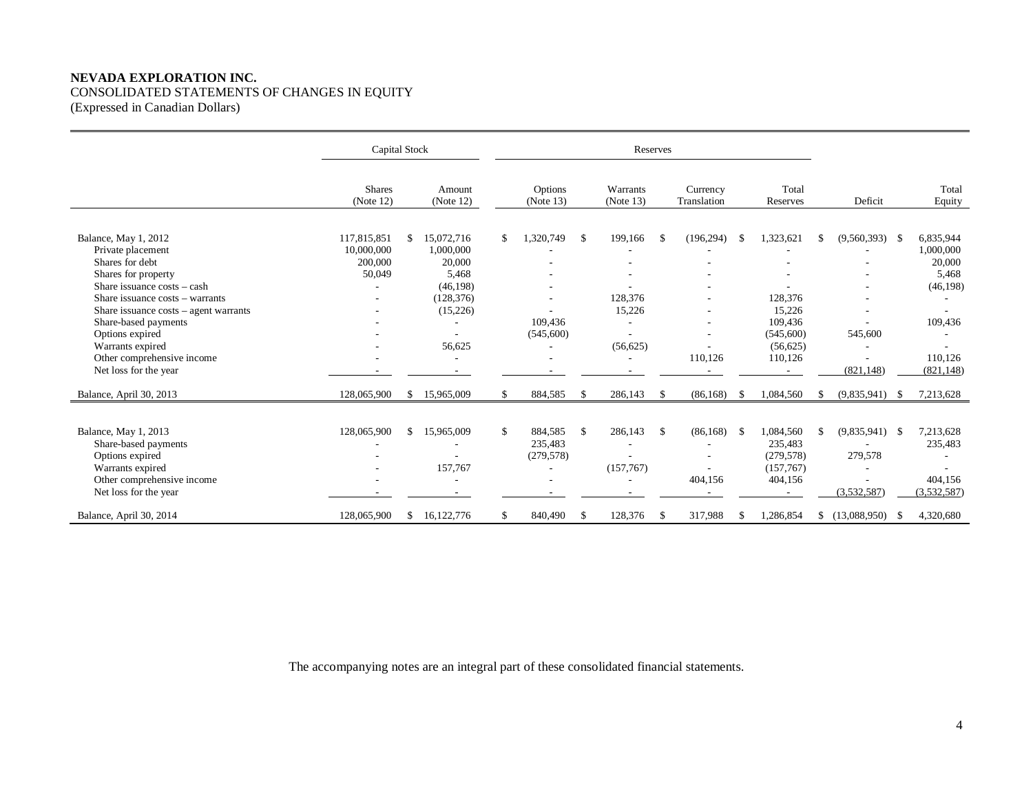**NEVADA EXPLORATION INC.**
CONSOLIDATED STATEMENTS OF CHANGES IN EQUITY
(Expressed in Canadian Dollars)

| | Capital Stock | | Reserves | | | | | |
|---|---|---|---|---|---|---|---|---|
| | Shares (Note 12) | Amount (Note 12) | Options (Note 13) | Warrants (Note 13) | Currency Translation | Total Reserves | Deficit | Total Equity |
| Balance, May 1, 2012 | 117,815,851 | $ 15,072,716 | $ 1,320,749 | $ 199,166 | $ (196,294) | $ 1,323,621 | $ (9,560,393) | $ 6,835,944 |
| Private placement | 10,000,000 | 1,000,000 | - | - | - | - | - | 1,000,000 |
| Shares for debt | 200,000 | 20,000 | - | - | - | - | - | 20,000 |
| Shares for property | 50,049 | 5,468 | - | - | - | - | - | 5,468 |
| Share issuance costs – cash | - | (46,198) | - | - | - | - | - | (46,198) |
| Share issuance costs – warrants | - | (128,376) | - | 128,376 | - | 128,376 | - | - |
| Share issuance costs – agent warrants | - | (15,226) | - | 15,226 | - | 15,226 | - | - |
| Share-based payments | - | - | 109,436 | - | - | 109,436 | - | 109,436 |
| Options expired | - | - | (545,600) | - | - | (545,600) | 545,600 | - |
| Warrants expired | - | 56,625 | - | (56,625) | - | (56,625) | - | - |
| Other comprehensive income | - | - | - | - | 110,126 | 110,126 | - | 110,126 |
| Net loss for the year | - | - | - | - | - | - | (821,148) | (821,148) |
| Balance, April 30, 2013 | 128,065,900 | $ 15,965,009 | $ 884,585 | $ 286,143 | $ (86,168) | $ 1,084,560 | $ (9,835,941) | $ 7,213,628 |
| | | | | | | | | |
| Balance, May 1, 2013 | 128,065,900 | $ 15,965,009 | $ 884,585 | $ 286,143 | $ (86,168) | $ 1,084,560 | $ (9,835,941) | $ 7,213,628 |
| Share-based payments | - | - | 235,483 | - | - | 235,483 | - | 235,483 |
| Options expired | - | - | (279,578) | - | - | (279,578) | 279,578 | - |
| Warrants expired | - | 157,767 | - | (157,767) | - | (157,767) | - | - |
| Other comprehensive income | - | - | - | - | 404,156 | 404,156 | - | 404,156 |
| Net loss for the year | - | - | - | - | - | - | (3,532,587) | (3,532,587) |
| Balance, April 30, 2014 | 128,065,900 | $ 16,122,776 | $ 840,490 | $ 128,376 | $ 317,988 | $ 1,286,854 | $ (13,088,950) | $ 4,320,680 |

The accompanying notes are an integral part of these consolidated financial statements.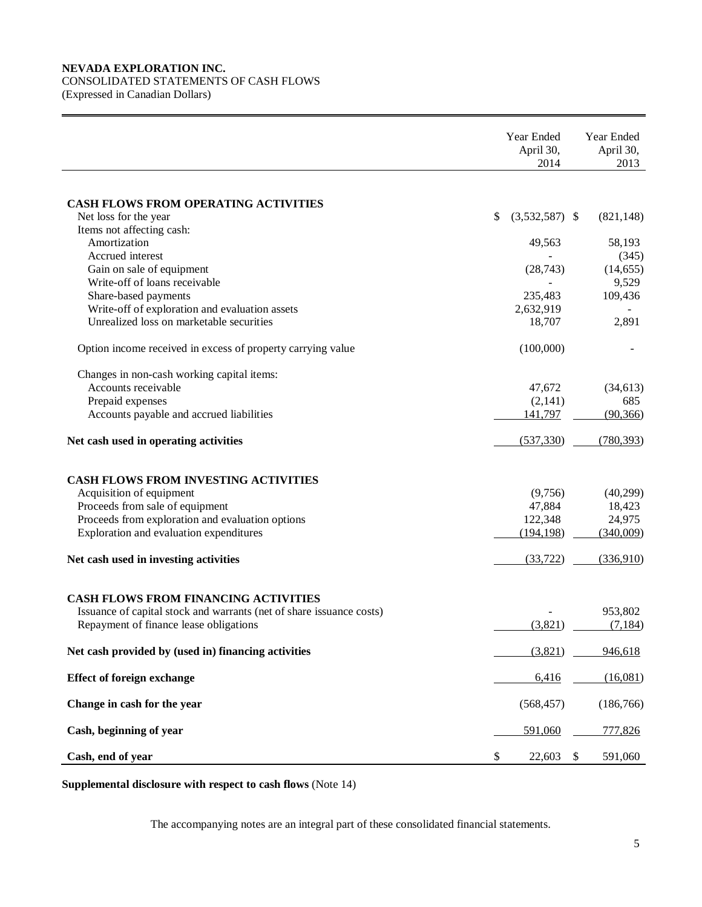**NEVADA EXPLORATION INC.**
CONSOLIDATED STATEMENTS OF CASH FLOWS
(Expressed in Canadian Dollars)

| | Year Ended April 30, 2014 | Year Ended April 30, 2013 |
|---|---|---|
| **CASH FLOWS FROM OPERATING ACTIVITIES** | | |
| Net loss for the year | $ (3,532,587) | $ (821,148) |
| Items not affecting cash: | | |
| Amortization | 49,563 | 58,193 |
| Accrued interest | - | (345) |
| Gain on sale of equipment | (28,743) | (14,655) |
| Write-off of loans receivable | - | 9,529 |
| Share-based payments | 235,483 | 109,436 |
| Write-off of exploration and evaluation assets | 2,632,919 | - |
| Unrealized loss on marketable securities | 18,707 | 2,891 |
| Option income received in excess of property carrying value | (100,000) | - |
| Changes in non-cash working capital items: | | |
| Accounts receivable | 47,672 | (34,613) |
| Prepaid expenses | (2,141) | 685 |
| Accounts payable and accrued liabilities | 141,797 | (90,366) |
| **Net cash used in operating activities** | (537,330) | (780,393) |
| **CASH FLOWS FROM INVESTING ACTIVITIES** | | |
| Acquisition of equipment | (9,756) | (40,299) |
| Proceeds from sale of equipment | 47,884 | 18,423 |
| Proceeds from exploration and evaluation options | 122,348 | 24,975 |
| Exploration and evaluation expenditures | (194,198) | (340,009) |
| **Net cash used in investing activities** | (33,722) | (336,910) |
| **CASH FLOWS FROM FINANCING ACTIVITIES** | | |
| Issuance of capital stock and warrants (net of share issuance costs) | - | 953,802 |
| Repayment of finance lease obligations | (3,821) | (7,184) |
| **Net cash provided by (used in) financing activities** | (3,821) | 946,618 |
| **Effect of foreign exchange** | 6,416 | (16,081) |
| **Change in cash for the year** | (568,457) | (186,766) |
| **Cash, beginning of year** | 591,060 | 777,826 |
| **Cash, end of year** | $ 22,603 | $ 591,060 |

**Supplemental disclosure with respect to cash flows** (Note 14)

The accompanying notes are an integral part of these consolidated financial statements.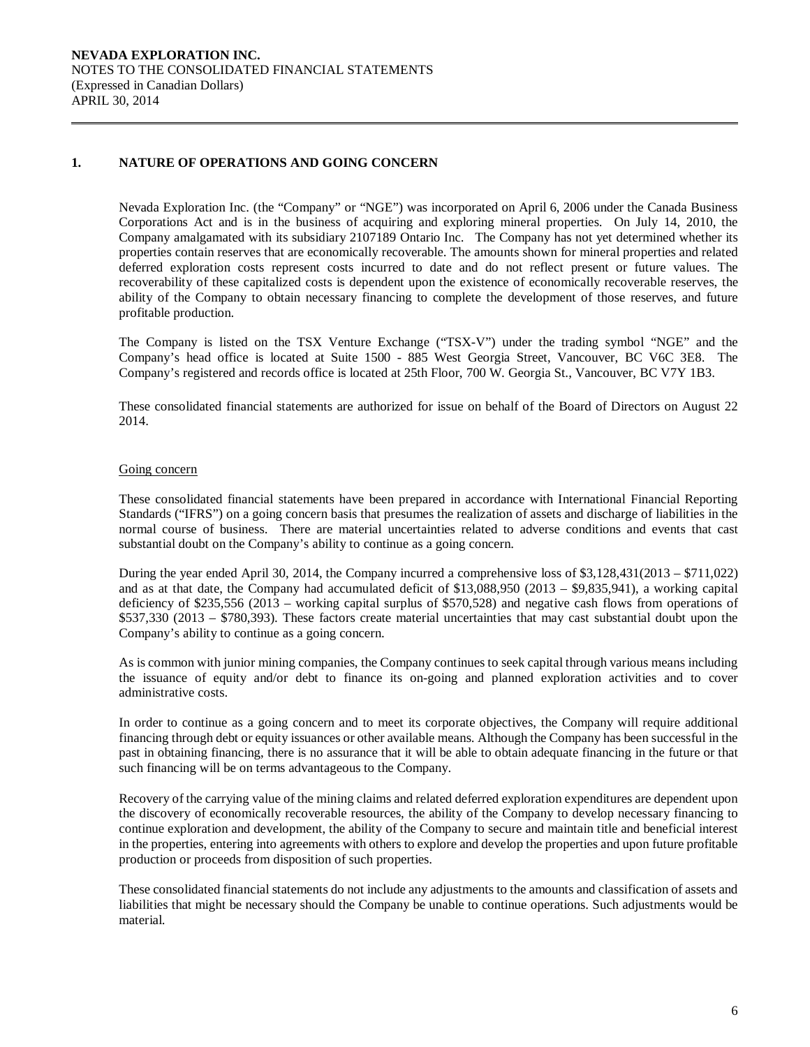## 1. NATURE OF OPERATIONS AND GOING CONCERN

Nevada Exploration Inc. (the "Company" or "NGE") was incorporated on April 6, 2006 under the Canada Business Corporations Act and is in the business of acquiring and exploring mineral properties. On July 14, 2010, the Company amalgamated with its subsidiary 2107189 Ontario Inc. The Company has not yet determined whether its properties contain reserves that are economically recoverable. The amounts shown for mineral properties and related deferred exploration costs represent costs incurred to date and do not reflect present or future values. The recoverability of these capitalized costs is dependent upon the existence of economically recoverable reserves, the ability of the Company to obtain necessary financing to complete the development of those reserves, and future profitable production.

The Company is listed on the TSX Venture Exchange ("TSX-V") under the trading symbol "NGE" and the Company's head office is located at Suite 1500 - 885 West Georgia Street, Vancouver, BC V6C 3E8. The Company's registered and records office is located at 25th Floor, 700 W. Georgia St., Vancouver, BC V7Y 1B3.

These consolidated financial statements are authorized for issue on behalf of the Board of Directors on August 22 2014.

<u>Going concern</u>

These consolidated financial statements have been prepared in accordance with International Financial Reporting Standards ("IFRS") on a going concern basis that presumes the realization of assets and discharge of liabilities in the normal course of business. There are material uncertainties related to adverse conditions and events that cast substantial doubt on the Company's ability to continue as a going concern.

During the year ended April 30, 2014, the Company incurred a comprehensive loss of $3,128,431(2013 – $711,022) and as at that date, the Company had accumulated deficit of $13,088,950 (2013 – $9,835,941), a working capital deficiency of $235,556 (2013 – working capital surplus of $570,528) and negative cash flows from operations of $537,330 (2013 – $780,393). These factors create material uncertainties that may cast substantial doubt upon the Company's ability to continue as a going concern.

As is common with junior mining companies, the Company continues to seek capital through various means including the issuance of equity and/or debt to finance its on-going and planned exploration activities and to cover administrative costs.

In order to continue as a going concern and to meet its corporate objectives, the Company will require additional financing through debt or equity issuances or other available means. Although the Company has been successful in the past in obtaining financing, there is no assurance that it will be able to obtain adequate financing in the future or that such financing will be on terms advantageous to the Company.

Recovery of the carrying value of the mining claims and related deferred exploration expenditures are dependent upon the discovery of economically recoverable resources, the ability of the Company to develop necessary financing to continue exploration and development, the ability of the Company to secure and maintain title and beneficial interest in the properties, entering into agreements with others to explore and develop the properties and upon future profitable production or proceeds from disposition of such properties.

These consolidated financial statements do not include any adjustments to the amounts and classification of assets and liabilities that might be necessary should the Company be unable to continue operations. Such adjustments would be material.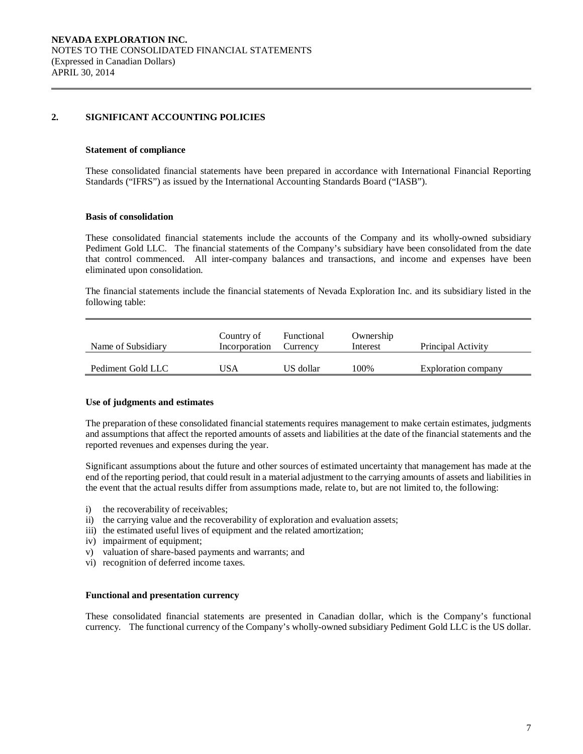## 2. SIGNIFICANT ACCOUNTING POLICIES

**Statement of compliance**

These consolidated financial statements have been prepared in accordance with International Financial Reporting Standards ("IFRS") as issued by the International Accounting Standards Board ("IASB").

**Basis of consolidation**

These consolidated financial statements include the accounts of the Company and its wholly-owned subsidiary Pediment Gold LLC. The financial statements of the Company's subsidiary have been consolidated from the date that control commenced. All inter-company balances and transactions, and income and expenses have been eliminated upon consolidation.

The financial statements include the financial statements of Nevada Exploration Inc. and its subsidiary listed in the following table:

| Name of Subsidiary | Country of Incorporation | Functional Currency | Ownership Interest | Principal Activity |
|---|---|---|---|---|
| Pediment Gold LLC | USA | US dollar | 100% | Exploration company |

**Use of judgments and estimates**

The preparation of these consolidated financial statements requires management to make certain estimates, judgments and assumptions that affect the reported amounts of assets and liabilities at the date of the financial statements and the reported revenues and expenses during the year.

Significant assumptions about the future and other sources of estimated uncertainty that management has made at the end of the reporting period, that could result in a material adjustment to the carrying amounts of assets and liabilities in the event that the actual results differ from assumptions made, relate to, but are not limited to, the following:

i) the recoverability of receivables;
ii) the carrying value and the recoverability of exploration and evaluation assets;
iii) the estimated useful lives of equipment and the related amortization;
iv) impairment of equipment;
v) valuation of share-based payments and warrants; and
vi) recognition of deferred income taxes.

**Functional and presentation currency**

These consolidated financial statements are presented in Canadian dollar, which is the Company's functional currency. The functional currency of the Company's wholly-owned subsidiary Pediment Gold LLC is the US dollar.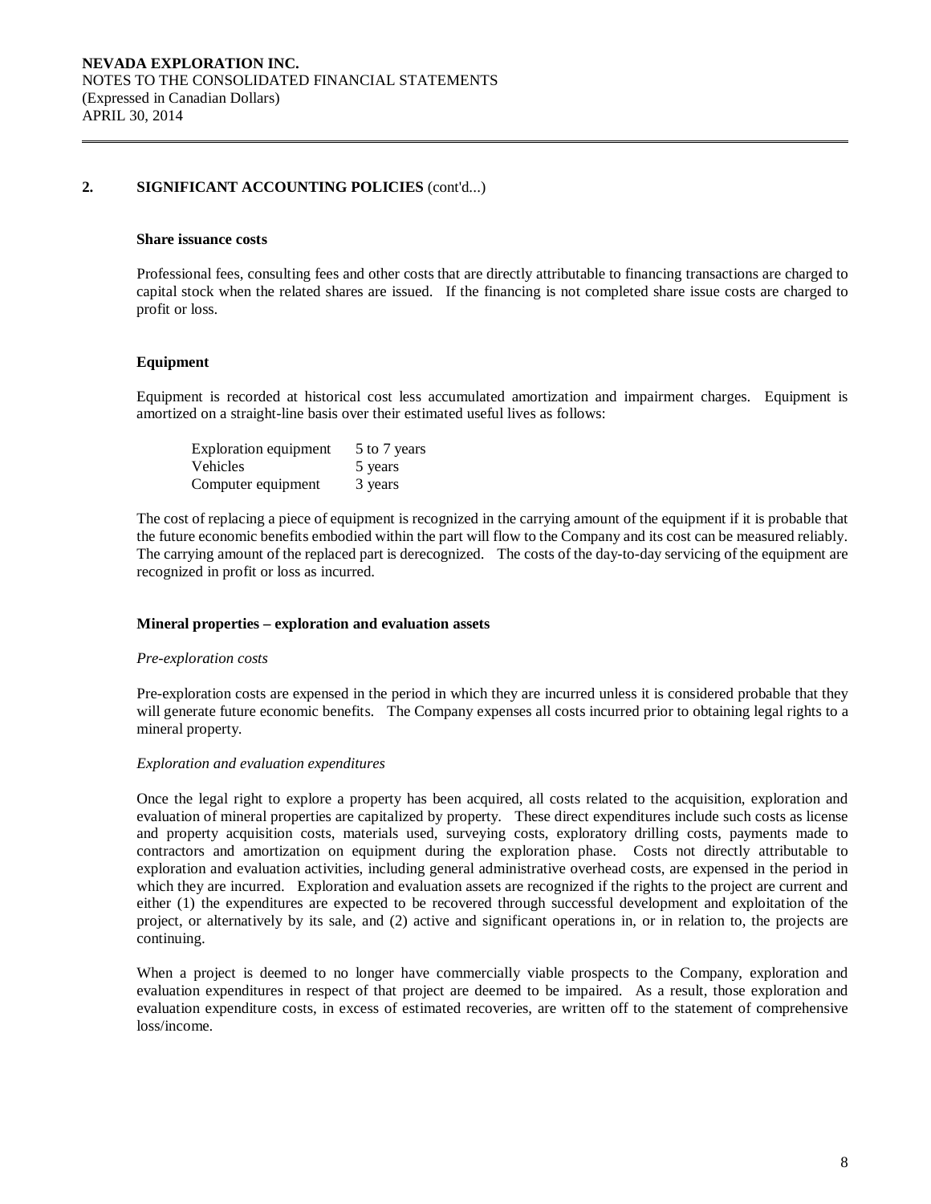## 2. SIGNIFICANT ACCOUNTING POLICIES (cont'd...)

**Share issuance costs**

Professional fees, consulting fees and other costs that are directly attributable to financing transactions are charged to capital stock when the related shares are issued. If the financing is not completed share issue costs are charged to profit or loss.

**Equipment**

Equipment is recorded at historical cost less accumulated amortization and impairment charges. Equipment is amortized on a straight-line basis over their estimated useful lives as follows:

| | |
|---|---|
| Exploration equipment | 5 to 7 years |
| Vehicles | 5 years |
| Computer equipment | 3 years |

The cost of replacing a piece of equipment is recognized in the carrying amount of the equipment if it is probable that the future economic benefits embodied within the part will flow to the Company and its cost can be measured reliably. The carrying amount of the replaced part is derecognized. The costs of the day-to-day servicing of the equipment are recognized in profit or loss as incurred.

**Mineral properties – exploration and evaluation assets**

*Pre-exploration costs*

Pre-exploration costs are expensed in the period in which they are incurred unless it is considered probable that they will generate future economic benefits. The Company expenses all costs incurred prior to obtaining legal rights to a mineral property.

*Exploration and evaluation expenditures*

Once the legal right to explore a property has been acquired, all costs related to the acquisition, exploration and evaluation of mineral properties are capitalized by property. These direct expenditures include such costs as license and property acquisition costs, materials used, surveying costs, exploratory drilling costs, payments made to contractors and amortization on equipment during the exploration phase. Costs not directly attributable to exploration and evaluation activities, including general administrative overhead costs, are expensed in the period in which they are incurred. Exploration and evaluation assets are recognized if the rights to the project are current and either (1) the expenditures are expected to be recovered through successful development and exploitation of the project, or alternatively by its sale, and (2) active and significant operations in, or in relation to, the projects are continuing.

When a project is deemed to no longer have commercially viable prospects to the Company, exploration and evaluation expenditures in respect of that project are deemed to be impaired. As a result, those exploration and evaluation expenditure costs, in excess of estimated recoveries, are written off to the statement of comprehensive loss/income.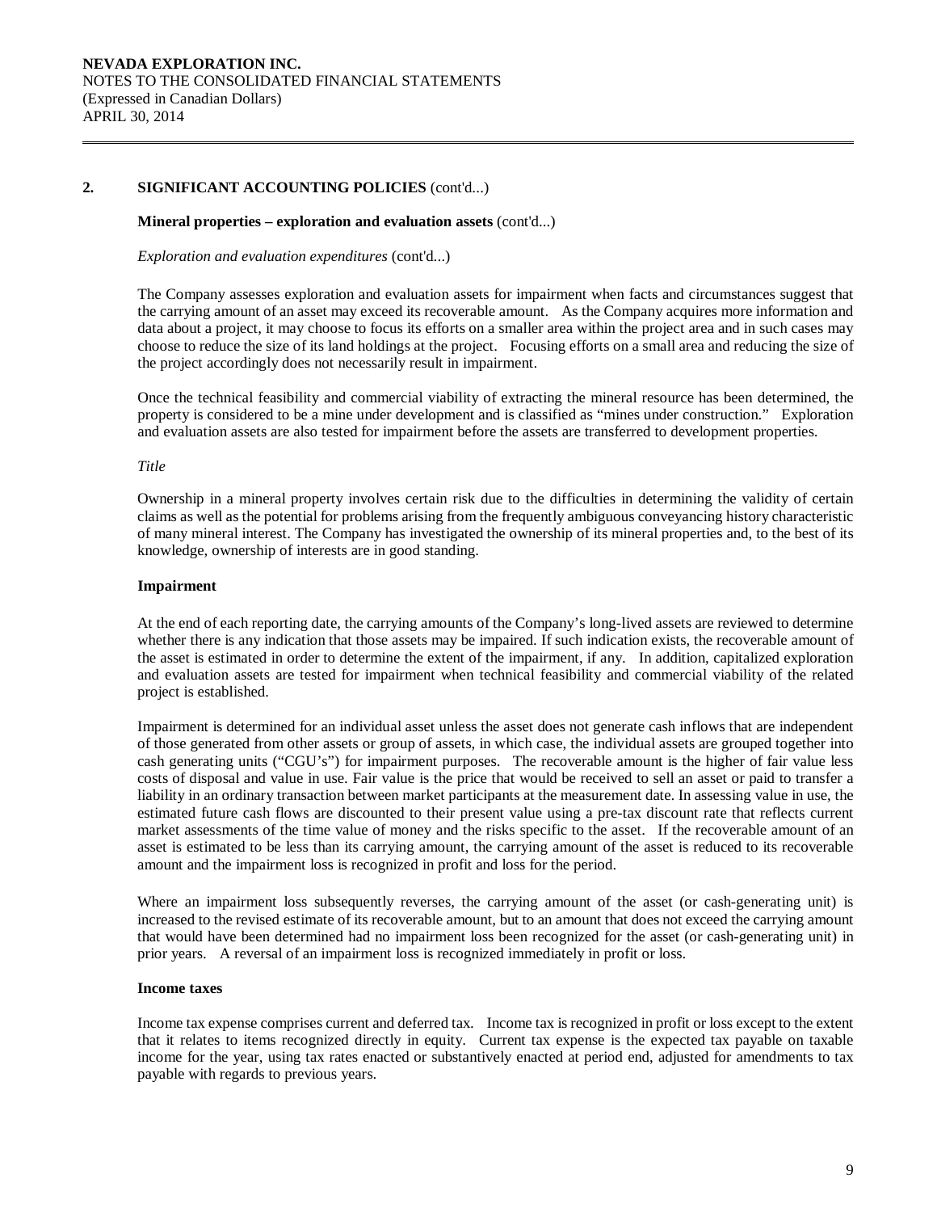## 2. SIGNIFICANT ACCOUNTING POLICIES (cont'd...)

**Mineral properties – exploration and evaluation assets** (cont'd...)

*Exploration and evaluation expenditures* (cont'd...)

The Company assesses exploration and evaluation assets for impairment when facts and circumstances suggest that the carrying amount of an asset may exceed its recoverable amount. As the Company acquires more information and data about a project, it may choose to focus its efforts on a smaller area within the project area and in such cases may choose to reduce the size of its land holdings at the project. Focusing efforts on a small area and reducing the size of the project accordingly does not necessarily result in impairment.

Once the technical feasibility and commercial viability of extracting the mineral resource has been determined, the property is considered to be a mine under development and is classified as "mines under construction." Exploration and evaluation assets are also tested for impairment before the assets are transferred to development properties.

*Title*

Ownership in a mineral property involves certain risk due to the difficulties in determining the validity of certain claims as well as the potential for problems arising from the frequently ambiguous conveyancing history characteristic of many mineral interest. The Company has investigated the ownership of its mineral properties and, to the best of its knowledge, ownership of interests are in good standing.

**Impairment**

At the end of each reporting date, the carrying amounts of the Company's long-lived assets are reviewed to determine whether there is any indication that those assets may be impaired. If such indication exists, the recoverable amount of the asset is estimated in order to determine the extent of the impairment, if any. In addition, capitalized exploration and evaluation assets are tested for impairment when technical feasibility and commercial viability of the related project is established.

Impairment is determined for an individual asset unless the asset does not generate cash inflows that are independent of those generated from other assets or group of assets, in which case, the individual assets are grouped together into cash generating units ("CGU's") for impairment purposes. The recoverable amount is the higher of fair value less costs of disposal and value in use. Fair value is the price that would be received to sell an asset or paid to transfer a liability in an ordinary transaction between market participants at the measurement date. In assessing value in use, the estimated future cash flows are discounted to their present value using a pre-tax discount rate that reflects current market assessments of the time value of money and the risks specific to the asset. If the recoverable amount of an asset is estimated to be less than its carrying amount, the carrying amount of the asset is reduced to its recoverable amount and the impairment loss is recognized in profit and loss for the period.

Where an impairment loss subsequently reverses, the carrying amount of the asset (or cash-generating unit) is increased to the revised estimate of its recoverable amount, but to an amount that does not exceed the carrying amount that would have been determined had no impairment loss been recognized for the asset (or cash-generating unit) in prior years. A reversal of an impairment loss is recognized immediately in profit or loss.

**Income taxes**

Income tax expense comprises current and deferred tax. Income tax is recognized in profit or loss except to the extent that it relates to items recognized directly in equity. Current tax expense is the expected tax payable on taxable income for the year, using tax rates enacted or substantively enacted at period end, adjusted for amendments to tax payable with regards to previous years.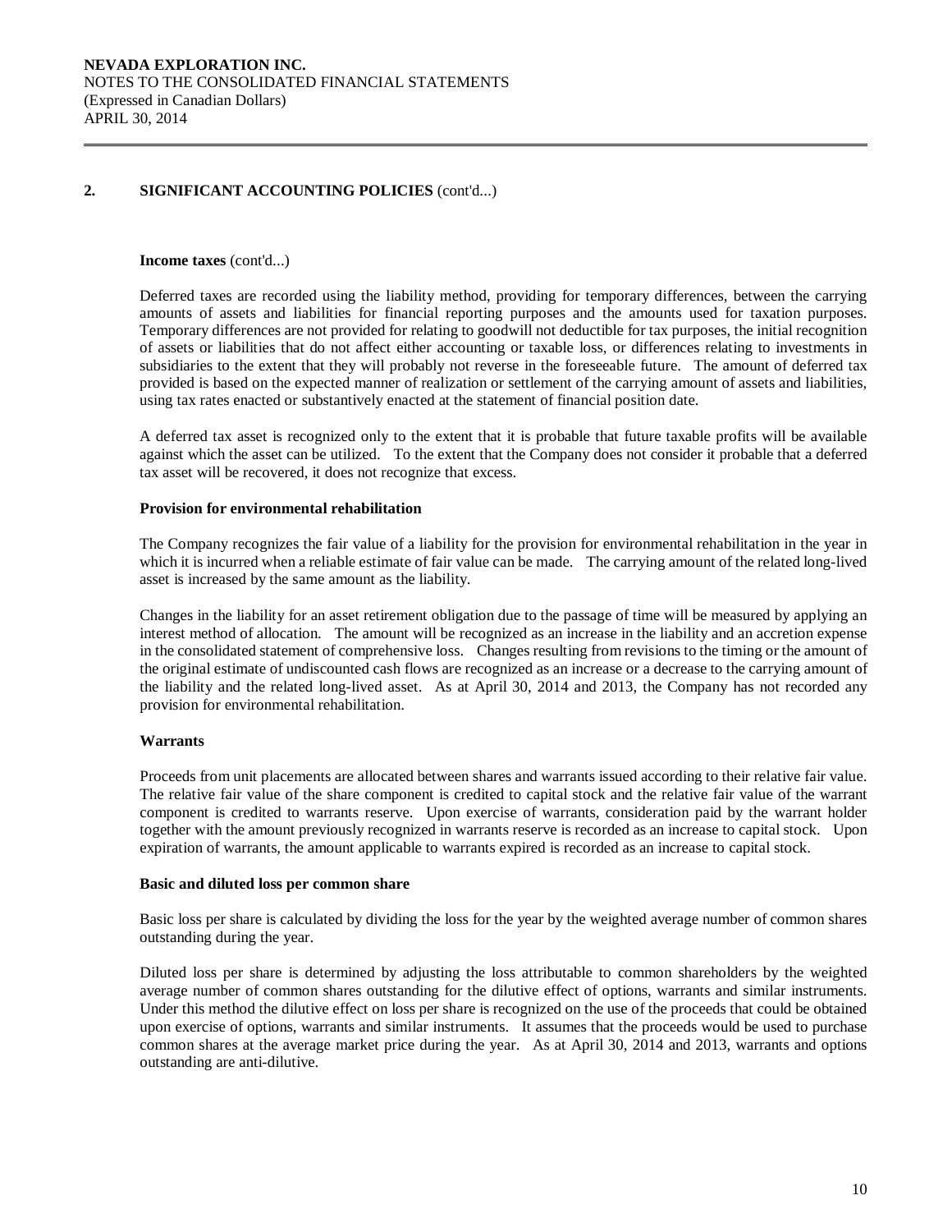## 2. SIGNIFICANT ACCOUNTING POLICIES (cont'd...)

**Income taxes** (cont'd...)

Deferred taxes are recorded using the liability method, providing for temporary differences, between the carrying amounts of assets and liabilities for financial reporting purposes and the amounts used for taxation purposes. Temporary differences are not provided for relating to goodwill not deductible for tax purposes, the initial recognition of assets or liabilities that do not affect either accounting or taxable loss, or differences relating to investments in subsidiaries to the extent that they will probably not reverse in the foreseeable future. The amount of deferred tax provided is based on the expected manner of realization or settlement of the carrying amount of assets and liabilities, using tax rates enacted or substantively enacted at the statement of financial position date.

A deferred tax asset is recognized only to the extent that it is probable that future taxable profits will be available against which the asset can be utilized. To the extent that the Company does not consider it probable that a deferred tax asset will be recovered, it does not recognize that excess.

**Provision for environmental rehabilitation**

The Company recognizes the fair value of a liability for the provision for environmental rehabilitation in the year in which it is incurred when a reliable estimate of fair value can be made. The carrying amount of the related long-lived asset is increased by the same amount as the liability.

Changes in the liability for an asset retirement obligation due to the passage of time will be measured by applying an interest method of allocation. The amount will be recognized as an increase in the liability and an accretion expense in the consolidated statement of comprehensive loss. Changes resulting from revisions to the timing or the amount of the original estimate of undiscounted cash flows are recognized as an increase or a decrease to the carrying amount of the liability and the related long-lived asset. As at April 30, 2014 and 2013, the Company has not recorded any provision for environmental rehabilitation.

**Warrants**

Proceeds from unit placements are allocated between shares and warrants issued according to their relative fair value. The relative fair value of the share component is credited to capital stock and the relative fair value of the warrant component is credited to warrants reserve. Upon exercise of warrants, consideration paid by the warrant holder together with the amount previously recognized in warrants reserve is recorded as an increase to capital stock. Upon expiration of warrants, the amount applicable to warrants expired is recorded as an increase to capital stock.

**Basic and diluted loss per common share**

Basic loss per share is calculated by dividing the loss for the year by the weighted average number of common shares outstanding during the year.

Diluted loss per share is determined by adjusting the loss attributable to common shareholders by the weighted average number of common shares outstanding for the dilutive effect of options, warrants and similar instruments. Under this method the dilutive effect on loss per share is recognized on the use of the proceeds that could be obtained upon exercise of options, warrants and similar instruments. It assumes that the proceeds would be used to purchase common shares at the average market price during the year. As at April 30, 2014 and 2013, warrants and options outstanding are anti-dilutive.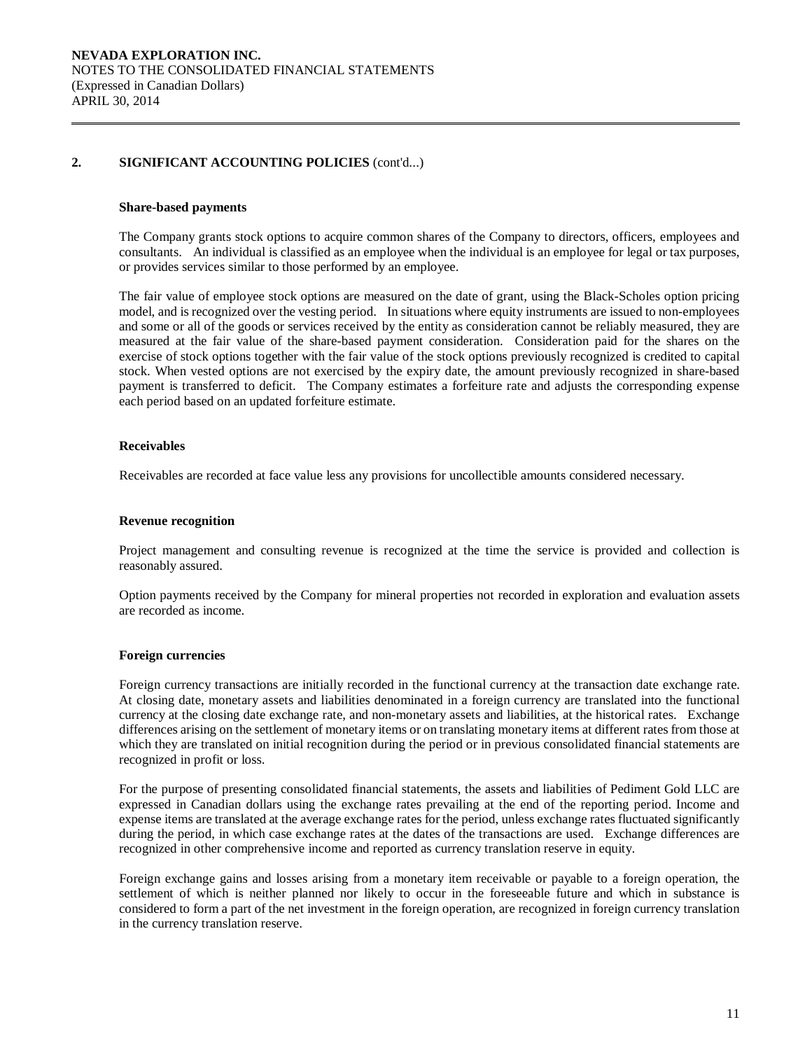## 2. SIGNIFICANT ACCOUNTING POLICIES (cont'd...)

### Share-based payments

The Company grants stock options to acquire common shares of the Company to directors, officers, employees and consultants. An individual is classified as an employee when the individual is an employee for legal or tax purposes, or provides services similar to those performed by an employee.

The fair value of employee stock options are measured on the date of grant, using the Black-Scholes option pricing model, and is recognized over the vesting period. In situations where equity instruments are issued to non-employees and some or all of the goods or services received by the entity as consideration cannot be reliably measured, they are measured at the fair value of the share-based payment consideration. Consideration paid for the shares on the exercise of stock options together with the fair value of the stock options previously recognized is credited to capital stock. When vested options are not exercised by the expiry date, the amount previously recognized in share-based payment is transferred to deficit. The Company estimates a forfeiture rate and adjusts the corresponding expense each period based on an updated forfeiture estimate.

### Receivables

Receivables are recorded at face value less any provisions for uncollectible amounts considered necessary.

### Revenue recognition

Project management and consulting revenue is recognized at the time the service is provided and collection is reasonably assured.

Option payments received by the Company for mineral properties not recorded in exploration and evaluation assets are recorded as income.

### Foreign currencies

Foreign currency transactions are initially recorded in the functional currency at the transaction date exchange rate. At closing date, monetary assets and liabilities denominated in a foreign currency are translated into the functional currency at the closing date exchange rate, and non-monetary assets and liabilities, at the historical rates. Exchange differences arising on the settlement of monetary items or on translating monetary items at different rates from those at which they are translated on initial recognition during the period or in previous consolidated financial statements are recognized in profit or loss.

For the purpose of presenting consolidated financial statements, the assets and liabilities of Pediment Gold LLC are expressed in Canadian dollars using the exchange rates prevailing at the end of the reporting period. Income and expense items are translated at the average exchange rates for the period, unless exchange rates fluctuated significantly during the period, in which case exchange rates at the dates of the transactions are used. Exchange differences are recognized in other comprehensive income and reported as currency translation reserve in equity.

Foreign exchange gains and losses arising from a monetary item receivable or payable to a foreign operation, the settlement of which is neither planned nor likely to occur in the foreseeable future and which in substance is considered to form a part of the net investment in the foreign operation, are recognized in foreign currency translation in the currency translation reserve.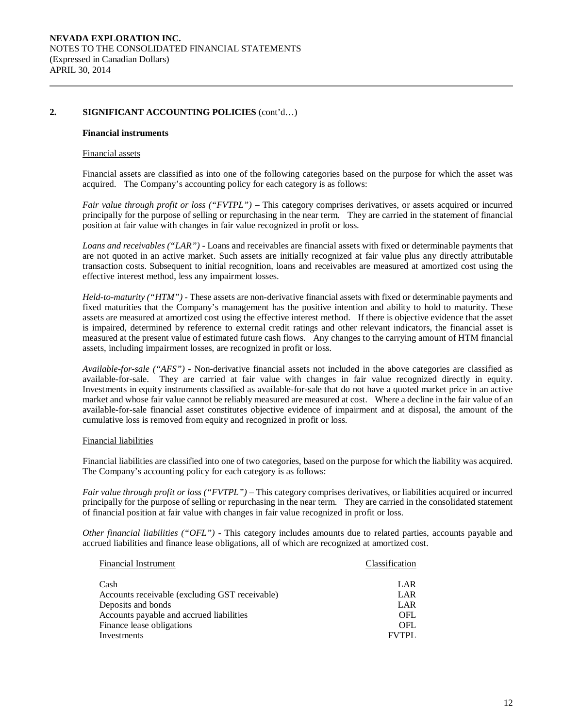## 2. SIGNIFICANT ACCOUNTING POLICIES (cont'd…)

### Financial instruments

Financial assets

Financial assets are classified as into one of the following categories based on the purpose for which the asset was acquired. The Company's accounting policy for each category is as follows:

*Fair value through profit or loss ("FVTPL")* – This category comprises derivatives, or assets acquired or incurred principally for the purpose of selling or repurchasing in the near term. They are carried in the statement of financial position at fair value with changes in fair value recognized in profit or loss.

*Loans and receivables ("LAR")* - Loans and receivables are financial assets with fixed or determinable payments that are not quoted in an active market. Such assets are initially recognized at fair value plus any directly attributable transaction costs. Subsequent to initial recognition, loans and receivables are measured at amortized cost using the effective interest method, less any impairment losses.

*Held-to-maturity ("HTM")* - These assets are non-derivative financial assets with fixed or determinable payments and fixed maturities that the Company's management has the positive intention and ability to hold to maturity. These assets are measured at amortized cost using the effective interest method. If there is objective evidence that the asset is impaired, determined by reference to external credit ratings and other relevant indicators, the financial asset is measured at the present value of estimated future cash flows. Any changes to the carrying amount of HTM financial assets, including impairment losses, are recognized in profit or loss.

*Available-for-sale ("AFS")* - Non-derivative financial assets not included in the above categories are classified as available-for-sale. They are carried at fair value with changes in fair value recognized directly in equity. Investments in equity instruments classified as available-for-sale that do not have a quoted market price in an active market and whose fair value cannot be reliably measured are measured at cost. Where a decline in the fair value of an available-for-sale financial asset constitutes objective evidence of impairment and at disposal, the amount of the cumulative loss is removed from equity and recognized in profit or loss.

Financial liabilities

Financial liabilities are classified into one of two categories, based on the purpose for which the liability was acquired. The Company's accounting policy for each category is as follows:

*Fair value through profit or loss ("FVTPL")* – This category comprises derivatives, or liabilities acquired or incurred principally for the purpose of selling or repurchasing in the near term. They are carried in the consolidated statement of financial position at fair value with changes in fair value recognized in profit or loss.

*Other financial liabilities ("OFL")* - This category includes amounts due to related parties, accounts payable and accrued liabilities and finance lease obligations, all of which are recognized at amortized cost.

| Financial Instrument | Classification |
|---|---|
| Cash | LAR |
| Accounts receivable (excluding GST receivable) | LAR |
| Deposits and bonds | LAR |
| Accounts payable and accrued liabilities | OFL |
| Finance lease obligations | OFL |
| Investments | FVTPL |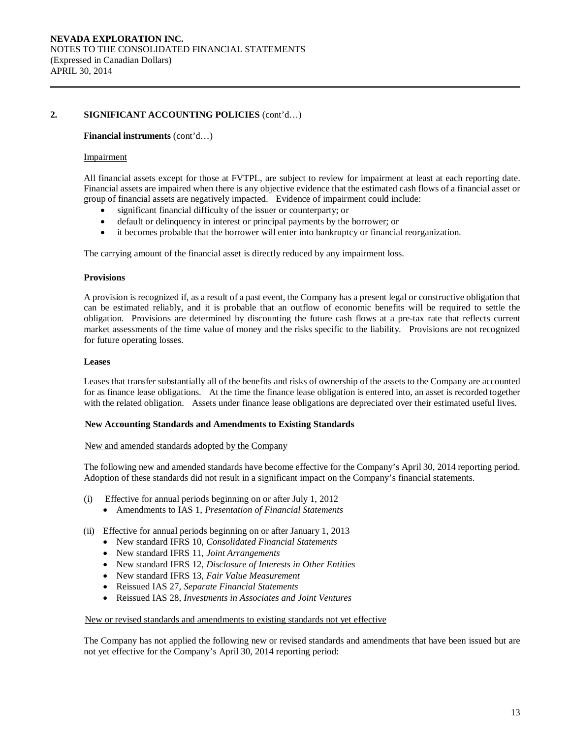## 2. SIGNIFICANT ACCOUNTING POLICIES (cont'd…)

**Financial instruments** (cont'd…)

Impairment

All financial assets except for those at FVTPL, are subject to review for impairment at least at each reporting date. Financial assets are impaired when there is any objective evidence that the estimated cash flows of a financial asset or group of financial assets are negatively impacted. Evidence of impairment could include:

- significant financial difficulty of the issuer or counterparty; or
- default or delinquency in interest or principal payments by the borrower; or
- it becomes probable that the borrower will enter into bankruptcy or financial reorganization.

The carrying amount of the financial asset is directly reduced by any impairment loss.

**Provisions**

A provision is recognized if, as a result of a past event, the Company has a present legal or constructive obligation that can be estimated reliably, and it is probable that an outflow of economic benefits will be required to settle the obligation. Provisions are determined by discounting the future cash flows at a pre-tax rate that reflects current market assessments of the time value of money and the risks specific to the liability. Provisions are not recognized for future operating losses.

**Leases**

Leases that transfer substantially all of the benefits and risks of ownership of the assets to the Company are accounted for as finance lease obligations. At the time the finance lease obligation is entered into, an asset is recorded together with the related obligation. Assets under finance lease obligations are depreciated over their estimated useful lives.

**New Accounting Standards and Amendments to Existing Standards**

New and amended standards adopted by the Company

The following new and amended standards have become effective for the Company's April 30, 2014 reporting period. Adoption of these standards did not result in a significant impact on the Company's financial statements.

(i) Effective for annual periods beginning on or after July 1, 2012
- Amendments to IAS 1, *Presentation of Financial Statements*

(ii) Effective for annual periods beginning on or after January 1, 2013
- New standard IFRS 10, *Consolidated Financial Statements*
- New standard IFRS 11, *Joint Arrangements*
- New standard IFRS 12, *Disclosure of Interests in Other Entities*
- New standard IFRS 13, *Fair Value Measurement*
- Reissued IAS 27, *Separate Financial Statements*
- Reissued IAS 28, *Investments in Associates and Joint Ventures*

New or revised standards and amendments to existing standards not yet effective

The Company has not applied the following new or revised standards and amendments that have been issued but are not yet effective for the Company's April 30, 2014 reporting period: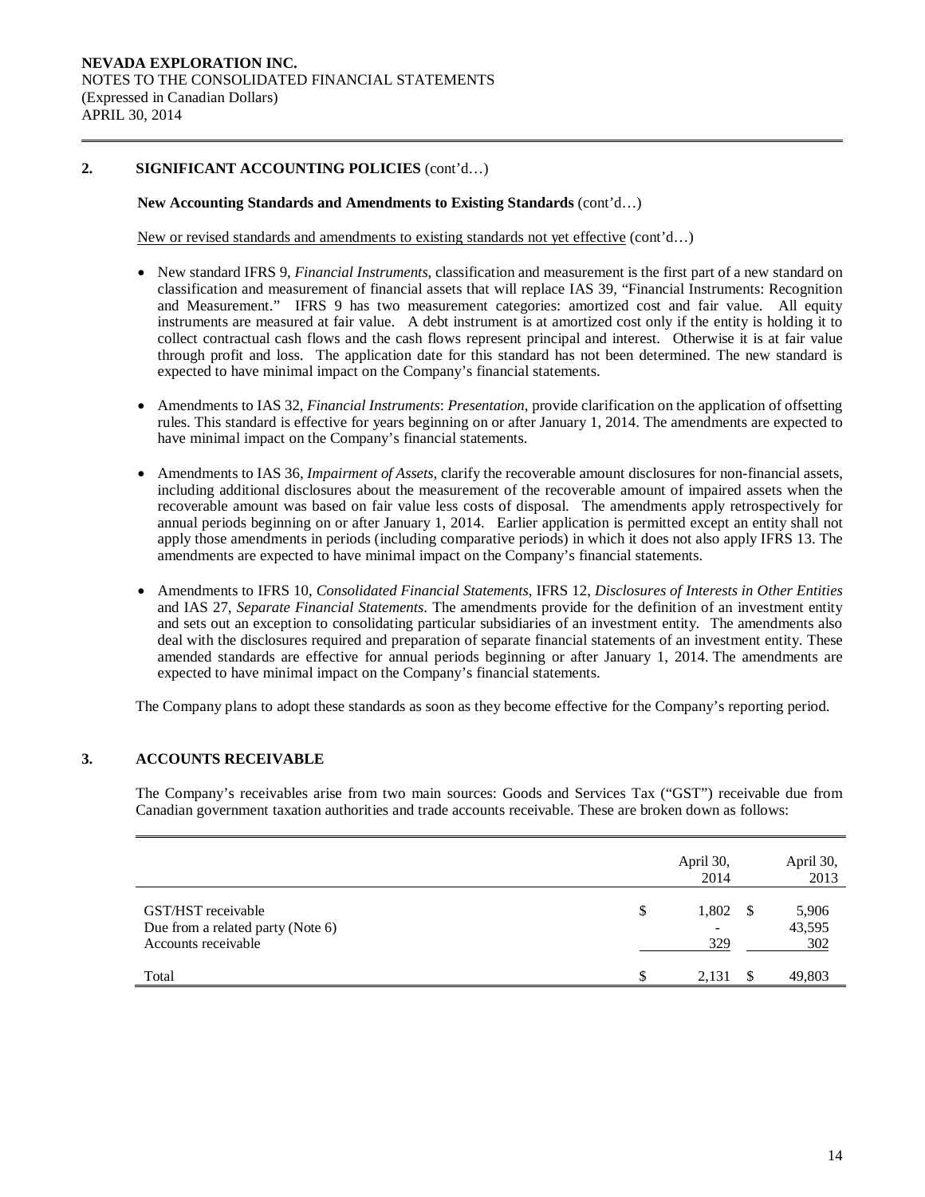## 2. SIGNIFICANT ACCOUNTING POLICIES (cont'd…)

**New Accounting Standards and Amendments to Existing Standards** (cont'd…)

New or revised standards and amendments to existing standards not yet effective (cont'd…)

- New standard IFRS 9, *Financial Instruments,* classification and measurement is the first part of a new standard on classification and measurement of financial assets that will replace IAS 39, "Financial Instruments: Recognition and Measurement." IFRS 9 has two measurement categories: amortized cost and fair value. All equity instruments are measured at fair value. A debt instrument is at amortized cost only if the entity is holding it to collect contractual cash flows and the cash flows represent principal and interest. Otherwise it is at fair value through profit and loss. The application date for this standard has not been determined. The new standard is expected to have minimal impact on the Company's financial statements.

- Amendments to IAS 32, *Financial Instruments*: *Presentation*, provide clarification on the application of offsetting rules. This standard is effective for years beginning on or after January 1, 2014. The amendments are expected to have minimal impact on the Company's financial statements.

- Amendments to IAS 36, *Impairment of Assets*, clarify the recoverable amount disclosures for non-financial assets, including additional disclosures about the measurement of the recoverable amount of impaired assets when the recoverable amount was based on fair value less costs of disposal. The amendments apply retrospectively for annual periods beginning on or after January 1, 2014. Earlier application is permitted except an entity shall not apply those amendments in periods (including comparative periods) in which it does not also apply IFRS 13. The amendments are expected to have minimal impact on the Company's financial statements.

- Amendments to IFRS 10, *Consolidated Financial Statements*, IFRS 12, *Disclosures of Interests in Other Entities* and IAS 27, *Separate Financial Statements*. The amendments provide for the definition of an investment entity and sets out an exception to consolidating particular subsidiaries of an investment entity. The amendments also deal with the disclosures required and preparation of separate financial statements of an investment entity. These amended standards are effective for annual periods beginning or after January 1, 2014. The amendments are expected to have minimal impact on the Company's financial statements.

The Company plans to adopt these standards as soon as they become effective for the Company's reporting period.

## 3. ACCOUNTS RECEIVABLE

The Company's receivables arise from two main sources: Goods and Services Tax ("GST") receivable due from Canadian government taxation authorities and trade accounts receivable. These are broken down as follows:

| | April 30, 2014 | April 30, 2013 |
|---|---|---|
| GST/HST receivable | $ 1,802 | $ 5,906 |
| Due from a related party (Note 6) | - | 43,595 |
| Accounts receivable | 329 | 302 |
| Total | $ 2,131 | $ 49,803 |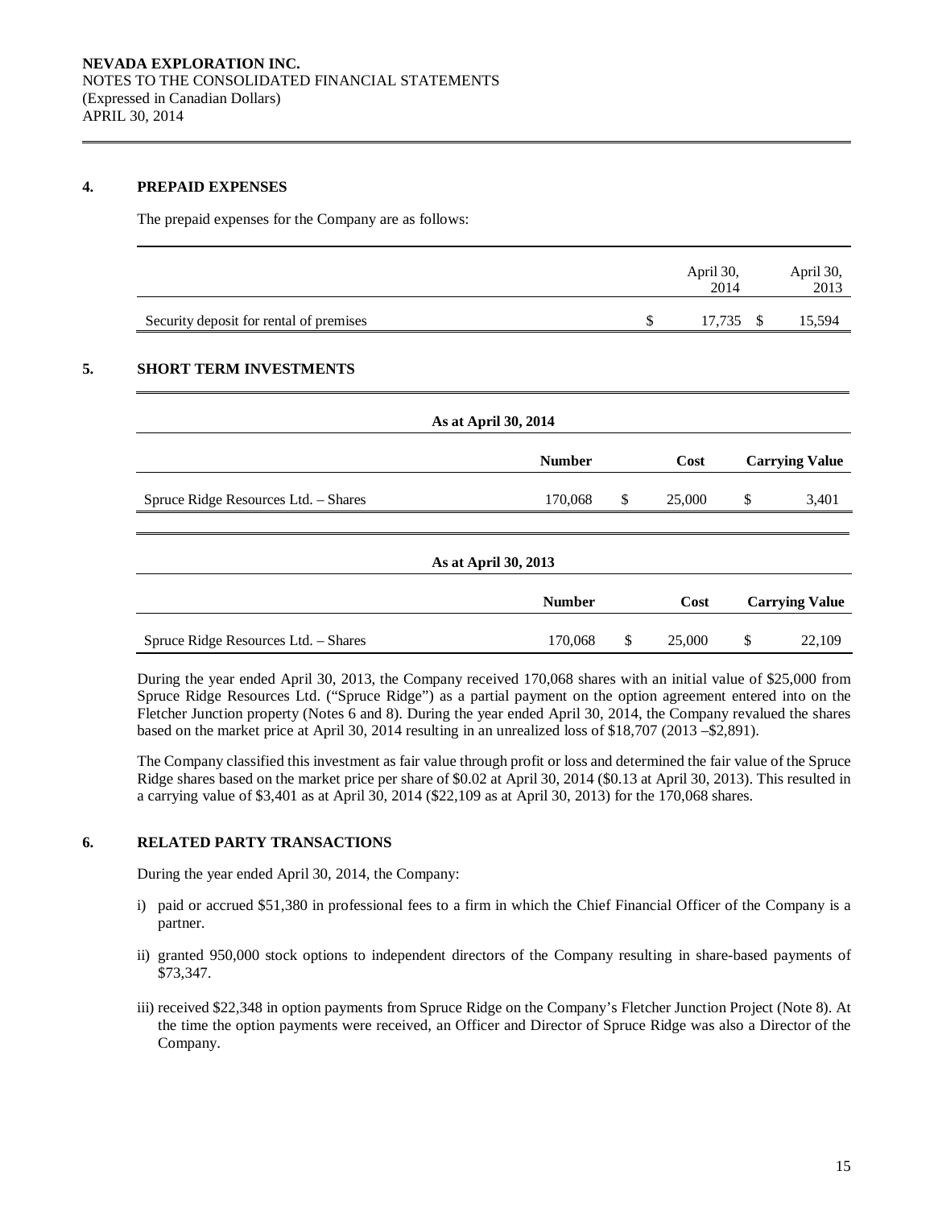## 4. PREPAID EXPENSES

The prepaid expenses for the Company are as follows:

| | April 30, 2014 | April 30, 2013 |
|---|---|---|
| Security deposit for rental of premises | $ 17,735 | $ 15,594 |

## 5. SHORT TERM INVESTMENTS

**As at April 30, 2014**

| | Number | Cost | Carrying Value |
|---|---|---|---|
| Spruce Ridge Resources Ltd. – Shares | 170,068 | $ 25,000 | $ 3,401 |

**As at April 30, 2013**

| | Number | Cost | Carrying Value |
|---|---|---|---|
| Spruce Ridge Resources Ltd. – Shares | 170,068 | $ 25,000 | $ 22,109 |

During the year ended April 30, 2013, the Company received 170,068 shares with an initial value of $25,000 from Spruce Ridge Resources Ltd. ("Spruce Ridge") as a partial payment on the option agreement entered into on the Fletcher Junction property (Notes 6 and 8). During the year ended April 30, 2014, the Company revalued the shares based on the market price at April 30, 2014 resulting in an unrealized loss of $18,707 (2013 –$2,891).

The Company classified this investment as fair value through profit or loss and determined the fair value of the Spruce Ridge shares based on the market price per share of $0.02 at April 30, 2014 ($0.13 at April 30, 2013). This resulted in a carrying value of $3,401 as at April 30, 2014 ($22,109 as at April 30, 2013) for the 170,068 shares.

## 6. RELATED PARTY TRANSACTIONS

During the year ended April 30, 2014, the Company:

i) paid or accrued $51,380 in professional fees to a firm in which the Chief Financial Officer of the Company is a partner.

ii) granted 950,000 stock options to independent directors of the Company resulting in share-based payments of $73,347.

iii) received $22,348 in option payments from Spruce Ridge on the Company's Fletcher Junction Project (Note 8). At the time the option payments were received, an Officer and Director of Spruce Ridge was also a Director of the Company.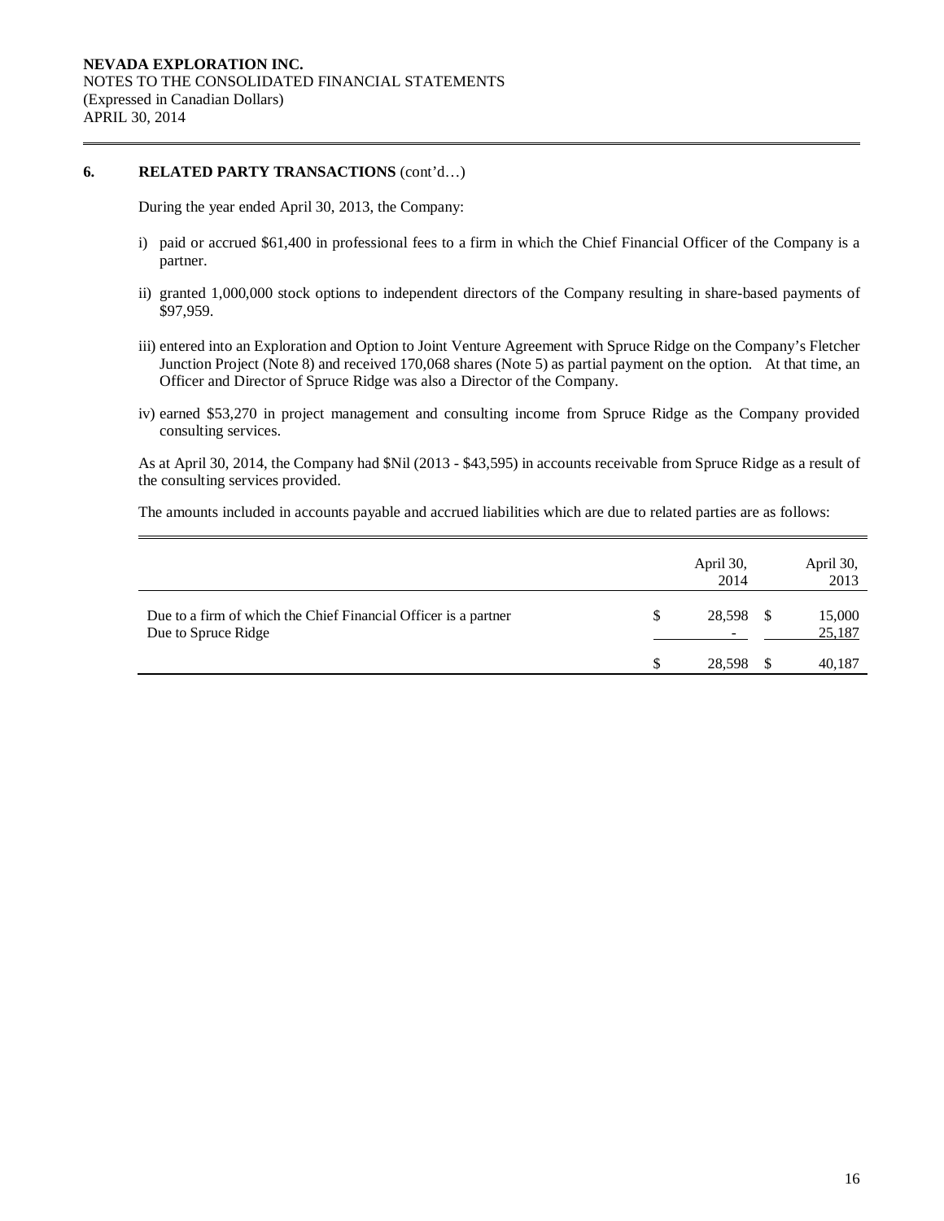## 6. RELATED PARTY TRANSACTIONS (cont'd…)

During the year ended April 30, 2013, the Company:

i) paid or accrued $61,400 in professional fees to a firm in which the Chief Financial Officer of the Company is a partner.

ii) granted 1,000,000 stock options to independent directors of the Company resulting in share-based payments of $97,959.

iii) entered into an Exploration and Option to Joint Venture Agreement with Spruce Ridge on the Company's Fletcher Junction Project (Note 8) and received 170,068 shares (Note 5) as partial payment on the option. At that time, an Officer and Director of Spruce Ridge was also a Director of the Company.

iv) earned $53,270 in project management and consulting income from Spruce Ridge as the Company provided consulting services.

As at April 30, 2014, the Company had $Nil (2013 - $43,595) in accounts receivable from Spruce Ridge as a result of the consulting services provided.

The amounts included in accounts payable and accrued liabilities which are due to related parties are as follows:

| | April 30, 2014 | April 30, 2013 |
|---|---|---|
| Due to a firm of which the Chief Financial Officer is a partner | $ 28,598 | $ 15,000 |
| Due to Spruce Ridge | - | 25,187 |
| | $ 28,598 | $ 40,187 |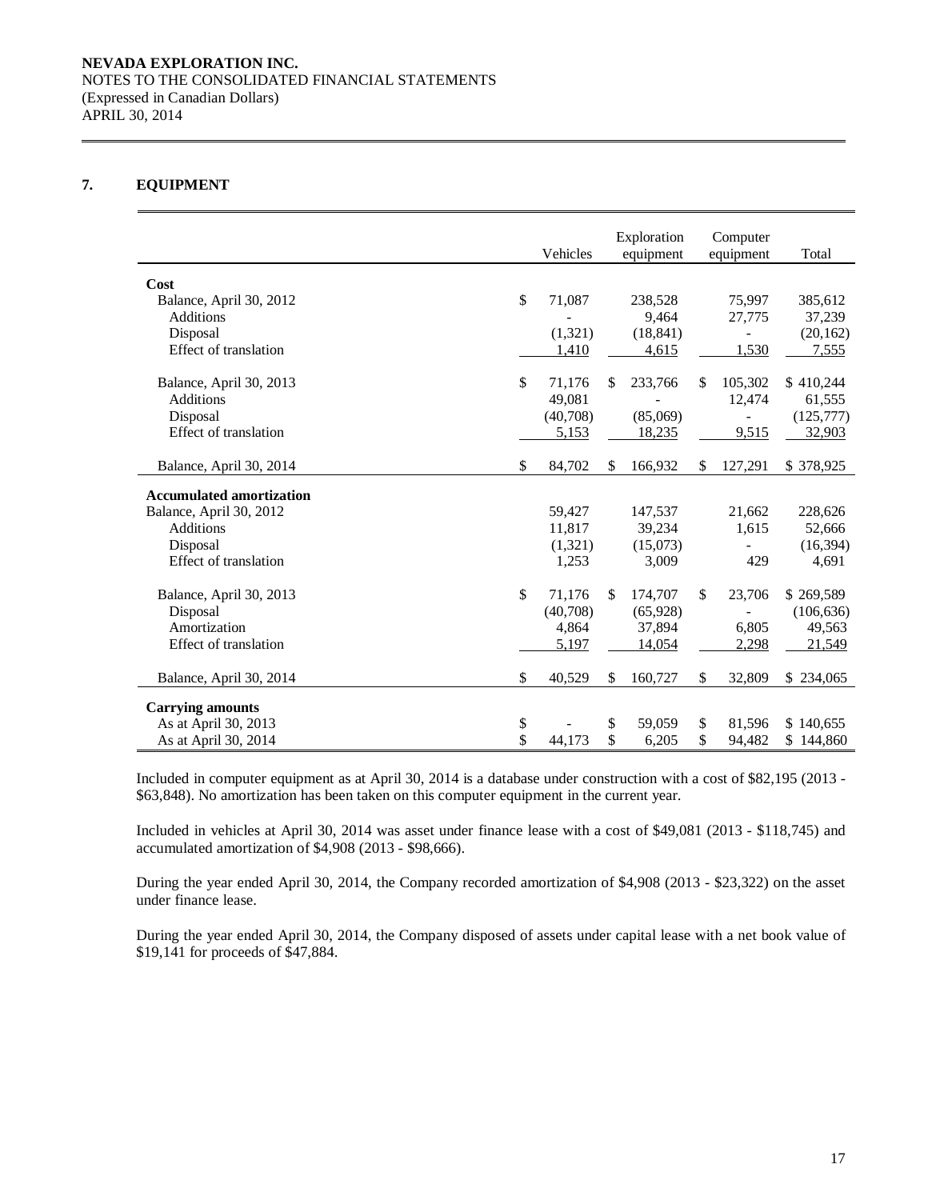## 7. EQUIPMENT

| | Vehicles | Exploration equipment | Computer equipment | Total |
|---|---|---|---|---|
| **Cost** | | | | |
| Balance, April 30, 2012 | $ 71,087 | 238,528 | 75,997 | 385,612 |
| Additions | - | 9,464 | 27,775 | 37,239 |
| Disposal | (1,321) | (18,841) | - | (20,162) |
| Effect of translation | 1,410 | 4,615 | 1,530 | 7,555 |
| Balance, April 30, 2013 | $ 71,176 | $ 233,766 | $ 105,302 | $ 410,244 |
| Additions | 49,081 | - | 12,474 | 61,555 |
| Disposal | (40,708) | (85,069) | - | (125,777) |
| Effect of translation | 5,153 | 18,235 | 9,515 | 32,903 |
| Balance, April 30, 2014 | $ 84,702 | $ 166,932 | $ 127,291 | $ 378,925 |
| **Accumulated amortization** | | | | |
| Balance, April 30, 2012 | 59,427 | 147,537 | 21,662 | 228,626 |
| Additions | 11,817 | 39,234 | 1,615 | 52,666 |
| Disposal | (1,321) | (15,073) | - | (16,394) |
| Effect of translation | 1,253 | 3,009 | 429 | 4,691 |
| Balance, April 30, 2013 | $ 71,176 | $ 174,707 | $ 23,706 | $ 269,589 |
| Disposal | (40,708) | (65,928) | - | (106,636) |
| Amortization | 4,864 | 37,894 | 6,805 | 49,563 |
| Effect of translation | 5,197 | 14,054 | 2,298 | 21,549 |
| Balance, April 30, 2014 | $ 40,529 | $ 160,727 | $ 32,809 | $ 234,065 |
| **Carrying amounts** | | | | |
| As at April 30, 2013 | $ - | $ 59,059 | $ 81,596 | $ 140,655 |
| As at April 30, 2014 | $ 44,173 | $ 6,205 | $ 94,482 | $ 144,860 |

Included in computer equipment as at April 30, 2014 is a database under construction with a cost of $82,195 (2013 - $63,848). No amortization has been taken on this computer equipment in the current year.

Included in vehicles at April 30, 2014 was asset under finance lease with a cost of $49,081 (2013 - $118,745) and accumulated amortization of $4,908 (2013 - $98,666).

During the year ended April 30, 2014, the Company recorded amortization of $4,908 (2013 - $23,322) on the asset under finance lease.

During the year ended April 30, 2014, the Company disposed of assets under capital lease with a net book value of $19,141 for proceeds of $47,884.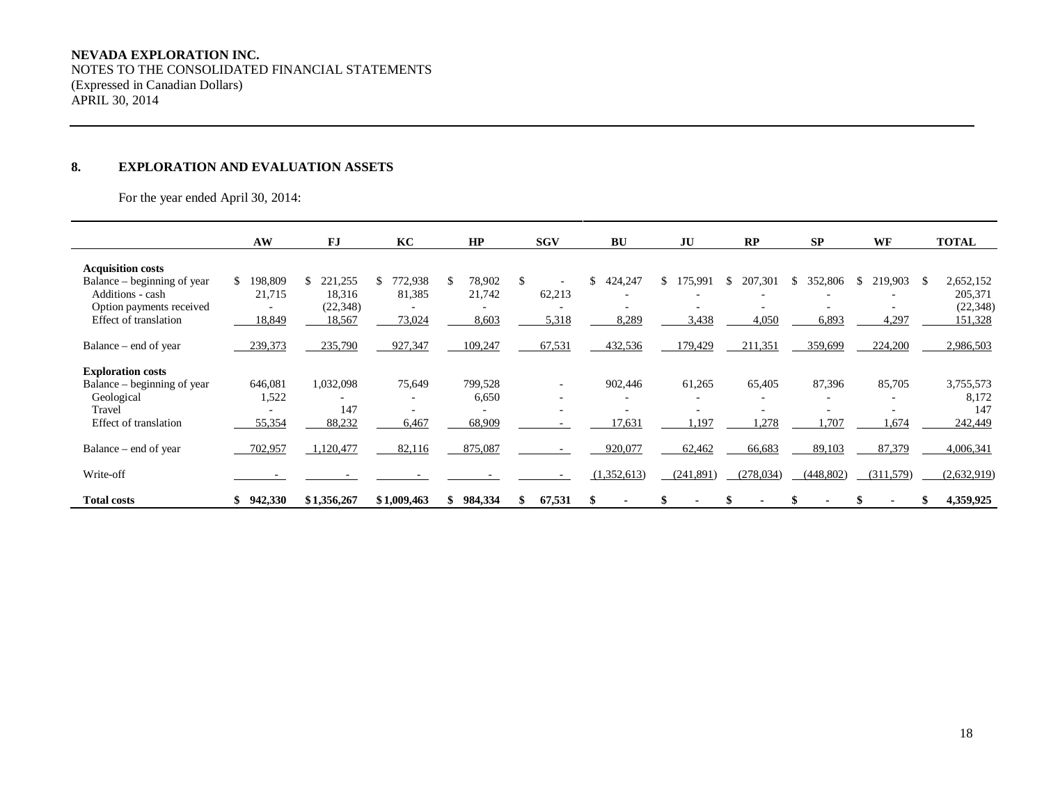**NEVADA EXPLORATION INC.**
NOTES TO THE CONSOLIDATED FINANCIAL STATEMENTS
(Expressed in Canadian Dollars)
APRIL 30, 2014

## 8. EXPLORATION AND EVALUATION ASSETS

For the year ended April 30, 2014:

| | AW | FJ | KC | HP | SGV | BU | JU | RP | SP | WF | TOTAL |
|---|---|---|---|---|---|---|---|---|---|---|---|
| **Acquisition costs** | | | | | | | | | | | |
| Balance – beginning of year | $ 198,809 | $ 221,255 | $ 772,938 | $ 78,902 | $ - | $ 424,247 | $ 175,991 | $ 207,301 | $ 352,806 | $ 219,903 | $ 2,652,152 |
| Additions - cash | 21,715 | 18,316 | 81,385 | 21,742 | 62,213 | - | - | - | - | - | 205,371 |
| Option payments received | - | (22,348) | - | - | - | - | - | - | - | - | (22,348) |
| Effect of translation | 18,849 | 18,567 | 73,024 | 8,603 | 5,318 | 8,289 | 3,438 | 4,050 | 6,893 | 4,297 | 151,328 |
| Balance – end of year | 239,373 | 235,790 | 927,347 | 109,247 | 67,531 | 432,536 | 179,429 | 211,351 | 359,699 | 224,200 | 2,986,503 |
| **Exploration costs** | | | | | | | | | | | |
| Balance – beginning of year | 646,081 | 1,032,098 | 75,649 | 799,528 | - | 902,446 | 61,265 | 65,405 | 87,396 | 85,705 | 3,755,573 |
| Geological | 1,522 | - | - | 6,650 | - | - | - | - | - | - | 8,172 |
| Travel | - | 147 | - | - | - | - | - | - | - | - | 147 |
| Effect of translation | 55,354 | 88,232 | 6,467 | 68,909 | - | 17,631 | 1,197 | 1,278 | 1,707 | 1,674 | 242,449 |
| Balance – end of year | 702,957 | 1,120,477 | 82,116 | 875,087 | - | 920,077 | 62,462 | 66,683 | 89,103 | 87,379 | 4,006,341 |
| Write-off | - | - | - | - | - | (1,352,613) | (241,891) | (278,034) | (448,802) | (311,579) | (2,632,919) |
| **Total costs** | **$ 942,330** | **$ 1,356,267** | **$ 1,009,463** | **$ 984,334** | **$ 67,531** | **$ -** | **$ -** | **$ -** | **$ -** | **$ -** | **$ 4,359,925** |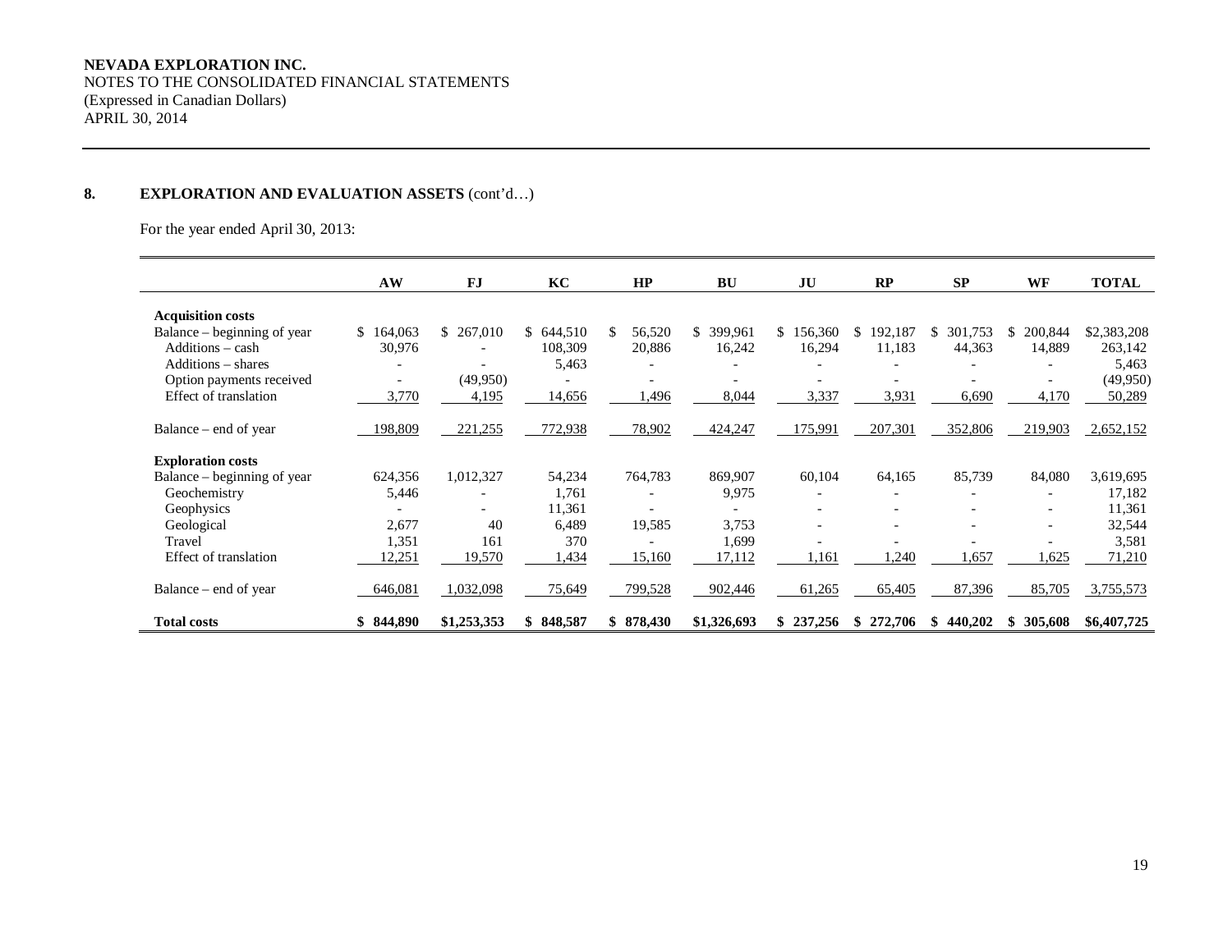**8. EXPLORATION AND EVALUATION ASSETS** (cont'd…)

For the year ended April 30, 2013:

| | AW | FJ | KC | HP | BU | JU | RP | SP | WF | TOTAL |
|---|---|---|---|---|---|---|---|---|---|---|
| **Acquisition costs** | | | | | | | | | | |
| Balance – beginning of year | $ 164,063 | $ 267,010 | $ 644,510 | $ 56,520 | $ 399,961 | $ 156,360 | $ 192,187 | $ 301,753 | $ 200,844 | $2,383,208 |
| Additions – cash | 30,976 | - | 108,309 | 20,886 | 16,242 | 16,294 | 11,183 | 44,363 | 14,889 | 263,142 |
| Additions – shares | - | - | 5,463 | - | - | - | - | - | - | 5,463 |
| Option payments received | - | (49,950) | - | - | - | - | - | - | - | (49,950) |
| Effect of translation | 3,770 | 4,195 | 14,656 | 1,496 | 8,044 | 3,337 | 3,931 | 6,690 | 4,170 | 50,289 |
| Balance – end of year | 198,809 | 221,255 | 772,938 | 78,902 | 424,247 | 175,991 | 207,301 | 352,806 | 219,903 | 2,652,152 |
| **Exploration costs** | | | | | | | | | | |
| Balance – beginning of year | 624,356 | 1,012,327 | 54,234 | 764,783 | 869,907 | 60,104 | 64,165 | 85,739 | 84,080 | 3,619,695 |
| Geochemistry | 5,446 | - | 1,761 | - | 9,975 | - | - | - | - | 17,182 |
| Geophysics | - | - | 11,361 | - | - | - | - | - | - | 11,361 |
| Geological | 2,677 | 40 | 6,489 | 19,585 | 3,753 | - | - | - | - | 32,544 |
| Travel | 1,351 | 161 | 370 | - | 1,699 | - | - | - | - | 3,581 |
| Effect of translation | 12,251 | 19,570 | 1,434 | 15,160 | 17,112 | 1,161 | 1,240 | 1,657 | 1,625 | 71,210 |
| Balance – end of year | 646,081 | 1,032,098 | 75,649 | 799,528 | 902,446 | 61,265 | 65,405 | 87,396 | 85,705 | 3,755,573 |
| **Total costs** | **$ 844,890** | **$1,253,353** | **$ 848,587** | **$ 878,430** | **$1,326,693** | **$ 237,256** | **$ 272,706** | **$ 440,202** | **$ 305,608** | **$6,407,725** |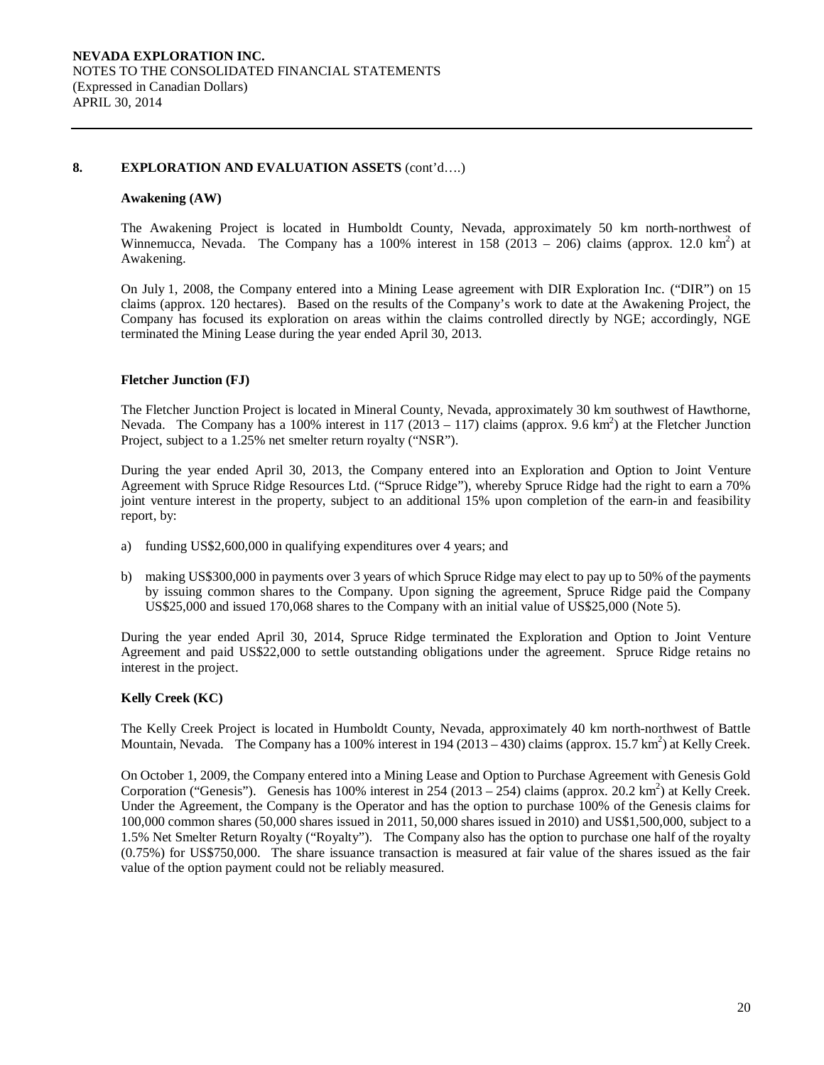## 8. EXPLORATION AND EVALUATION ASSETS (cont'd….)

### Awakening (AW)

The Awakening Project is located in Humboldt County, Nevada, approximately 50 km north-northwest of Winnemucca, Nevada. The Company has a 100% interest in 158 (2013 – 206) claims (approx. 12.0 km$^2$) at Awakening.

On July 1, 2008, the Company entered into a Mining Lease agreement with DIR Exploration Inc. ("DIR") on 15 claims (approx. 120 hectares). Based on the results of the Company's work to date at the Awakening Project, the Company has focused its exploration on areas within the claims controlled directly by NGE; accordingly, NGE terminated the Mining Lease during the year ended April 30, 2013.

### Fletcher Junction (FJ)

The Fletcher Junction Project is located in Mineral County, Nevada, approximately 30 km southwest of Hawthorne, Nevada. The Company has a 100% interest in 117 (2013 – 117) claims (approx. 9.6 km$^2$) at the Fletcher Junction Project, subject to a 1.25% net smelter return royalty ("NSR").

During the year ended April 30, 2013, the Company entered into an Exploration and Option to Joint Venture Agreement with Spruce Ridge Resources Ltd. ("Spruce Ridge"), whereby Spruce Ridge had the right to earn a 70% joint venture interest in the property, subject to an additional 15% upon completion of the earn-in and feasibility report, by:

a) funding US$2,600,000 in qualifying expenditures over 4 years; and

b) making US$300,000 in payments over 3 years of which Spruce Ridge may elect to pay up to 50% of the payments by issuing common shares to the Company. Upon signing the agreement, Spruce Ridge paid the Company US$25,000 and issued 170,068 shares to the Company with an initial value of US$25,000 (Note 5).

During the year ended April 30, 2014, Spruce Ridge terminated the Exploration and Option to Joint Venture Agreement and paid US$22,000 to settle outstanding obligations under the agreement. Spruce Ridge retains no interest in the project.

### Kelly Creek (KC)

The Kelly Creek Project is located in Humboldt County, Nevada, approximately 40 km north-northwest of Battle Mountain, Nevada. The Company has a 100% interest in 194 (2013 – 430) claims (approx. 15.7 km$^2$) at Kelly Creek.

On October 1, 2009, the Company entered into a Mining Lease and Option to Purchase Agreement with Genesis Gold Corporation ("Genesis"). Genesis has 100% interest in 254 (2013 – 254) claims (approx. 20.2 km$^2$) at Kelly Creek. Under the Agreement, the Company is the Operator and has the option to purchase 100% of the Genesis claims for 100,000 common shares (50,000 shares issued in 2011, 50,000 shares issued in 2010) and US$1,500,000, subject to a 1.5% Net Smelter Return Royalty ("Royalty"). The Company also has the option to purchase one half of the royalty (0.75%) for US$750,000. The share issuance transaction is measured at fair value of the shares issued as the fair value of the option payment could not be reliably measured.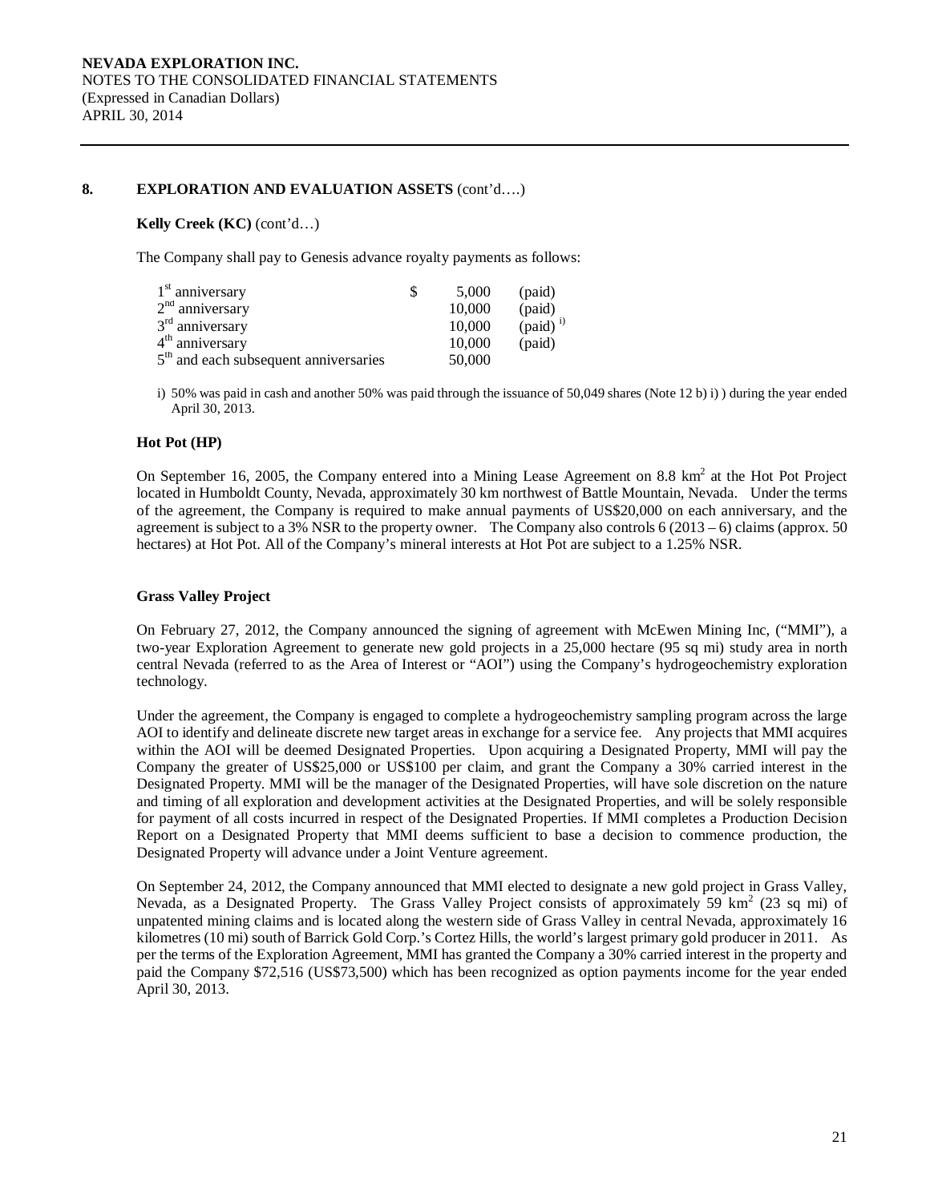## 8. EXPLORATION AND EVALUATION ASSETS (cont'd….)

**Kelly Creek (KC)** (cont'd…)

The Company shall pay to Genesis advance royalty payments as follows:

| | | | |
|---|---|---|---|
| 1st anniversary | $ | 5,000 | (paid) |
| 2nd anniversary | | 10,000 | (paid) |
| 3rd anniversary | | 10,000 | (paid) i) |
| 4th anniversary | | 10,000 | (paid) |
| 5th and each subsequent anniversaries | | 50,000 | |

i) 50% was paid in cash and another 50% was paid through the issuance of 50,049 shares (Note 12 b) i) ) during the year ended April 30, 2013.

### Hot Pot (HP)

On September 16, 2005, the Company entered into a Mining Lease Agreement on 8.8 $km^2$ at the Hot Pot Project located in Humboldt County, Nevada, approximately 30 km northwest of Battle Mountain, Nevada. Under the terms of the agreement, the Company is required to make annual payments of US$20,000 on each anniversary, and the agreement is subject to a 3% NSR to the property owner. The Company also controls 6 (2013 – 6) claims (approx. 50 hectares) at Hot Pot. All of the Company's mineral interests at Hot Pot are subject to a 1.25% NSR.

### Grass Valley Project

On February 27, 2012, the Company announced the signing of agreement with McEwen Mining Inc, ("MMI"), a two-year Exploration Agreement to generate new gold projects in a 25,000 hectare (95 sq mi) study area in north central Nevada (referred to as the Area of Interest or "AOI") using the Company's hydrogeochemistry exploration technology.

Under the agreement, the Company is engaged to complete a hydrogeochemistry sampling program across the large AOI to identify and delineate discrete new target areas in exchange for a service fee. Any projects that MMI acquires within the AOI will be deemed Designated Properties. Upon acquiring a Designated Property, MMI will pay the Company the greater of US$25,000 or US$100 per claim, and grant the Company a 30% carried interest in the Designated Property. MMI will be the manager of the Designated Properties, will have sole discretion on the nature and timing of all exploration and development activities at the Designated Properties, and will be solely responsible for payment of all costs incurred in respect of the Designated Properties. If MMI completes a Production Decision Report on a Designated Property that MMI deems sufficient to base a decision to commence production, the Designated Property will advance under a Joint Venture agreement.

On September 24, 2012, the Company announced that MMI elected to designate a new gold project in Grass Valley, Nevada, as a Designated Property. The Grass Valley Project consists of approximately 59 $km^2$ (23 sq mi) of unpatented mining claims and is located along the western side of Grass Valley in central Nevada, approximately 16 kilometres (10 mi) south of Barrick Gold Corp.'s Cortez Hills, the world's largest primary gold producer in 2011. As per the terms of the Exploration Agreement, MMI has granted the Company a 30% carried interest in the property and paid the Company $72,516 (US$73,500) which has been recognized as option payments income for the year ended April 30, 2013.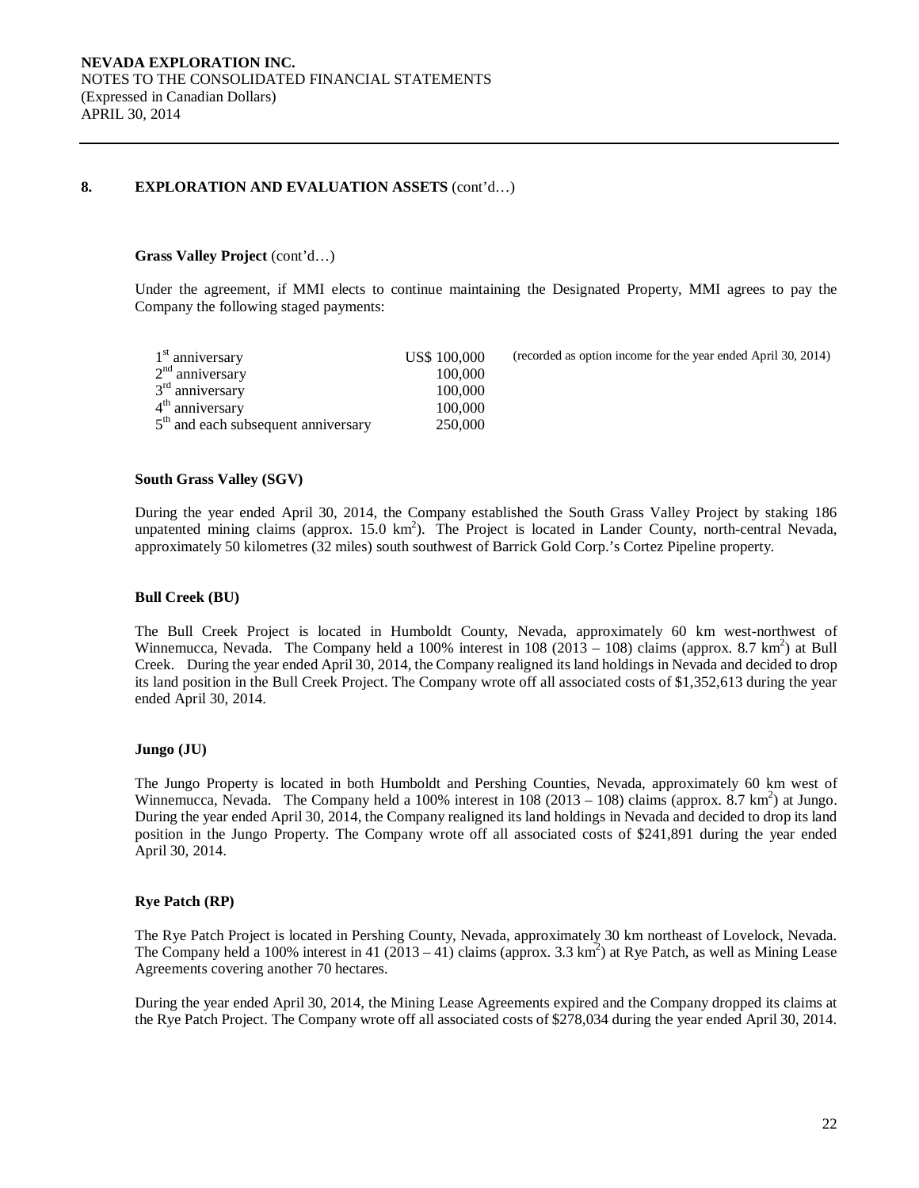## 8. EXPLORATION AND EVALUATION ASSETS (cont'd…)

### Grass Valley Project (cont'd…)

Under the agreement, if MMI elects to continue maintaining the Designated Property, MMI agrees to pay the Company the following staged payments:

| | | |
|---|---|---|
| 1[st] anniversary | US$ 100,000 | (recorded as option income for the year ended April 30, 2014) |
| 2[nd] anniversary | 100,000 | |
| 3[rd] anniversary | 100,000 | |
| 4[th] anniversary | 100,000 | |
| 5[th] and each subsequent anniversary | 250,000 | |

### South Grass Valley (SGV)

During the year ended April 30, 2014, the Company established the South Grass Valley Project by staking 186 unpatented mining claims (approx. 15.0 $km^2$). The Project is located in Lander County, north-central Nevada, approximately 50 kilometres (32 miles) south southwest of Barrick Gold Corp.'s Cortez Pipeline property.

### Bull Creek (BU)

The Bull Creek Project is located in Humboldt County, Nevada, approximately 60 km west-northwest of Winnemucca, Nevada. The Company held a 100% interest in 108 (2013 – 108) claims (approx. 8.7 $km^2$) at Bull Creek. During the year ended April 30, 2014, the Company realigned its land holdings in Nevada and decided to drop its land position in the Bull Creek Project. The Company wrote off all associated costs of $1,352,613 during the year ended April 30, 2014.

### Jungo (JU)

The Jungo Property is located in both Humboldt and Pershing Counties, Nevada, approximately 60 km west of Winnemucca, Nevada. The Company held a 100% interest in 108 (2013 – 108) claims (approx. 8.7 $km^2$) at Jungo. During the year ended April 30, 2014, the Company realigned its land holdings in Nevada and decided to drop its land position in the Jungo Property. The Company wrote off all associated costs of $241,891 during the year ended April 30, 2014.

### Rye Patch (RP)

The Rye Patch Project is located in Pershing County, Nevada, approximately 30 km northeast of Lovelock, Nevada. The Company held a 100% interest in 41 (2013 – 41) claims (approx. 3.3 $km^2$) at Rye Patch, as well as Mining Lease Agreements covering another 70 hectares.

During the year ended April 30, 2014, the Mining Lease Agreements expired and the Company dropped its claims at the Rye Patch Project. The Company wrote off all associated costs of $278,034 during the year ended April 30, 2014.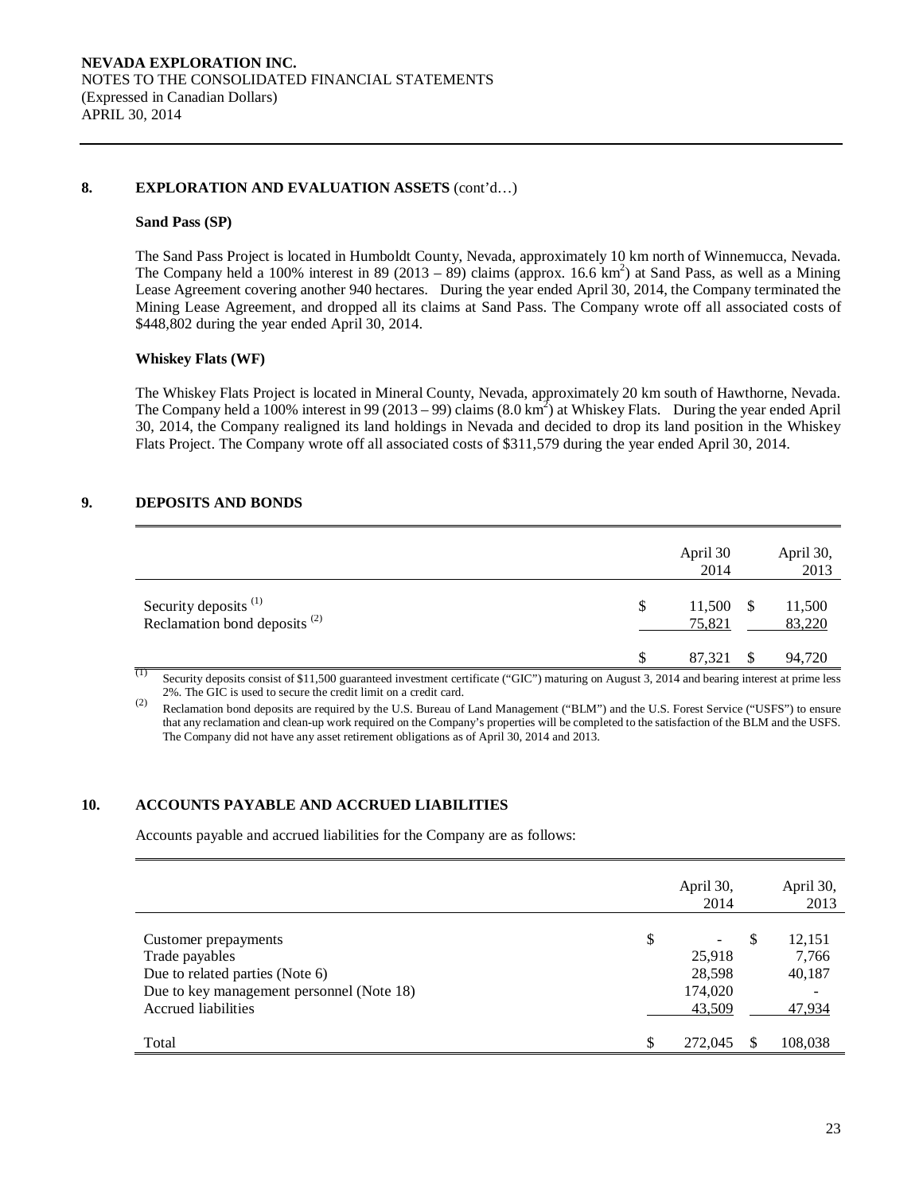**NEVADA EXPLORATION INC.**
NOTES TO THE CONSOLIDATED FINANCIAL STATEMENTS
(Expressed in Canadian Dollars)
APRIL 30, 2014

## 8. EXPLORATION AND EVALUATION ASSETS (cont'd…)

### Sand Pass (SP)

The Sand Pass Project is located in Humboldt County, Nevada, approximately 10 km north of Winnemucca, Nevada. The Company held a 100% interest in 89 (2013 – 89) claims (approx. 16.6 $km^2$) at Sand Pass, as well as a Mining Lease Agreement covering another 940 hectares. During the year ended April 30, 2014, the Company terminated the Mining Lease Agreement, and dropped all its claims at Sand Pass. The Company wrote off all associated costs of \$448,802 during the year ended April 30, 2014.

### Whiskey Flats (WF)

The Whiskey Flats Project is located in Mineral County, Nevada, approximately 20 km south of Hawthorne, Nevada. The Company held a 100% interest in 99 (2013 – 99) claims (8.0 $km^2$) at Whiskey Flats. During the year ended April 30, 2014, the Company realigned its land holdings in Nevada and decided to drop its land position in the Whiskey Flats Project. The Company wrote off all associated costs of \$311,579 during the year ended April 30, 2014.

## 9. DEPOSITS AND BONDS

| | April 30 2014 | April 30, 2013 |
|---|---|---|
| Security deposits [(1)] | \$ 11,500 | \$ 11,500 |
| Reclamation bond deposits [(2)] | 75,821 | 83,220 |
| | \$ 87,321 | \$ 94,720 |

(1) Security deposits consist of \$11,500 guaranteed investment certificate ("GIC") maturing on August 3, 2014 and bearing interest at prime less 2%. The GIC is used to secure the credit limit on a credit card.

(2) Reclamation bond deposits are required by the U.S. Bureau of Land Management ("BLM") and the U.S. Forest Service ("USFS") to ensure that any reclamation and clean-up work required on the Company's properties will be completed to the satisfaction of the BLM and the USFS. The Company did not have any asset retirement obligations as of April 30, 2014 and 2013.

## 10. ACCOUNTS PAYABLE AND ACCRUED LIABILITIES

Accounts payable and accrued liabilities for the Company are as follows:

| | April 30, 2014 | April 30, 2013 |
|---|---|---|
| Customer prepayments | \$ - | \$ 12,151 |
| Trade payables | 25,918 | 7,766 |
| Due to related parties (Note 6) | 28,598 | 40,187 |
| Due to key management personnel (Note 18) | 174,020 | - |
| Accrued liabilities | 43,509 | 47,934 |
| Total | \$ 272,045 | \$ 108,038 |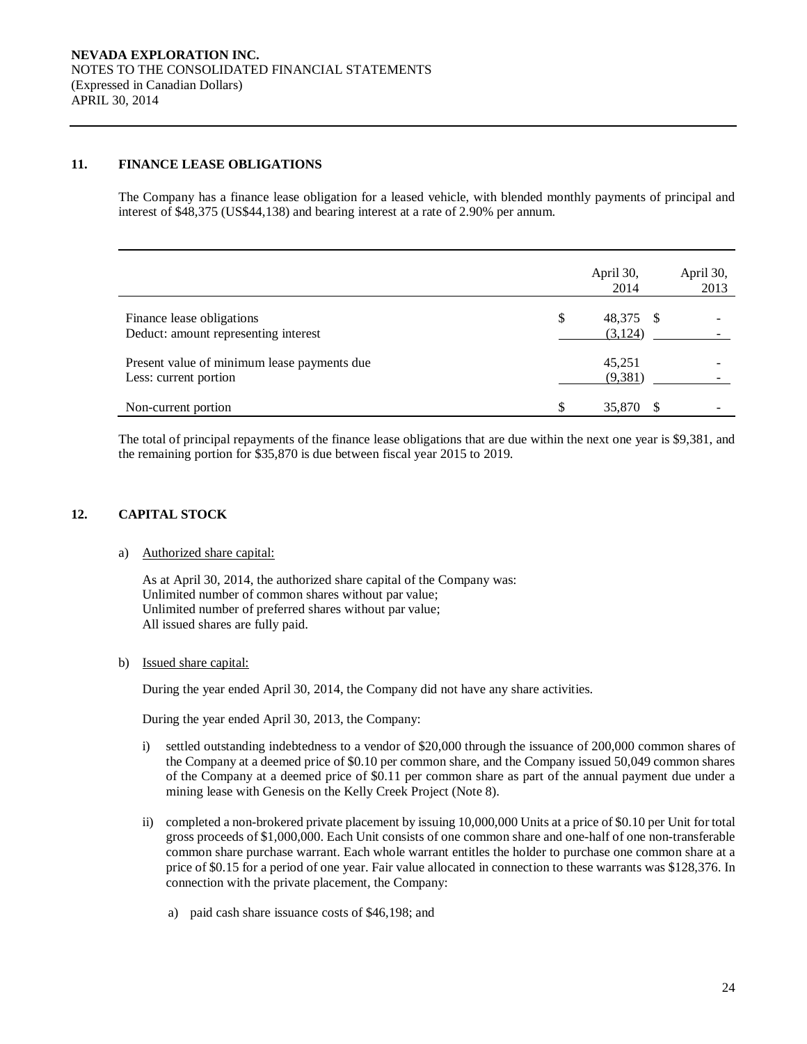**NEVADA EXPLORATION INC.**
NOTES TO THE CONSOLIDATED FINANCIAL STATEMENTS
(Expressed in Canadian Dollars)
APRIL 30, 2014

## 11. FINANCE LEASE OBLIGATIONS

The Company has a finance lease obligation for a leased vehicle, with blended monthly payments of principal and interest of $48,375 (US$44,138) and bearing interest at a rate of 2.90% per annum.

| | April 30, 2014 | April 30, 2013 |
|---|---|---|
| Finance lease obligations | $ 48,375 | $ - |
| Deduct: amount representing interest | (3,124) | - |
| Present value of minimum lease payments due | 45,251 | - |
| Less: current portion | (9,381) | - |
| Non-current portion | $ 35,870 | $ - |

The total of principal repayments of the finance lease obligations that are due within the next one year is $9,381, and the remaining portion for $35,870 is due between fiscal year 2015 to 2019.

## 12. CAPITAL STOCK

a) Authorized share capital:

As at April 30, 2014, the authorized share capital of the Company was:
Unlimited number of common shares without par value;
Unlimited number of preferred shares without par value;
All issued shares are fully paid.

b) Issued share capital:

During the year ended April 30, 2014, the Company did not have any share activities.

During the year ended April 30, 2013, the Company:

i) settled outstanding indebtedness to a vendor of $20,000 through the issuance of 200,000 common shares of the Company at a deemed price of $0.10 per common share, and the Company issued 50,049 common shares of the Company at a deemed price of $0.11 per common share as part of the annual payment due under a mining lease with Genesis on the Kelly Creek Project (Note 8).

ii) completed a non-brokered private placement by issuing 10,000,000 Units at a price of $0.10 per Unit for total gross proceeds of $1,000,000. Each Unit consists of one common share and one-half of one non-transferable common share purchase warrant. Each whole warrant entitles the holder to purchase one common share at a price of $0.15 for a period of one year. Fair value allocated in connection to these warrants was $128,376. In connection with the private placement, the Company:

   a) paid cash share issuance costs of $46,198; and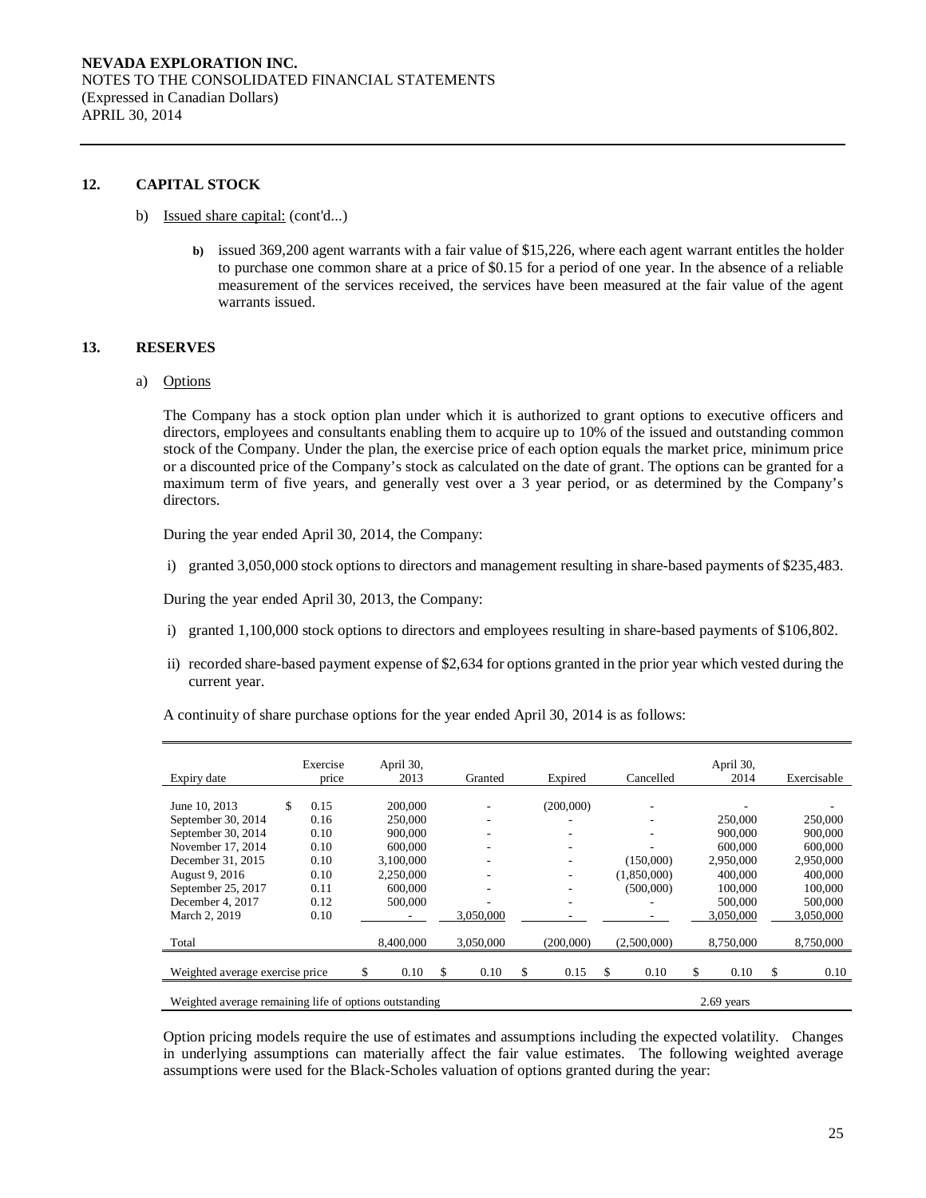NEVADA EXPLORATION INC.
NOTES TO THE CONSOLIDATED FINANCIAL STATEMENTS
(Expressed in Canadian Dollars)
APRIL 30, 2014

## 12. CAPITAL STOCK

b) Issued share capital: (cont'd...)

> **b)** issued 369,200 agent warrants with a fair value of $15,226, where each agent warrant entitles the holder to purchase one common share at a price of $0.15 for a period of one year. In the absence of a reliable measurement of the services received, the services have been measured at the fair value of the agent warrants issued.

## 13. RESERVES

a) Options

The Company has a stock option plan under which it is authorized to grant options to executive officers and directors, employees and consultants enabling them to acquire up to 10% of the issued and outstanding common stock of the Company. Under the plan, the exercise price of each option equals the market price, minimum price or a discounted price of the Company's stock as calculated on the date of grant. The options can be granted for a maximum term of five years, and generally vest over a 3 year period, or as determined by the Company's directors.

During the year ended April 30, 2014, the Company:

i) granted 3,050,000 stock options to directors and management resulting in share-based payments of $235,483.

During the year ended April 30, 2013, the Company:

i) granted 1,100,000 stock options to directors and employees resulting in share-based payments of $106,802.

ii) recorded share-based payment expense of $2,634 for options granted in the prior year which vested during the current year.

A continuity of share purchase options for the year ended April 30, 2014 is as follows:

| Expiry date | Exercise price | April 30, 2013 | Granted | Expired | Cancelled | April 30, 2014 | Exercisable |
|---|---|---|---|---|---|---|---|
| June 10, 2013 | $ 0.15 | 200,000 | - | (200,000) | - | - | - |
| September 30, 2014 | 0.16 | 250,000 | - | - | - | 250,000 | 250,000 |
| September 30, 2014 | 0.10 | 900,000 | - | - | - | 900,000 | 900,000 |
| November 17, 2014 | 0.10 | 600,000 | - | - | - | 600,000 | 600,000 |
| December 31, 2015 | 0.10 | 3,100,000 | - | - | (150,000) | 2,950,000 | 2,950,000 |
| August 9, 2016 | 0.10 | 2,250,000 | - | - | (1,850,000) | 400,000 | 400,000 |
| September 25, 2017 | 0.11 | 600,000 | - | - | (500,000) | 100,000 | 100,000 |
| December 4, 2017 | 0.12 | 500,000 | - | - | - | 500,000 | 500,000 |
| March 2, 2019 | 0.10 | - | 3,050,000 | - | - | 3,050,000 | 3,050,000 |
| Total | | 8,400,000 | 3,050,000 | (200,000) | (2,500,000) | 8,750,000 | 8,750,000 |
| Weighted average exercise price | | $ 0.10 | $ 0.10 | $ 0.15 | $ 0.10 | $ 0.10 | $ 0.10 |
| Weighted average remaining life of options outstanding | | | | | | 2.69 years | |

Option pricing models require the use of estimates and assumptions including the expected volatility. Changes in underlying assumptions can materially affect the fair value estimates. The following weighted average assumptions were used for the Black-Scholes valuation of options granted during the year: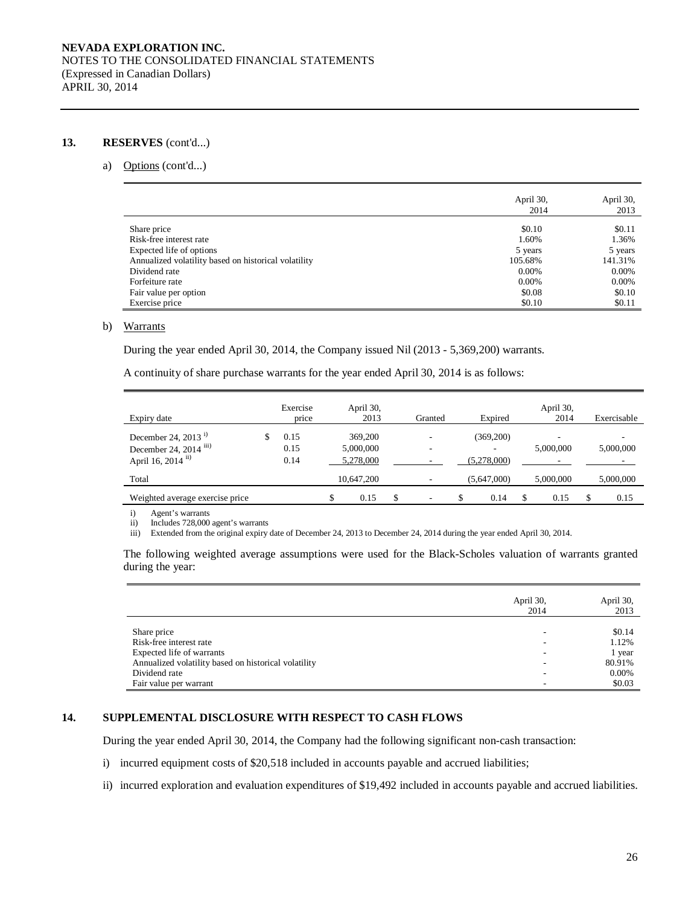## 13. RESERVES (cont'd...)

a) Options (cont'd...)

| | April 30, 2014 | April 30, 2013 |
|---|---|---|
| Share price | $0.10 | $0.11 |
| Risk-free interest rate | 1.60% | 1.36% |
| Expected life of options | 5 years | 5 years |
| Annualized volatility based on historical volatility | 105.68% | 141.31% |
| Dividend rate | 0.00% | 0.00% |
| Forfeiture rate | 0.00% | 0.00% |
| Fair value per option | $0.08 | $0.10 |
| Exercise price | $0.10 | $0.11 |

b) Warrants

During the year ended April 30, 2014, the Company issued Nil (2013 - 5,369,200) warrants.

A continuity of share purchase warrants for the year ended April 30, 2014 is as follows:

| Expiry date | Exercise price | April 30, 2013 | Granted | Expired | April 30, 2014 | Exercisable |
|---|---|---|---|---|---|---|
| December 24, 2013 [i] | $ 0.15 | 369,200 | - | (369,200) | - | - |
| December 24, 2014 [iii] | 0.15 | 5,000,000 | - | - | 5,000,000 | 5,000,000 |
| April 16, 2014 [ii] | 0.14 | 5,278,000 | - | (5,278,000) | - | - |
| Total | | 10,647,200 | - | (5,647,000) | 5,000,000 | 5,000,000 |
| Weighted average exercise price | | $ 0.15 | $ - | $ 0.14 | $ 0.15 | $ 0.15 |

i) Agent's warrants
ii) Includes 728,000 agent's warrants
iii) Extended from the original expiry date of December 24, 2013 to December 24, 2014 during the year ended April 30, 2014.

The following weighted average assumptions were used for the Black-Scholes valuation of warrants granted during the year:

| | April 30, 2014 | April 30, 2013 |
|---|---|---|
| Share price | - | $0.14 |
| Risk-free interest rate | - | 1.12% |
| Expected life of warrants | - | 1 year |
| Annualized volatility based on historical volatility | - | 80.91% |
| Dividend rate | - | 0.00% |
| Fair value per warrant | - | $0.03 |

## 14. SUPPLEMENTAL DISCLOSURE WITH RESPECT TO CASH FLOWS

During the year ended April 30, 2014, the Company had the following significant non-cash transaction:

i) incurred equipment costs of $20,518 included in accounts payable and accrued liabilities;

ii) incurred exploration and evaluation expenditures of $19,492 included in accounts payable and accrued liabilities.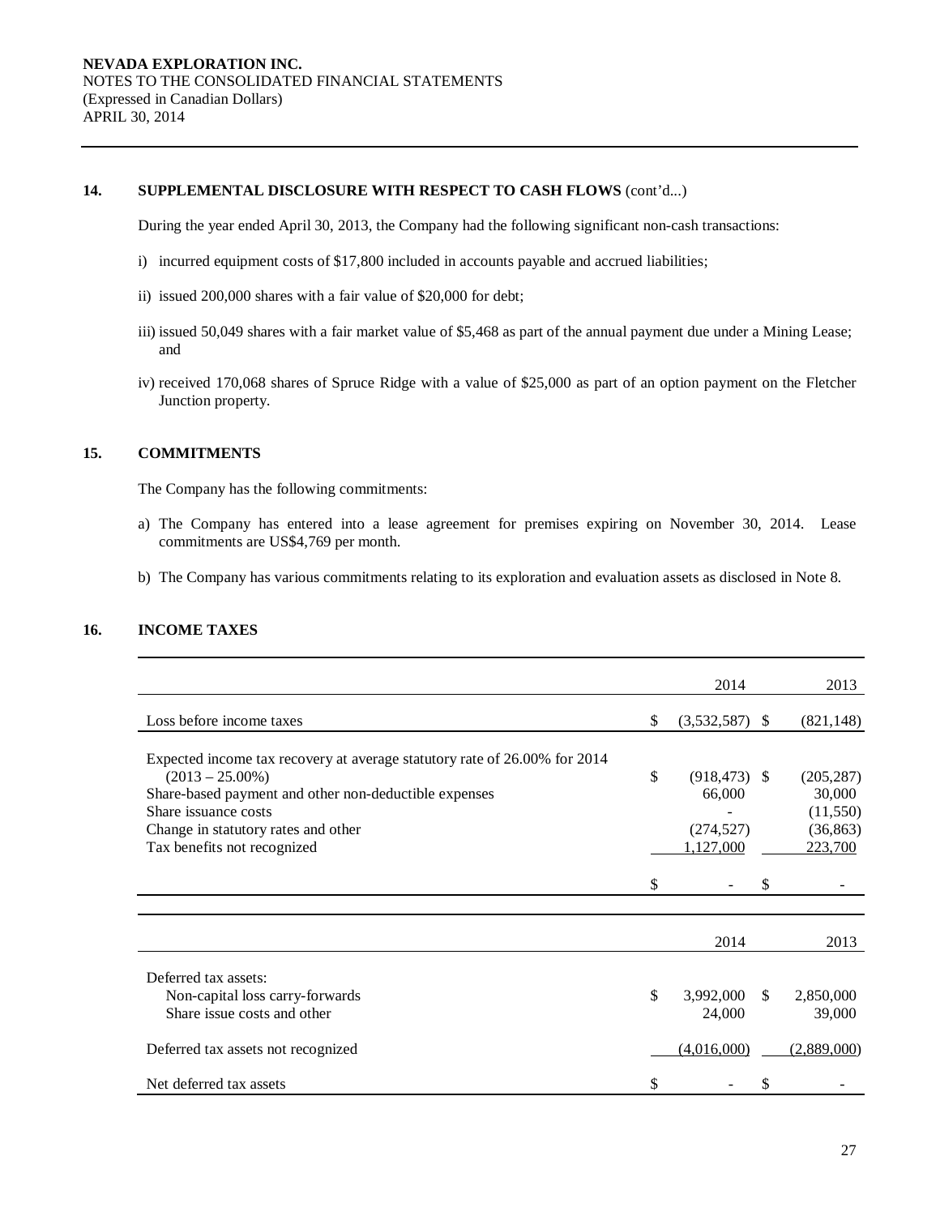**NEVADA EXPLORATION INC.**
NOTES TO THE CONSOLIDATED FINANCIAL STATEMENTS
(Expressed in Canadian Dollars)
APRIL 30, 2014

## 14. SUPPLEMENTAL DISCLOSURE WITH RESPECT TO CASH FLOWS (cont'd...)

During the year ended April 30, 2013, the Company had the following significant non-cash transactions:

i) incurred equipment costs of $17,800 included in accounts payable and accrued liabilities;

ii) issued 200,000 shares with a fair value of $20,000 for debt;

iii) issued 50,049 shares with a fair market value of $5,468 as part of the annual payment due under a Mining Lease; and

iv) received 170,068 shares of Spruce Ridge with a value of $25,000 as part of an option payment on the Fletcher Junction property.

## 15. COMMITMENTS

The Company has the following commitments:

a) The Company has entered into a lease agreement for premises expiring on November 30, 2014. Lease commitments are US$4,769 per month.

b) The Company has various commitments relating to its exploration and evaluation assets as disclosed in Note 8.

## 16. INCOME TAXES

| | 2014 | 2013 |
|---|---|---|
| Loss before income taxes | $ (3,532,587) | $ (821,148) |
| Expected income tax recovery at average statutory rate of 26.00% for 2014 (2013 – 25.00%) | $ (918,473) | $ (205,287) |
| Share-based payment and other non-deductible expenses | 66,000 | 30,000 |
| Share issuance costs | - | (11,550) |
| Change in statutory rates and other | (274,527) | (36,863) |
| Tax benefits not recognized | 1,127,000 | 223,700 |
| | $ - | $ - |

| | 2014 | 2013 |
|---|---|---|
| Deferred tax assets: | | |
| Non-capital loss carry-forwards | $ 3,992,000 | $ 2,850,000 |
| Share issue costs and other | 24,000 | 39,000 |
| Deferred tax assets not recognized | (4,016,000) | (2,889,000) |
| Net deferred tax assets | $ - | $ - |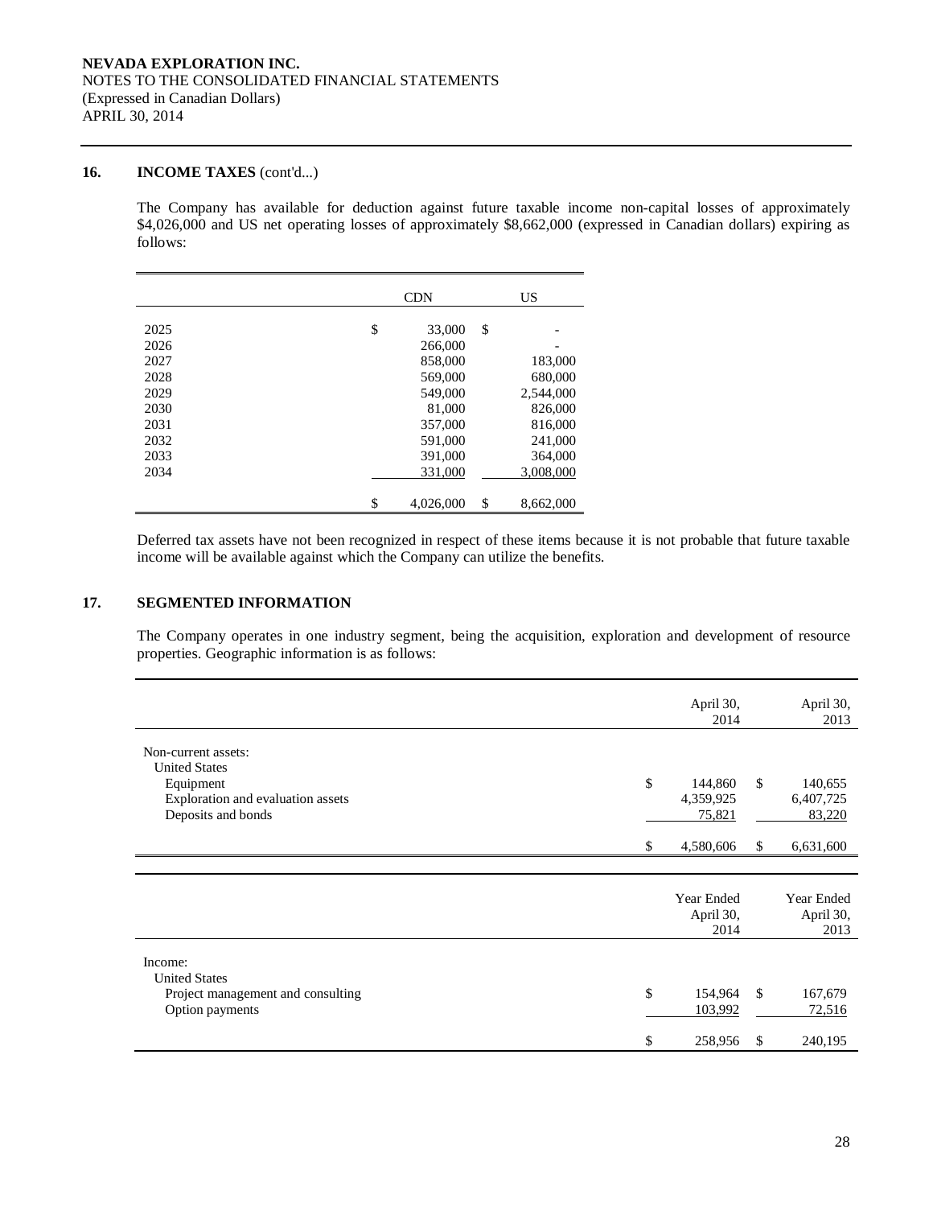## 16. INCOME TAXES (cont'd...)

The Company has available for deduction against future taxable income non-capital losses of approximately $4,026,000 and US net operating losses of approximately $8,662,000 (expressed in Canadian dollars) expiring as follows:

| | CDN | US |
|---|---|---|
| 2025 | $ 33,000 | $ - |
| 2026 | 266,000 | - |
| 2027 | 858,000 | 183,000 |
| 2028 | 569,000 | 680,000 |
| 2029 | 549,000 | 2,544,000 |
| 2030 | 81,000 | 826,000 |
| 2031 | 357,000 | 816,000 |
| 2032 | 591,000 | 241,000 |
| 2033 | 391,000 | 364,000 |
| 2034 | 331,000 | 3,008,000 |
| | $ 4,026,000 | $ 8,662,000 |

Deferred tax assets have not been recognized in respect of these items because it is not probable that future taxable income will be available against which the Company can utilize the benefits.

## 17. SEGMENTED INFORMATION

The Company operates in one industry segment, being the acquisition, exploration and development of resource properties. Geographic information is as follows:

| | April 30, 2014 | April 30, 2013 |
|---|---|---|
| Non-current assets: | | |
| United States | | |
| Equipment | $ 144,860 | $ 140,655 |
| Exploration and evaluation assets | 4,359,925 | 6,407,725 |
| Deposits and bonds | 75,821 | 83,220 |
| | $ 4,580,606 | $ 6,631,600 |

| | Year Ended April 30, 2014 | Year Ended April 30, 2013 |
|---|---|---|
| Income: | | |
| United States | | |
| Project management and consulting | $ 154,964 | $ 167,679 |
| Option payments | 103,992 | 72,516 |
| | $ 258,956 | $ 240,195 |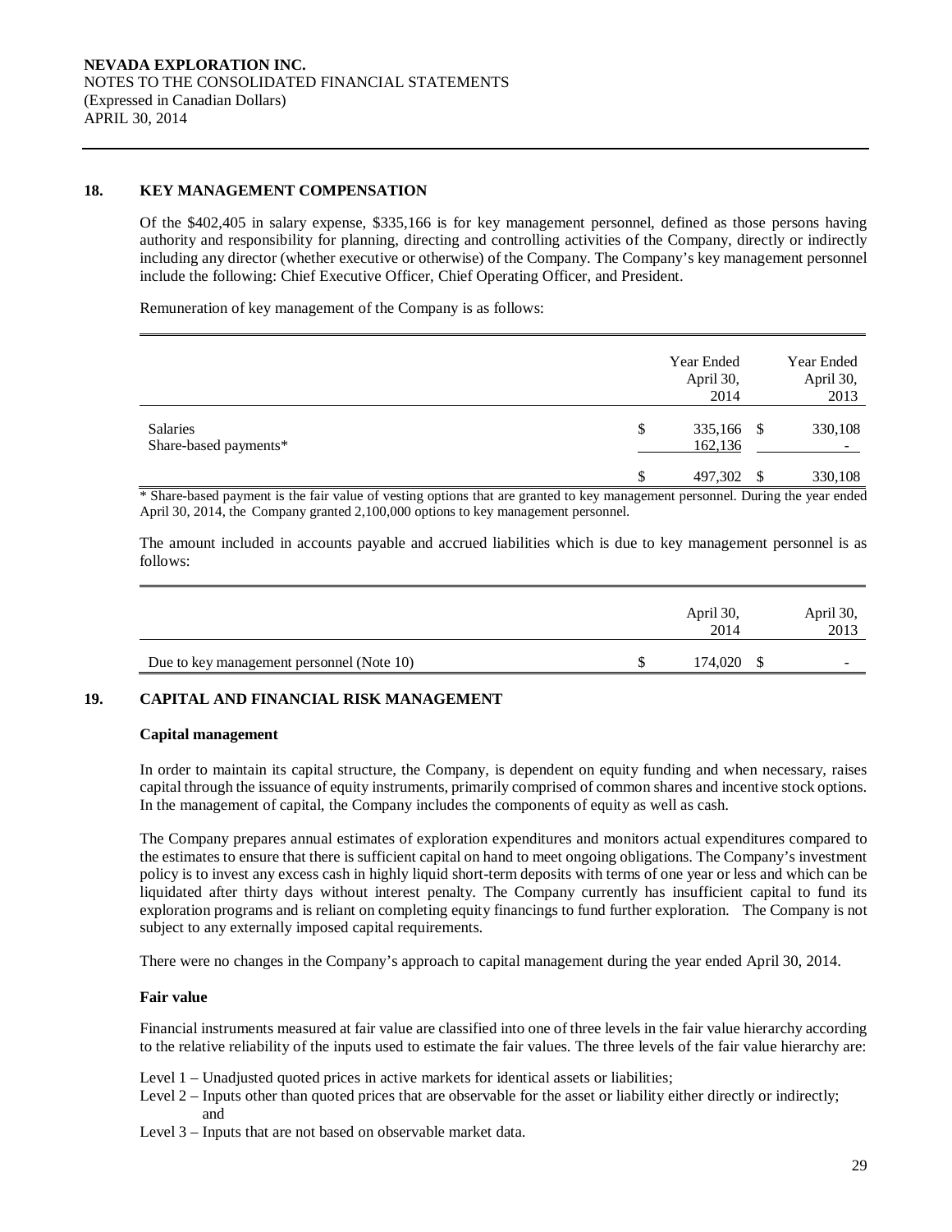## 18. KEY MANAGEMENT COMPENSATION

Of the $402,405 in salary expense, $335,166 is for key management personnel, defined as those persons having authority and responsibility for planning, directing and controlling activities of the Company, directly or indirectly including any director (whether executive or otherwise) of the Company. The Company's key management personnel include the following: Chief Executive Officer, Chief Operating Officer, and President.

Remuneration of key management of the Company is as follows:

| | Year Ended April 30, 2014 | Year Ended April 30, 2013 |
|---|---|---|
| Salaries | $ 335,166 | $ 330,108 |
| Share-based payments* | 162,136 | - |
| | $ 497,302 | $ 330,108 |

\* Share-based payment is the fair value of vesting options that are granted to key management personnel. During the year ended April 30, 2014, the Company granted 2,100,000 options to key management personnel.

The amount included in accounts payable and accrued liabilities which is due to key management personnel is as follows:

| | April 30, 2014 | April 30, 2013 |
|---|---|---|
| Due to key management personnel (Note 10) | $ 174,020 | $ - |

## 19. CAPITAL AND FINANCIAL RISK MANAGEMENT

### Capital management

In order to maintain its capital structure, the Company, is dependent on equity funding and when necessary, raises capital through the issuance of equity instruments, primarily comprised of common shares and incentive stock options. In the management of capital, the Company includes the components of equity as well as cash.

The Company prepares annual estimates of exploration expenditures and monitors actual expenditures compared to the estimates to ensure that there is sufficient capital on hand to meet ongoing obligations. The Company's investment policy is to invest any excess cash in highly liquid short-term deposits with terms of one year or less and which can be liquidated after thirty days without interest penalty. The Company currently has insufficient capital to fund its exploration programs and is reliant on completing equity financings to fund further exploration. The Company is not subject to any externally imposed capital requirements.

There were no changes in the Company's approach to capital management during the year ended April 30, 2014.

### Fair value

Financial instruments measured at fair value are classified into one of three levels in the fair value hierarchy according to the relative reliability of the inputs used to estimate the fair values. The three levels of the fair value hierarchy are:

- Level 1 – Unadjusted quoted prices in active markets for identical assets or liabilities;
- Level 2 – Inputs other than quoted prices that are observable for the asset or liability either directly or indirectly; and
- Level 3 – Inputs that are not based on observable market data.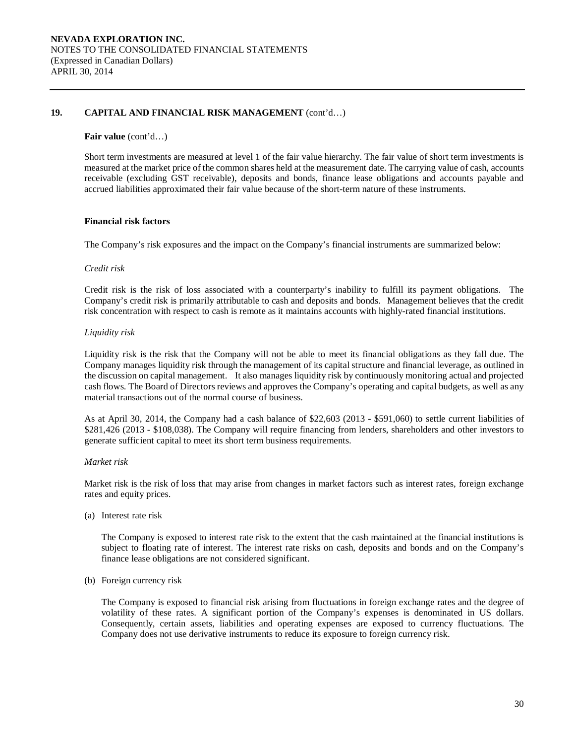## 19. CAPITAL AND FINANCIAL RISK MANAGEMENT (cont'd…)

**Fair value** (cont'd…)

Short term investments are measured at level 1 of the fair value hierarchy. The fair value of short term investments is measured at the market price of the common shares held at the measurement date. The carrying value of cash, accounts receivable (excluding GST receivable), deposits and bonds, finance lease obligations and accounts payable and accrued liabilities approximated their fair value because of the short-term nature of these instruments.

**Financial risk factors**

The Company's risk exposures and the impact on the Company's financial instruments are summarized below:

*Credit risk*

Credit risk is the risk of loss associated with a counterparty's inability to fulfill its payment obligations. The Company's credit risk is primarily attributable to cash and deposits and bonds. Management believes that the credit risk concentration with respect to cash is remote as it maintains accounts with highly-rated financial institutions.

*Liquidity risk*

Liquidity risk is the risk that the Company will not be able to meet its financial obligations as they fall due. The Company manages liquidity risk through the management of its capital structure and financial leverage, as outlined in the discussion on capital management. It also manages liquidity risk by continuously monitoring actual and projected cash flows. The Board of Directors reviews and approves the Company's operating and capital budgets, as well as any material transactions out of the normal course of business.

As at April 30, 2014, the Company had a cash balance of $22,603 (2013 - $591,060) to settle current liabilities of $281,426 (2013 - $108,038). The Company will require financing from lenders, shareholders and other investors to generate sufficient capital to meet its short term business requirements.

*Market risk*

Market risk is the risk of loss that may arise from changes in market factors such as interest rates, foreign exchange rates and equity prices.

(a) Interest rate risk

The Company is exposed to interest rate risk to the extent that the cash maintained at the financial institutions is subject to floating rate of interest. The interest rate risks on cash, deposits and bonds and on the Company's finance lease obligations are not considered significant.

(b) Foreign currency risk

The Company is exposed to financial risk arising from fluctuations in foreign exchange rates and the degree of volatility of these rates. A significant portion of the Company's expenses is denominated in US dollars. Consequently, certain assets, liabilities and operating expenses are exposed to currency fluctuations. The Company does not use derivative instruments to reduce its exposure to foreign currency risk.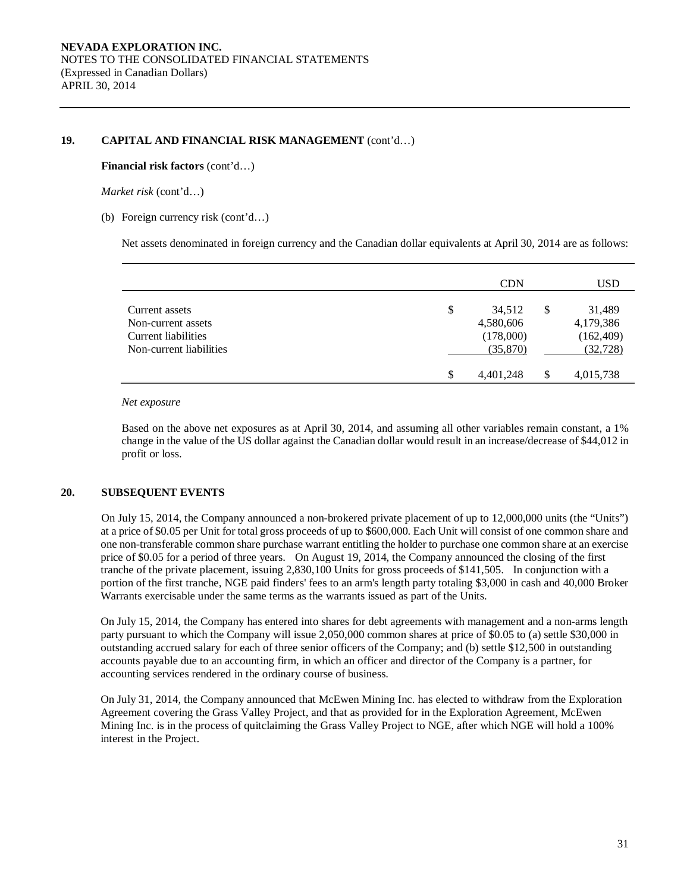### 19. CAPITAL AND FINANCIAL RISK MANAGEMENT (cont'd…)

**Financial risk factors** (cont'd…)

*Market risk* (cont'd…)

(b) Foreign currency risk (cont'd…)

Net assets denominated in foreign currency and the Canadian dollar equivalents at April 30, 2014 are as follows:

| | CDN | USD |
|---|---|---|
| Current assets | $ 34,512 | $ 31,489 |
| Non-current assets | 4,580,606 | 4,179,386 |
| Current liabilities | (178,000) | (162,409) |
| Non-current liabilities | (35,870) | (32,728) |
| | $ 4,401,248 | $ 4,015,738 |

*Net exposure*

Based on the above net exposures as at April 30, 2014, and assuming all other variables remain constant, a 1% change in the value of the US dollar against the Canadian dollar would result in an increase/decrease of $44,012 in profit or loss.

### 20. SUBSEQUENT EVENTS

On July 15, 2014, the Company announced a non-brokered private placement of up to 12,000,000 units (the "Units") at a price of $0.05 per Unit for total gross proceeds of up to $600,000. Each Unit will consist of one common share and one non-transferable common share purchase warrant entitling the holder to purchase one common share at an exercise price of $0.05 for a period of three years. On August 19, 2014, the Company announced the closing of the first tranche of the private placement, issuing 2,830,100 Units for gross proceeds of $141,505. In conjunction with a portion of the first tranche, NGE paid finders' fees to an arm's length party totaling $3,000 in cash and 40,000 Broker Warrants exercisable under the same terms as the warrants issued as part of the Units.

On July 15, 2014, the Company has entered into shares for debt agreements with management and a non-arms length party pursuant to which the Company will issue 2,050,000 common shares at price of $0.05 to (a) settle $30,000 in outstanding accrued salary for each of three senior officers of the Company; and (b) settle $12,500 in outstanding accounts payable due to an accounting firm, in which an officer and director of the Company is a partner, for accounting services rendered in the ordinary course of business.

On July 31, 2014, the Company announced that McEwen Mining Inc. has elected to withdraw from the Exploration Agreement covering the Grass Valley Project, and that as provided for in the Exploration Agreement, McEwen Mining Inc. is in the process of quitclaiming the Grass Valley Project to NGE, after which NGE will hold a 100% interest in the Project.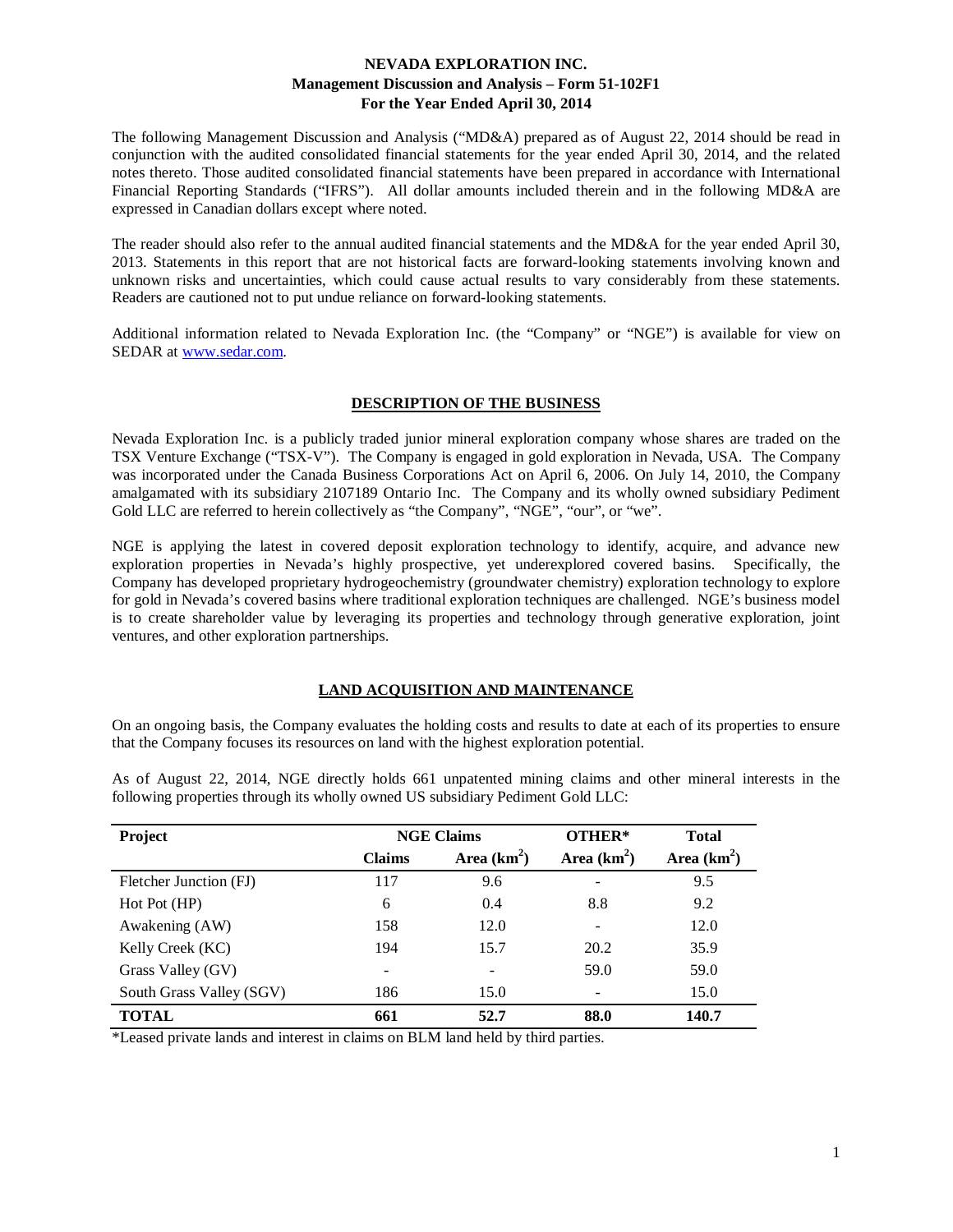# NEVADA EXPLORATION INC.
## Management Discussion and Analysis – Form 51-102F1
## For the Year Ended April 30, 2014

The following Management Discussion and Analysis ("MD&A) prepared as of August 22, 2014 should be read in conjunction with the audited consolidated financial statements for the year ended April 30, 2014, and the related notes thereto. Those audited consolidated financial statements have been prepared in accordance with International Financial Reporting Standards ("IFRS"). All dollar amounts included therein and in the following MD&A are expressed in Canadian dollars except where noted.

The reader should also refer to the annual audited financial statements and the MD&A for the year ended April 30, 2013. Statements in this report that are not historical facts are forward-looking statements involving known and unknown risks and uncertainties, which could cause actual results to vary considerably from these statements. Readers are cautioned not to put undue reliance on forward-looking statements.

Additional information related to Nevada Exploration Inc. (the "Company" or "NGE") is available for view on SEDAR at www.sedar.com.

## DESCRIPTION OF THE BUSINESS

Nevada Exploration Inc. is a publicly traded junior mineral exploration company whose shares are traded on the TSX Venture Exchange ("TSX-V"). The Company is engaged in gold exploration in Nevada, USA. The Company was incorporated under the Canada Business Corporations Act on April 6, 2006. On July 14, 2010, the Company amalgamated with its subsidiary 2107189 Ontario Inc. The Company and its wholly owned subsidiary Pediment Gold LLC are referred to herein collectively as "the Company", "NGE", "our", or "we".

NGE is applying the latest in covered deposit exploration technology to identify, acquire, and advance new exploration properties in Nevada's highly prospective, yet underexplored covered basins. Specifically, the Company has developed proprietary hydrogeochemistry (groundwater chemistry) exploration technology to explore for gold in Nevada's covered basins where traditional exploration techniques are challenged. NGE's business model is to create shareholder value by leveraging its properties and technology through generative exploration, joint ventures, and other exploration partnerships.

## LAND ACQUISITION AND MAINTENANCE

On an ongoing basis, the Company evaluates the holding costs and results to date at each of its properties to ensure that the Company focuses its resources on land with the highest exploration potential.

As of August 22, 2014, NGE directly holds 661 unpatented mining claims and other mineral interests in the following properties through its wholly owned US subsidiary Pediment Gold LLC:

| Project | NGE Claims | | OTHER* | Total |
|---|---|---|---|---|
| | Claims | Area ($km^2$) | Area ($km^2$) | Area ($km^2$) |
| Fletcher Junction (FJ) | 117 | 9.6 | - | 9.5 |
| Hot Pot (HP) | 6 | 0.4 | 8.8 | 9.2 |
| Awakening (AW) | 158 | 12.0 | - | 12.0 |
| Kelly Creek (KC) | 194 | 15.7 | 20.2 | 35.9 |
| Grass Valley (GV) | - | - | 59.0 | 59.0 |
| South Grass Valley (SGV) | 186 | 15.0 | - | 15.0 |
| **TOTAL** | **661** | **52.7** | **88.0** | **140.7** |

*Leased private lands and interest in claims on BLM land held by third parties.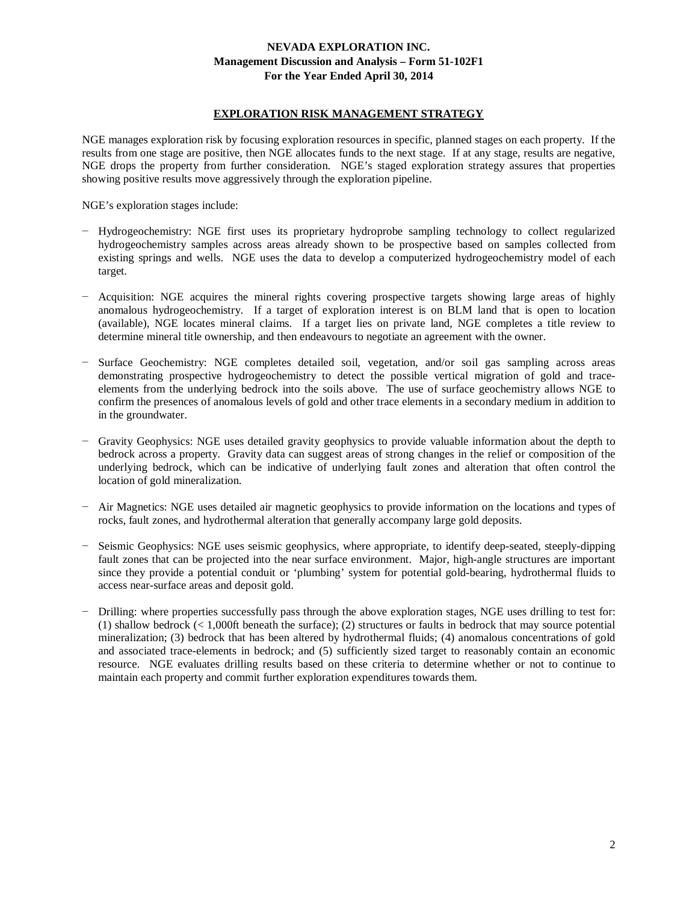## EXPLORATION RISK MANAGEMENT STRATEGY

NGE manages exploration risk by focusing exploration resources in specific, planned stages on each property. If the results from one stage are positive, then NGE allocates funds to the next stage. If at any stage, results are negative, NGE drops the property from further consideration. NGE's staged exploration strategy assures that properties showing positive results move aggressively through the exploration pipeline.

NGE's exploration stages include:

- Hydrogeochemistry: NGE first uses its proprietary hydroprobe sampling technology to collect regularized hydrogeochemistry samples across areas already shown to be prospective based on samples collected from existing springs and wells. NGE uses the data to develop a computerized hydrogeochemistry model of each target.
- Acquisition: NGE acquires the mineral rights covering prospective targets showing large areas of highly anomalous hydrogeochemistry. If a target of exploration interest is on BLM land that is open to location (available), NGE locates mineral claims. If a target lies on private land, NGE completes a title review to determine mineral title ownership, and then endeavours to negotiate an agreement with the owner.
- Surface Geochemistry: NGE completes detailed soil, vegetation, and/or soil gas sampling across areas demonstrating prospective hydrogeochemistry to detect the possible vertical migration of gold and trace-elements from the underlying bedrock into the soils above. The use of surface geochemistry allows NGE to confirm the presences of anomalous levels of gold and other trace elements in a secondary medium in addition to in the groundwater.
- Gravity Geophysics: NGE uses detailed gravity geophysics to provide valuable information about the depth to bedrock across a property. Gravity data can suggest areas of strong changes in the relief or composition of the underlying bedrock, which can be indicative of underlying fault zones and alteration that often control the location of gold mineralization.
- Air Magnetics: NGE uses detailed air magnetic geophysics to provide information on the locations and types of rocks, fault zones, and hydrothermal alteration that generally accompany large gold deposits.
- Seismic Geophysics: NGE uses seismic geophysics, where appropriate, to identify deep-seated, steeply-dipping fault zones that can be projected into the near surface environment. Major, high-angle structures are important since they provide a potential conduit or 'plumbing' system for potential gold-bearing, hydrothermal fluids to access near-surface areas and deposit gold.
- Drilling: where properties successfully pass through the above exploration stages, NGE uses drilling to test for: (1) shallow bedrock (< 1,000ft beneath the surface); (2) structures or faults in bedrock that may source potential mineralization; (3) bedrock that has been altered by hydrothermal fluids; (4) anomalous concentrations of gold and associated trace-elements in bedrock; and (5) sufficiently sized target to reasonably contain an economic resource. NGE evaluates drilling results based on these criteria to determine whether or not to continue to maintain each property and commit further exploration expenditures towards them.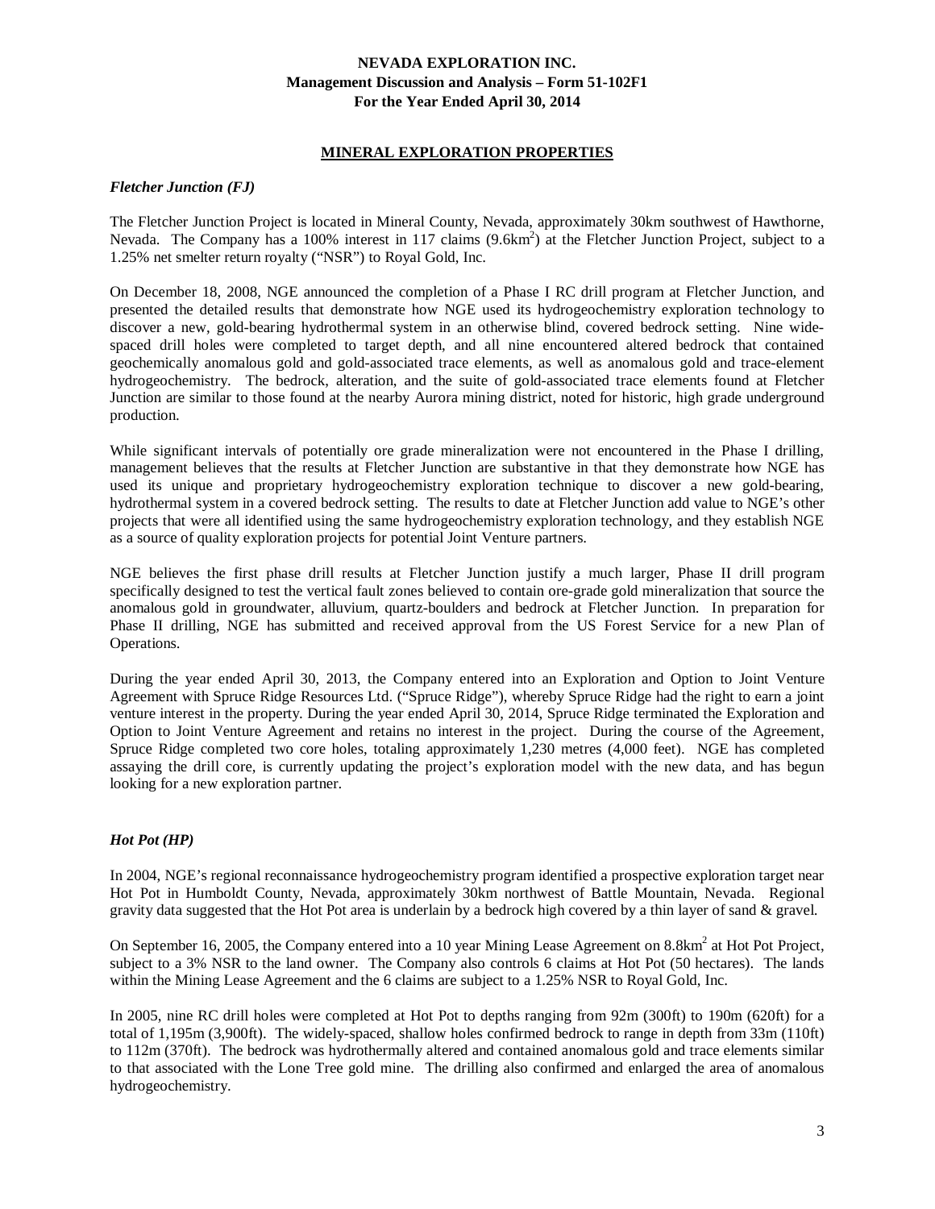## MINERAL EXPLORATION PROPERTIES

### *Fletcher Junction (FJ)*

The Fletcher Junction Project is located in Mineral County, Nevada, approximately 30km southwest of Hawthorne, Nevada. The Company has a 100% interest in 117 claims (9.6km$^2$) at the Fletcher Junction Project, subject to a 1.25% net smelter return royalty ("NSR") to Royal Gold, Inc.

On December 18, 2008, NGE announced the completion of a Phase I RC drill program at Fletcher Junction, and presented the detailed results that demonstrate how NGE used its hydrogeochemistry exploration technology to discover a new, gold-bearing hydrothermal system in an otherwise blind, covered bedrock setting. Nine wide-spaced drill holes were completed to target depth, and all nine encountered altered bedrock that contained geochemically anomalous gold and gold-associated trace elements, as well as anomalous gold and trace-element hydrogeochemistry. The bedrock, alteration, and the suite of gold-associated trace elements found at Fletcher Junction are similar to those found at the nearby Aurora mining district, noted for historic, high grade underground production.

While significant intervals of potentially ore grade mineralization were not encountered in the Phase I drilling, management believes that the results at Fletcher Junction are substantive in that they demonstrate how NGE has used its unique and proprietary hydrogeochemistry exploration technique to discover a new gold-bearing, hydrothermal system in a covered bedrock setting. The results to date at Fletcher Junction add value to NGE's other projects that were all identified using the same hydrogeochemistry exploration technology, and they establish NGE as a source of quality exploration projects for potential Joint Venture partners.

NGE believes the first phase drill results at Fletcher Junction justify a much larger, Phase II drill program specifically designed to test the vertical fault zones believed to contain ore-grade gold mineralization that source the anomalous gold in groundwater, alluvium, quartz-boulders and bedrock at Fletcher Junction. In preparation for Phase II drilling, NGE has submitted and received approval from the US Forest Service for a new Plan of Operations.

During the year ended April 30, 2013, the Company entered into an Exploration and Option to Joint Venture Agreement with Spruce Ridge Resources Ltd. ("Spruce Ridge"), whereby Spruce Ridge had the right to earn a joint venture interest in the property. During the year ended April 30, 2014, Spruce Ridge terminated the Exploration and Option to Joint Venture Agreement and retains no interest in the project. During the course of the Agreement, Spruce Ridge completed two core holes, totaling approximately 1,230 metres (4,000 feet). NGE has completed assaying the drill core, is currently updating the project's exploration model with the new data, and has begun looking for a new exploration partner.

### *Hot Pot (HP)*

In 2004, NGE's regional reconnaissance hydrogeochemistry program identified a prospective exploration target near Hot Pot in Humboldt County, Nevada, approximately 30km northwest of Battle Mountain, Nevada. Regional gravity data suggested that the Hot Pot area is underlain by a bedrock high covered by a thin layer of sand & gravel.

On September 16, 2005, the Company entered into a 10 year Mining Lease Agreement on 8.8km$^2$ at Hot Pot Project, subject to a 3% NSR to the land owner. The Company also controls 6 claims at Hot Pot (50 hectares). The lands within the Mining Lease Agreement and the 6 claims are subject to a 1.25% NSR to Royal Gold, Inc.

In 2005, nine RC drill holes were completed at Hot Pot to depths ranging from 92m (300ft) to 190m (620ft) for a total of 1,195m (3,900ft). The widely-spaced, shallow holes confirmed bedrock to range in depth from 33m (110ft) to 112m (370ft). The bedrock was hydrothermally altered and contained anomalous gold and trace elements similar to that associated with the Lone Tree gold mine. The drilling also confirmed and enlarged the area of anomalous hydrogeochemistry.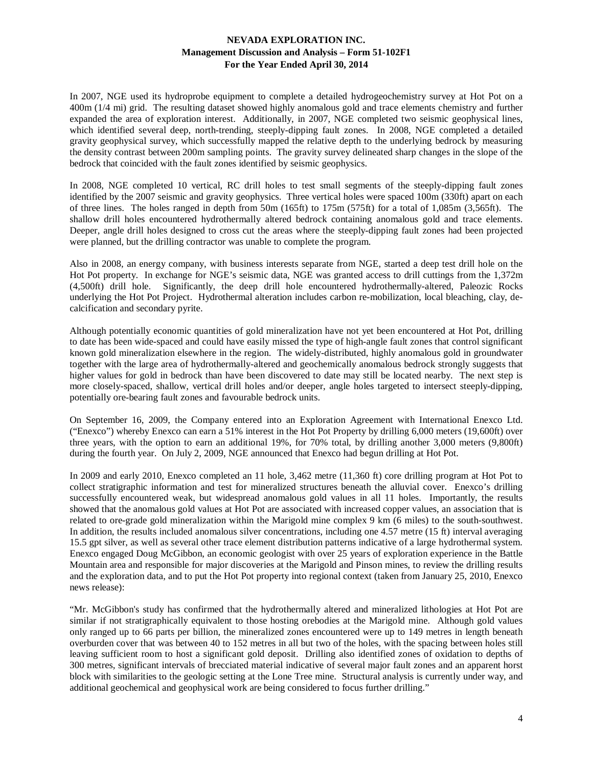In 2007, NGE used its hydroprobe equipment to complete a detailed hydrogeochemistry survey at Hot Pot on a 400m (1/4 mi) grid. The resulting dataset showed highly anomalous gold and trace elements chemistry and further expanded the area of exploration interest. Additionally, in 2007, NGE completed two seismic geophysical lines, which identified several deep, north-trending, steeply-dipping fault zones. In 2008, NGE completed a detailed gravity geophysical survey, which successfully mapped the relative depth to the underlying bedrock by measuring the density contrast between 200m sampling points. The gravity survey delineated sharp changes in the slope of the bedrock that coincided with the fault zones identified by seismic geophysics.

In 2008, NGE completed 10 vertical, RC drill holes to test small segments of the steeply-dipping fault zones identified by the 2007 seismic and gravity geophysics. Three vertical holes were spaced 100m (330ft) apart on each of three lines. The holes ranged in depth from 50m (165ft) to 175m (575ft) for a total of 1,085m (3,565ft). The shallow drill holes encountered hydrothermally altered bedrock containing anomalous gold and trace elements. Deeper, angle drill holes designed to cross cut the areas where the steeply-dipping fault zones had been projected were planned, but the drilling contractor was unable to complete the program.

Also in 2008, an energy company, with business interests separate from NGE, started a deep test drill hole on the Hot Pot property. In exchange for NGE's seismic data, NGE was granted access to drill cuttings from the 1,372m (4,500ft) drill hole. Significantly, the deep drill hole encountered hydrothermally-altered, Paleozoic Rocks underlying the Hot Pot Project. Hydrothermal alteration includes carbon re-mobilization, local bleaching, clay, de-calcification and secondary pyrite.

Although potentially economic quantities of gold mineralization have not yet been encountered at Hot Pot, drilling to date has been wide-spaced and could have easily missed the type of high-angle fault zones that control significant known gold mineralization elsewhere in the region. The widely-distributed, highly anomalous gold in groundwater together with the large area of hydrothermally-altered and geochemically anomalous bedrock strongly suggests that higher values for gold in bedrock than have been discovered to date may still be located nearby. The next step is more closely-spaced, shallow, vertical drill holes and/or deeper, angle holes targeted to intersect steeply-dipping, potentially ore-bearing fault zones and favourable bedrock units.

On September 16, 2009, the Company entered into an Exploration Agreement with International Enexco Ltd. ("Enexco") whereby Enexco can earn a 51% interest in the Hot Pot Property by drilling 6,000 meters (19,600ft) over three years, with the option to earn an additional 19%, for 70% total, by drilling another 3,000 meters (9,800ft) during the fourth year. On July 2, 2009, NGE announced that Enexco had begun drilling at Hot Pot.

In 2009 and early 2010, Enexco completed an 11 hole, 3,462 metre (11,360 ft) core drilling program at Hot Pot to collect stratigraphic information and test for mineralized structures beneath the alluvial cover. Enexco's drilling successfully encountered weak, but widespread anomalous gold values in all 11 holes. Importantly, the results showed that the anomalous gold values at Hot Pot are associated with increased copper values, an association that is related to ore-grade gold mineralization within the Marigold mine complex 9 km (6 miles) to the south-southwest. In addition, the results included anomalous silver concentrations, including one 4.57 metre (15 ft) interval averaging 15.5 gpt silver, as well as several other trace element distribution patterns indicative of a large hydrothermal system. Enexco engaged Doug McGibbon, an economic geologist with over 25 years of exploration experience in the Battle Mountain area and responsible for major discoveries at the Marigold and Pinson mines, to review the drilling results and the exploration data, and to put the Hot Pot property into regional context (taken from January 25, 2010, Enexco news release):

"Mr. McGibbon's study has confirmed that the hydrothermally altered and mineralized lithologies at Hot Pot are similar if not stratigraphically equivalent to those hosting orebodies at the Marigold mine. Although gold values only ranged up to 66 parts per billion, the mineralized zones encountered were up to 149 metres in length beneath overburden cover that was between 40 to 152 metres in all but two of the holes, with the spacing between holes still leaving sufficient room to host a significant gold deposit. Drilling also identified zones of oxidation to depths of 300 metres, significant intervals of brecciated material indicative of several major fault zones and an apparent horst block with similarities to the geologic setting at the Lone Tree mine. Structural analysis is currently under way, and additional geochemical and geophysical work are being considered to focus further drilling."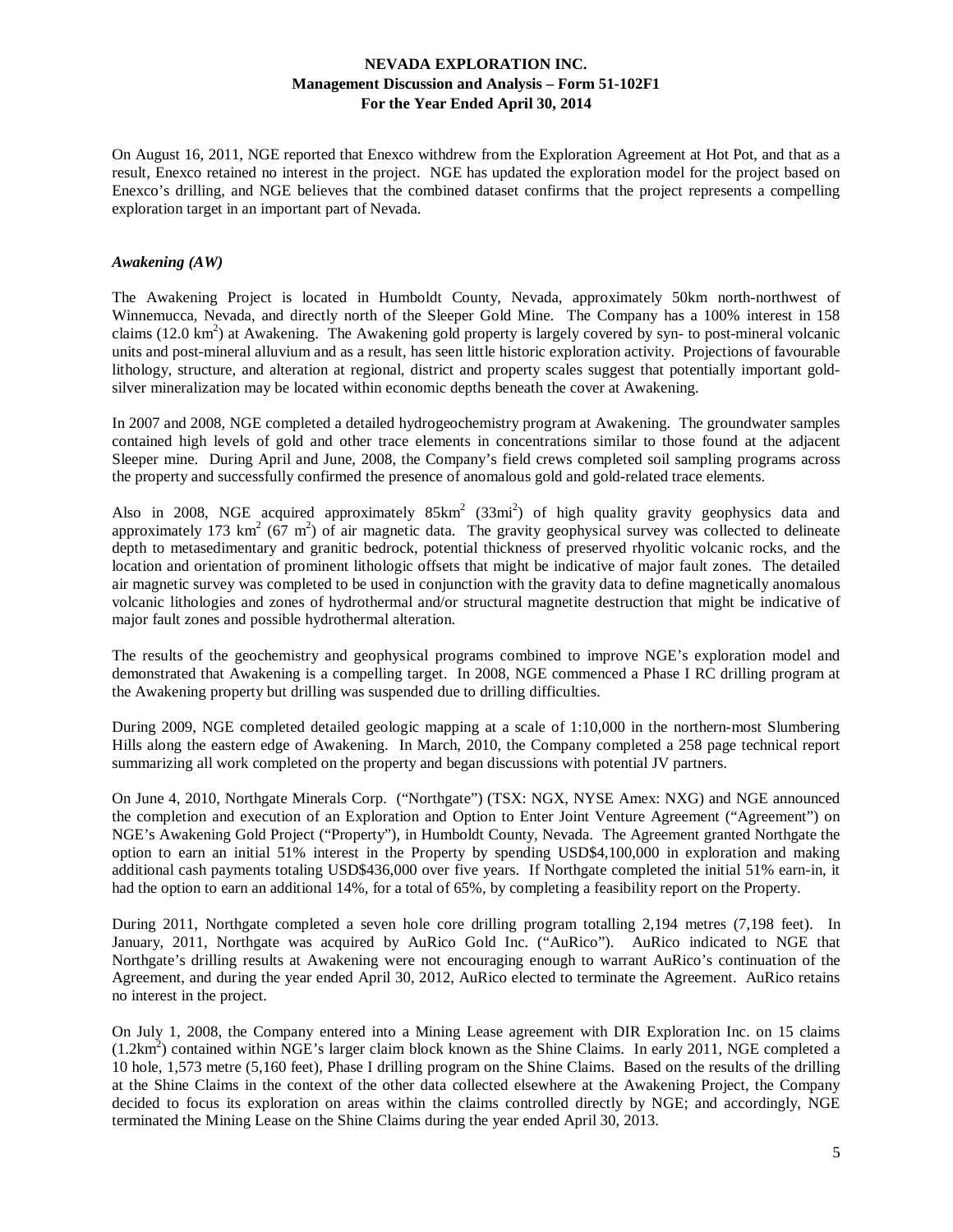On August 16, 2011, NGE reported that Enexco withdrew from the Exploration Agreement at Hot Pot, and that as a result, Enexco retained no interest in the project. NGE has updated the exploration model for the project based on Enexco's drilling, and NGE believes that the combined dataset confirms that the project represents a compelling exploration target in an important part of Nevada.

### *Awakening (AW)*

The Awakening Project is located in Humboldt County, Nevada, approximately 50km north-northwest of Winnemucca, Nevada, and directly north of the Sleeper Gold Mine. The Company has a 100% interest in 158 claims (12.0 $km^2$) at Awakening. The Awakening gold property is largely covered by syn- to post-mineral volcanic units and post-mineral alluvium and as a result, has seen little historic exploration activity. Projections of favourable lithology, structure, and alteration at regional, district and property scales suggest that potentially important gold-silver mineralization may be located within economic depths beneath the cover at Awakening.

In 2007 and 2008, NGE completed a detailed hydrogeochemistry program at Awakening. The groundwater samples contained high levels of gold and other trace elements in concentrations similar to those found at the adjacent Sleeper mine. During April and June, 2008, the Company's field crews completed soil sampling programs across the property and successfully confirmed the presence of anomalous gold and gold-related trace elements.

Also in 2008, NGE acquired approximately 85$km^2$ (33$mi^2$) of high quality gravity geophysics data and approximately 173 $km^2$ (67 $m^2$) of air magnetic data. The gravity geophysical survey was collected to delineate depth to metasedimentary and granitic bedrock, potential thickness of preserved rhyolitic volcanic rocks, and the location and orientation of prominent lithologic offsets that might be indicative of major fault zones. The detailed air magnetic survey was completed to be used in conjunction with the gravity data to define magnetically anomalous volcanic lithologies and zones of hydrothermal and/or structural magnetite destruction that might be indicative of major fault zones and possible hydrothermal alteration.

The results of the geochemistry and geophysical programs combined to improve NGE's exploration model and demonstrated that Awakening is a compelling target. In 2008, NGE commenced a Phase I RC drilling program at the Awakening property but drilling was suspended due to drilling difficulties.

During 2009, NGE completed detailed geologic mapping at a scale of 1:10,000 in the northern-most Slumbering Hills along the eastern edge of Awakening. In March, 2010, the Company completed a 258 page technical report summarizing all work completed on the property and began discussions with potential JV partners.

On June 4, 2010, Northgate Minerals Corp. ("Northgate") (TSX: NGX, NYSE Amex: NXG) and NGE announced the completion and execution of an Exploration and Option to Enter Joint Venture Agreement ("Agreement") on NGE's Awakening Gold Project ("Property"), in Humboldt County, Nevada. The Agreement granted Northgate the option to earn an initial 51% interest in the Property by spending USD$4,100,000 in exploration and making additional cash payments totaling USD$436,000 over five years. If Northgate completed the initial 51% earn-in, it had the option to earn an additional 14%, for a total of 65%, by completing a feasibility report on the Property.

During 2011, Northgate completed a seven hole core drilling program totalling 2,194 metres (7,198 feet). In January, 2011, Northgate was acquired by AuRico Gold Inc. ("AuRico"). AuRico indicated to NGE that Northgate's drilling results at Awakening were not encouraging enough to warrant AuRico's continuation of the Agreement, and during the year ended April 30, 2012, AuRico elected to terminate the Agreement. AuRico retains no interest in the project.

On July 1, 2008, the Company entered into a Mining Lease agreement with DIR Exploration Inc. on 15 claims (1.2$km^2$) contained within NGE's larger claim block known as the Shine Claims. In early 2011, NGE completed a 10 hole, 1,573 metre (5,160 feet), Phase I drilling program on the Shine Claims. Based on the results of the drilling at the Shine Claims in the context of the other data collected elsewhere at the Awakening Project, the Company decided to focus its exploration on areas within the claims controlled directly by NGE; and accordingly, NGE terminated the Mining Lease on the Shine Claims during the year ended April 30, 2013.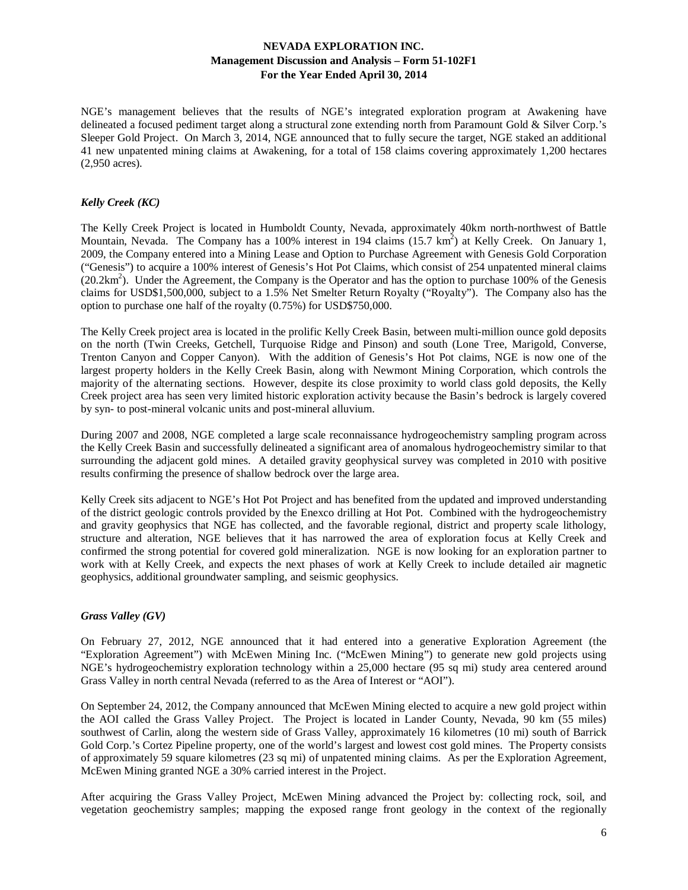NGE's management believes that the results of NGE's integrated exploration program at Awakening have delineated a focused pediment target along a structural zone extending north from Paramount Gold & Silver Corp.'s Sleeper Gold Project. On March 3, 2014, NGE announced that to fully secure the target, NGE staked an additional 41 new unpatented mining claims at Awakening, for a total of 158 claims covering approximately 1,200 hectares (2,950 acres).

### *Kelly Creek (KC)*

The Kelly Creek Project is located in Humboldt County, Nevada, approximately 40km north-northwest of Battle Mountain, Nevada. The Company has a 100% interest in 194 claims (15.7 $km^2$) at Kelly Creek. On January 1, 2009, the Company entered into a Mining Lease and Option to Purchase Agreement with Genesis Gold Corporation ("Genesis") to acquire a 100% interest of Genesis's Hot Pot Claims, which consist of 254 unpatented mineral claims (20.2$km^2$). Under the Agreement, the Company is the Operator and has the option to purchase 100% of the Genesis claims for USD$1,500,000, subject to a 1.5% Net Smelter Return Royalty ("Royalty"). The Company also has the option to purchase one half of the royalty (0.75%) for USD$750,000.

The Kelly Creek project area is located in the prolific Kelly Creek Basin, between multi-million ounce gold deposits on the north (Twin Creeks, Getchell, Turquoise Ridge and Pinson) and south (Lone Tree, Marigold, Converse, Trenton Canyon and Copper Canyon). With the addition of Genesis's Hot Pot claims, NGE is now one of the largest property holders in the Kelly Creek Basin, along with Newmont Mining Corporation, which controls the majority of the alternating sections. However, despite its close proximity to world class gold deposits, the Kelly Creek project area has seen very limited historic exploration activity because the Basin's bedrock is largely covered by syn- to post-mineral volcanic units and post-mineral alluvium.

During 2007 and 2008, NGE completed a large scale reconnaissance hydrogeochemistry sampling program across the Kelly Creek Basin and successfully delineated a significant area of anomalous hydrogeochemistry similar to that surrounding the adjacent gold mines. A detailed gravity geophysical survey was completed in 2010 with positive results confirming the presence of shallow bedrock over the large area.

Kelly Creek sits adjacent to NGE's Hot Pot Project and has benefited from the updated and improved understanding of the district geologic controls provided by the Enexco drilling at Hot Pot. Combined with the hydrogeochemistry and gravity geophysics that NGE has collected, and the favorable regional, district and property scale lithology, structure and alteration, NGE believes that it has narrowed the area of exploration focus at Kelly Creek and confirmed the strong potential for covered gold mineralization. NGE is now looking for an exploration partner to work with at Kelly Creek, and expects the next phases of work at Kelly Creek to include detailed air magnetic geophysics, additional groundwater sampling, and seismic geophysics.

### *Grass Valley (GV)*

On February 27, 2012, NGE announced that it had entered into a generative Exploration Agreement (the "Exploration Agreement") with McEwen Mining Inc. ("McEwen Mining") to generate new gold projects using NGE's hydrogeochemistry exploration technology within a 25,000 hectare (95 sq mi) study area centered around Grass Valley in north central Nevada (referred to as the Area of Interest or "AOI").

On September 24, 2012, the Company announced that McEwen Mining elected to acquire a new gold project within the AOI called the Grass Valley Project. The Project is located in Lander County, Nevada, 90 km (55 miles) southwest of Carlin, along the western side of Grass Valley, approximately 16 kilometres (10 mi) south of Barrick Gold Corp.'s Cortez Pipeline property, one of the world's largest and lowest cost gold mines. The Property consists of approximately 59 square kilometres (23 sq mi) of unpatented mining claims. As per the Exploration Agreement, McEwen Mining granted NGE a 30% carried interest in the Project.

After acquiring the Grass Valley Project, McEwen Mining advanced the Project by: collecting rock, soil, and vegetation geochemistry samples; mapping the exposed range front geology in the context of the regionally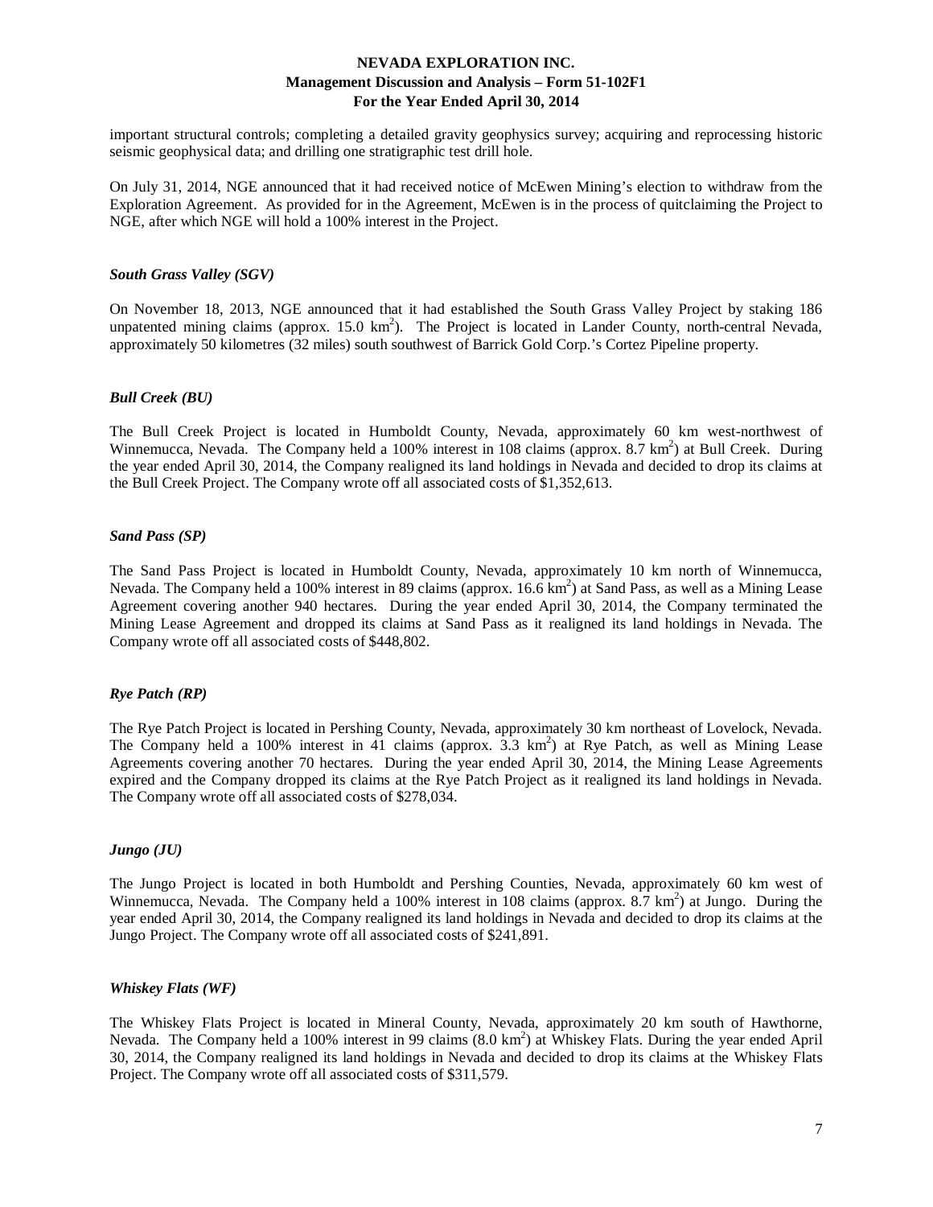important structural controls; completing a detailed gravity geophysics survey; acquiring and reprocessing historic seismic geophysical data; and drilling one stratigraphic test drill hole.

On July 31, 2014, NGE announced that it had received notice of McEwen Mining's election to withdraw from the Exploration Agreement. As provided for in the Agreement, McEwen is in the process of quitclaiming the Project to NGE, after which NGE will hold a 100% interest in the Project.

### *South Grass Valley (SGV)*

On November 18, 2013, NGE announced that it had established the South Grass Valley Project by staking 186 unpatented mining claims (approx. 15.0 $km^2$). The Project is located in Lander County, north-central Nevada, approximately 50 kilometres (32 miles) south southwest of Barrick Gold Corp.'s Cortez Pipeline property.

### *Bull Creek (BU)*

The Bull Creek Project is located in Humboldt County, Nevada, approximately 60 km west-northwest of Winnemucca, Nevada. The Company held a 100% interest in 108 claims (approx. 8.7 $km^2$) at Bull Creek. During the year ended April 30, 2014, the Company realigned its land holdings in Nevada and decided to drop its claims at the Bull Creek Project. The Company wrote off all associated costs of $1,352,613.

### *Sand Pass (SP)*

The Sand Pass Project is located in Humboldt County, Nevada, approximately 10 km north of Winnemucca, Nevada. The Company held a 100% interest in 89 claims (approx. 16.6 $km^2$) at Sand Pass, as well as a Mining Lease Agreement covering another 940 hectares. During the year ended April 30, 2014, the Company terminated the Mining Lease Agreement and dropped its claims at Sand Pass as it realigned its land holdings in Nevada. The Company wrote off all associated costs of $448,802.

### *Rye Patch (RP)*

The Rye Patch Project is located in Pershing County, Nevada, approximately 30 km northeast of Lovelock, Nevada. The Company held a 100% interest in 41 claims (approx. 3.3 $km^2$) at Rye Patch, as well as Mining Lease Agreements covering another 70 hectares. During the year ended April 30, 2014, the Mining Lease Agreements expired and the Company dropped its claims at the Rye Patch Project as it realigned its land holdings in Nevada. The Company wrote off all associated costs of $278,034.

### *Jungo (JU)*

The Jungo Project is located in both Humboldt and Pershing Counties, Nevada, approximately 60 km west of Winnemucca, Nevada. The Company held a 100% interest in 108 claims (approx. 8.7 $km^2$) at Jungo. During the year ended April 30, 2014, the Company realigned its land holdings in Nevada and decided to drop its claims at the Jungo Project. The Company wrote off all associated costs of $241,891.

### *Whiskey Flats (WF)*

The Whiskey Flats Project is located in Mineral County, Nevada, approximately 20 km south of Hawthorne, Nevada. The Company held a 100% interest in 99 claims (8.0 $km^2$) at Whiskey Flats. During the year ended April 30, 2014, the Company realigned its land holdings in Nevada and decided to drop its claims at the Whiskey Flats Project. The Company wrote off all associated costs of $311,579.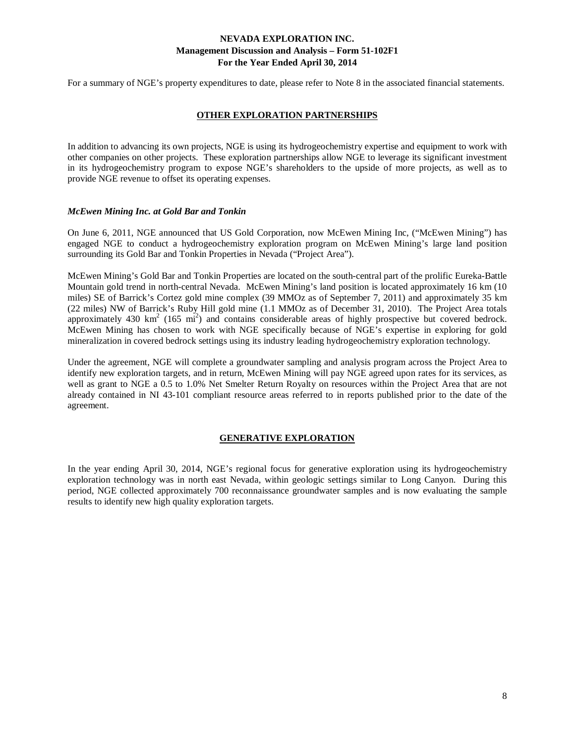For a summary of NGE's property expenditures to date, please refer to Note 8 in the associated financial statements.

## OTHER EXPLORATION PARTNERSHIPS

In addition to advancing its own projects, NGE is using its hydrogeochemistry expertise and equipment to work with other companies on other projects. These exploration partnerships allow NGE to leverage its significant investment in its hydrogeochemistry program to expose NGE's shareholders to the upside of more projects, as well as to provide NGE revenue to offset its operating expenses.

### *McEwen Mining Inc. at Gold Bar and Tonkin*

On June 6, 2011, NGE announced that US Gold Corporation, now McEwen Mining Inc, ("McEwen Mining") has engaged NGE to conduct a hydrogeochemistry exploration program on McEwen Mining's large land position surrounding its Gold Bar and Tonkin Properties in Nevada ("Project Area").

McEwen Mining's Gold Bar and Tonkin Properties are located on the south-central part of the prolific Eureka-Battle Mountain gold trend in north-central Nevada. McEwen Mining's land position is located approximately 16 km (10 miles) SE of Barrick's Cortez gold mine complex (39 MMOz as of September 7, 2011) and approximately 35 km (22 miles) NW of Barrick's Ruby Hill gold mine (1.1 MMOz as of December 31, 2010). The Project Area totals approximately 430 $km^2$ (165 $mi^2$) and contains considerable areas of highly prospective but covered bedrock. McEwen Mining has chosen to work with NGE specifically because of NGE's expertise in exploring for gold mineralization in covered bedrock settings using its industry leading hydrogeochemistry exploration technology.

Under the agreement, NGE will complete a groundwater sampling and analysis program across the Project Area to identify new exploration targets, and in return, McEwen Mining will pay NGE agreed upon rates for its services, as well as grant to NGE a 0.5 to 1.0% Net Smelter Return Royalty on resources within the Project Area that are not already contained in NI 43-101 compliant resource areas referred to in reports published prior to the date of the agreement.

## GENERATIVE EXPLORATION

In the year ending April 30, 2014, NGE's regional focus for generative exploration using its hydrogeochemistry exploration technology was in north east Nevada, within geologic settings similar to Long Canyon. During this period, NGE collected approximately 700 reconnaissance groundwater samples and is now evaluating the sample results to identify new high quality exploration targets.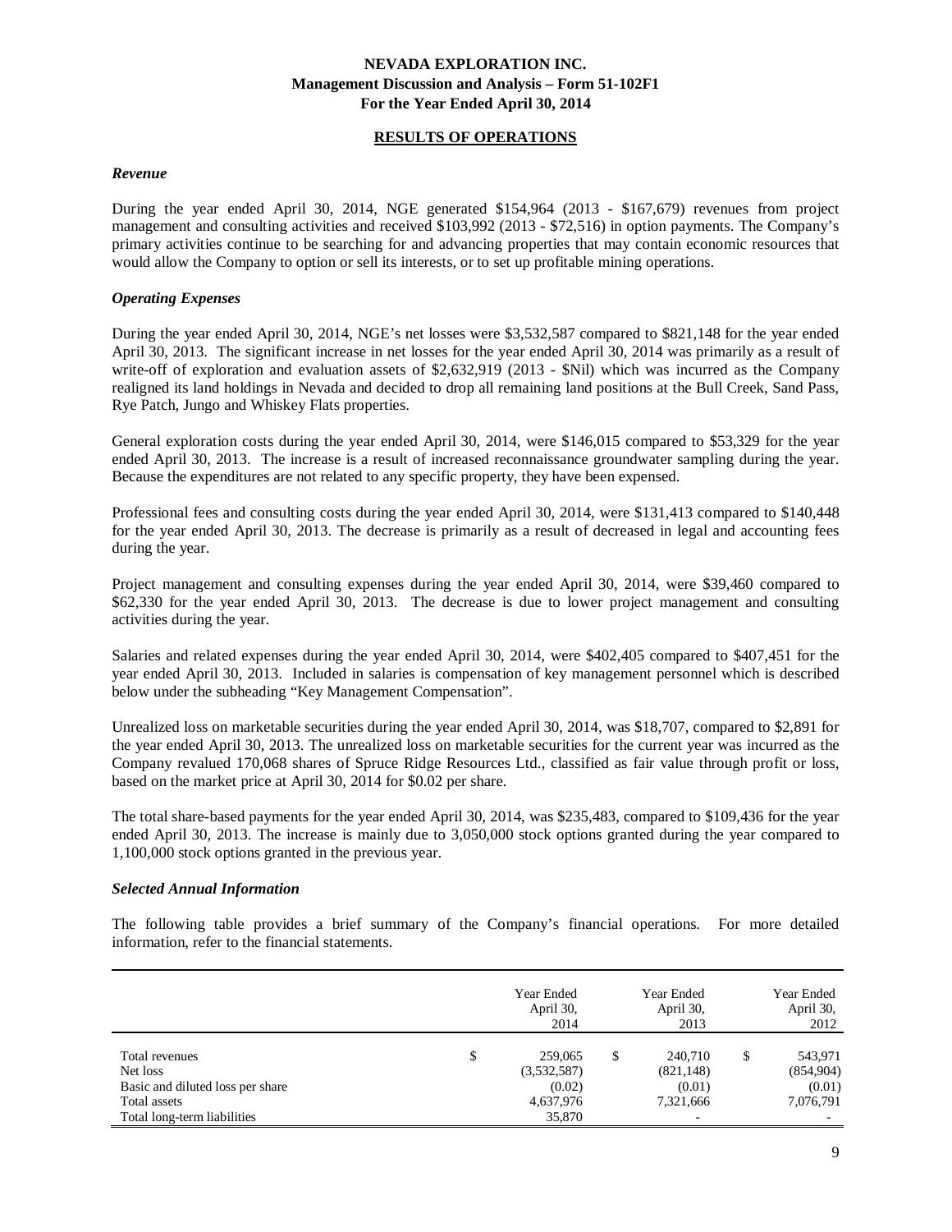## RESULTS OF OPERATIONS

### *Revenue*

During the year ended April 30, 2014, NGE generated $154,964 (2013 - $167,679) revenues from project management and consulting activities and received $103,992 (2013 - $72,516) in option payments. The Company's primary activities continue to be searching for and advancing properties that may contain economic resources that would allow the Company to option or sell its interests, or to set up profitable mining operations.

### *Operating Expenses*

During the year ended April 30, 2014, NGE's net losses were $3,532,587 compared to $821,148 for the year ended April 30, 2013. The significant increase in net losses for the year ended April 30, 2014 was primarily as a result of write-off of exploration and evaluation assets of $2,632,919 (2013 - $Nil) which was incurred as the Company realigned its land holdings in Nevada and decided to drop all remaining land positions at the Bull Creek, Sand Pass, Rye Patch, Jungo and Whiskey Flats properties.

General exploration costs during the year ended April 30, 2014, were $146,015 compared to $53,329 for the year ended April 30, 2013. The increase is a result of increased reconnaissance groundwater sampling during the year. Because the expenditures are not related to any specific property, they have been expensed.

Professional fees and consulting costs during the year ended April 30, 2014, were $131,413 compared to $140,448 for the year ended April 30, 2013. The decrease is primarily as a result of decreased in legal and accounting fees during the year.

Project management and consulting expenses during the year ended April 30, 2014, were $39,460 compared to $62,330 for the year ended April 30, 2013. The decrease is due to lower project management and consulting activities during the year.

Salaries and related expenses during the year ended April 30, 2014, were $402,405 compared to $407,451 for the year ended April 30, 2013. Included in salaries is compensation of key management personnel which is described below under the subheading "Key Management Compensation".

Unrealized loss on marketable securities during the year ended April 30, 2014, was $18,707, compared to $2,891 for the year ended April 30, 2013. The unrealized loss on marketable securities for the current year was incurred as the Company revalued 170,068 shares of Spruce Ridge Resources Ltd., classified as fair value through profit or loss, based on the market price at April 30, 2014 for $0.02 per share.

The total share-based payments for the year ended April 30, 2014, was $235,483, compared to $109,436 for the year ended April 30, 2013. The increase is mainly due to 3,050,000 stock options granted during the year compared to 1,100,000 stock options granted in the previous year.

### *Selected Annual Information*

The following table provides a brief summary of the Company's financial operations. For more detailed information, refer to the financial statements.

| | Year Ended April 30, 2014 | Year Ended April 30, 2013 | Year Ended April 30, 2012 |
|---|---|---|---|
| Total revenues | $ 259,065 | $ 240,710 | $ 543,971 |
| Net loss | (3,532,587) | (821,148) | (854,904) |
| Basic and diluted loss per share | (0.02) | (0.01) | (0.01) |
| Total assets | 4,637,976 | 7,321,666 | 7,076,791 |
| Total long-term liabilities | 35,870 | - | - |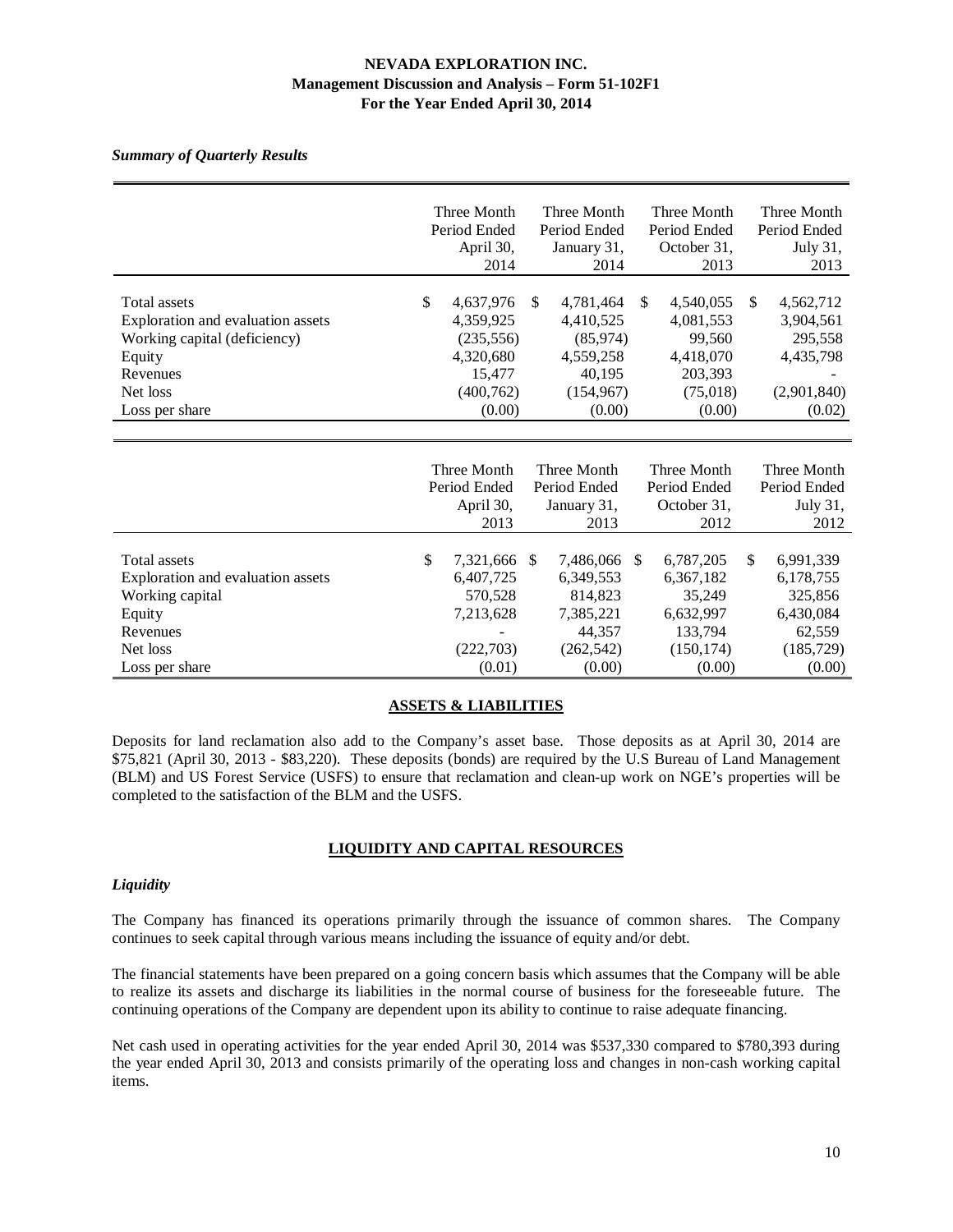*Summary of Quarterly Results*

| | Three Month Period Ended April 30, 2014 | Three Month Period Ended January 31, 2014 | Three Month Period Ended October 31, 2013 | Three Month Period Ended July 31, 2013 |
|---|---|---|---|---|
| Total assets | $ 4,637,976 | $ 4,781,464 | $ 4,540,055 | $ 4,562,712 |
| Exploration and evaluation assets | 4,359,925 | 4,410,525 | 4,081,553 | 3,904,561 |
| Working capital (deficiency) | (235,556) | (85,974) | 99,560 | 295,558 |
| Equity | 4,320,680 | 4,559,258 | 4,418,070 | 4,435,798 |
| Revenues | 15,477 | 40,195 | 203,393 | - |
| Net loss | (400,762) | (154,967) | (75,018) | (2,901,840) |
| Loss per share | (0.00) | (0.00) | (0.00) | (0.02) |

| | Three Month Period Ended April 30, 2013 | Three Month Period Ended January 31, 2013 | Three Month Period Ended October 31, 2012 | Three Month Period Ended July 31, 2012 |
|---|---|---|---|---|
| Total assets | $ 7,321,666 | $ 7,486,066 | $ 6,787,205 | $ 6,991,339 |
| Exploration and evaluation assets | 6,407,725 | 6,349,553 | 6,367,182 | 6,178,755 |
| Working capital | 570,528 | 814,823 | 35,249 | 325,856 |
| Equity | 7,213,628 | 7,385,221 | 6,632,997 | 6,430,084 |
| Revenues | - | 44,357 | 133,794 | 62,559 |
| Net loss | (222,703) | (262,542) | (150,174) | (185,729) |
| Loss per share | (0.01) | (0.00) | (0.00) | (0.00) |

## ASSETS & LIABILITIES

Deposits for land reclamation also add to the Company's asset base. Those deposits as at April 30, 2014 are $75,821 (April 30, 2013 - $83,220). These deposits (bonds) are required by the U.S Bureau of Land Management (BLM) and US Forest Service (USFS) to ensure that reclamation and clean-up work on NGE's properties will be completed to the satisfaction of the BLM and the USFS.

## LIQUIDITY AND CAPITAL RESOURCES

### *Liquidity*

The Company has financed its operations primarily through the issuance of common shares. The Company continues to seek capital through various means including the issuance of equity and/or debt.

The financial statements have been prepared on a going concern basis which assumes that the Company will be able to realize its assets and discharge its liabilities in the normal course of business for the foreseeable future. The continuing operations of the Company are dependent upon its ability to continue to raise adequate financing.

Net cash used in operating activities for the year ended April 30, 2014 was $537,330 compared to $780,393 during the year ended April 30, 2013 and consists primarily of the operating loss and changes in non-cash working capital items.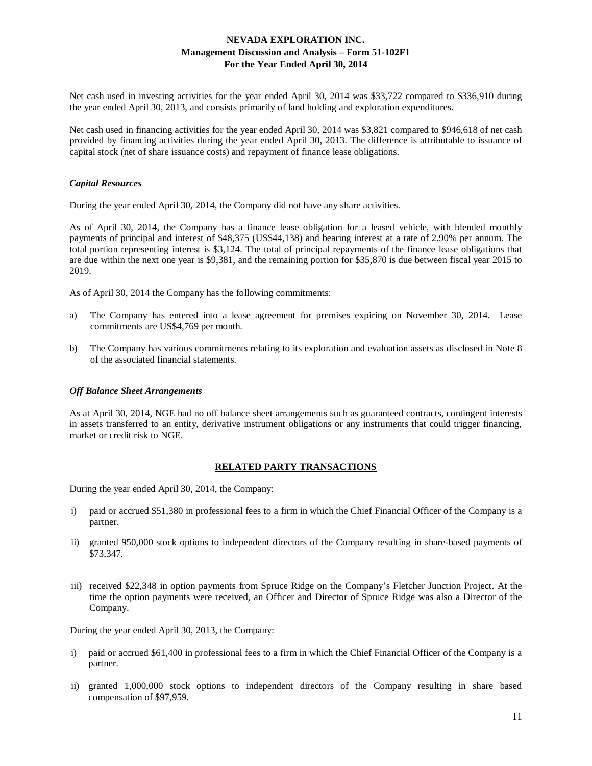Net cash used in investing activities for the year ended April 30, 2014 was $33,722 compared to $336,910 during the year ended April 30, 2013, and consists primarily of land holding and exploration expenditures.

Net cash used in financing activities for the year ended April 30, 2014 was $3,821 compared to $946,618 of net cash provided by financing activities during the year ended April 30, 2013. The difference is attributable to issuance of capital stock (net of share issuance costs) and repayment of finance lease obligations.

### *Capital Resources*

During the year ended April 30, 2014, the Company did not have any share activities.

As of April 30, 2014, the Company has a finance lease obligation for a leased vehicle, with blended monthly payments of principal and interest of $48,375 (US$44,138) and bearing interest at a rate of 2.90% per annum. The total portion representing interest is $3,124. The total of principal repayments of the finance lease obligations that are due within the next one year is $9,381, and the remaining portion for $35,870 is due between fiscal year 2015 to 2019.

As of April 30, 2014 the Company has the following commitments:

a) The Company has entered into a lease agreement for premises expiring on November 30, 2014. Lease commitments are US$4,769 per month.

b) The Company has various commitments relating to its exploration and evaluation assets as disclosed in Note 8 of the associated financial statements.

### *Off Balance Sheet Arrangements*

As at April 30, 2014, NGE had no off balance sheet arrangements such as guaranteed contracts, contingent interests in assets transferred to an entity, derivative instrument obligations or any instruments that could trigger financing, market or credit risk to NGE.

## RELATED PARTY TRANSACTIONS

During the year ended April 30, 2014, the Company:

i) paid or accrued $51,380 in professional fees to a firm in which the Chief Financial Officer of the Company is a partner.

ii) granted 950,000 stock options to independent directors of the Company resulting in share-based payments of $73,347.

iii) received $22,348 in option payments from Spruce Ridge on the Company's Fletcher Junction Project. At the time the option payments were received, an Officer and Director of Spruce Ridge was also a Director of the Company.

During the year ended April 30, 2013, the Company:

i) paid or accrued $61,400 in professional fees to a firm in which the Chief Financial Officer of the Company is a partner.

ii) granted 1,000,000 stock options to independent directors of the Company resulting in share based compensation of $97,959.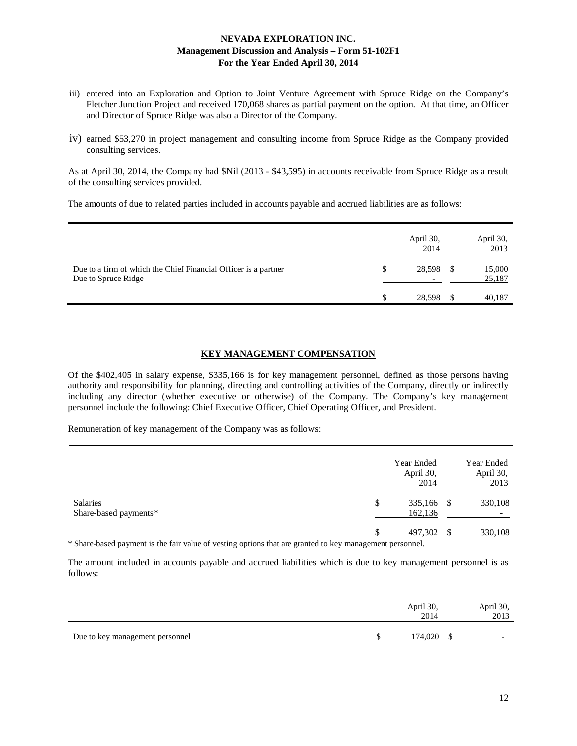iii) entered into an Exploration and Option to Joint Venture Agreement with Spruce Ridge on the Company's Fletcher Junction Project and received 170,068 shares as partial payment on the option. At that time, an Officer and Director of Spruce Ridge was also a Director of the Company.

iv) earned $53,270 in project management and consulting income from Spruce Ridge as the Company provided consulting services.

As at April 30, 2014, the Company had $Nil (2013 - $43,595) in accounts receivable from Spruce Ridge as a result of the consulting services provided.

The amounts of due to related parties included in accounts payable and accrued liabilities are as follows:

| | April 30, 2014 | April 30, 2013 |
|---|---|---|
| Due to a firm of which the Chief Financial Officer is a partner | $ 28,598 | $ 15,000 |
| Due to Spruce Ridge | - | 25,187 |
| | $ 28,598 | $ 40,187 |

## KEY MANAGEMENT COMPENSATION

Of the $402,405 in salary expense, $335,166 is for key management personnel, defined as those persons having authority and responsibility for planning, directing and controlling activities of the Company, directly or indirectly including any director (whether executive or otherwise) of the Company. The Company's key management personnel include the following: Chief Executive Officer, Chief Operating Officer, and President.

Remuneration of key management of the Company was as follows:

| | Year Ended April 30, 2014 | Year Ended April 30, 2013 |
|---|---|---|
| Salaries | $ 335,166 | $ 330,108 |
| Share-based payments* | 162,136 | - |
| | $ 497,302 | $ 330,108 |

* Share-based payment is the fair value of vesting options that are granted to key management personnel.

The amount included in accounts payable and accrued liabilities which is due to key management personnel is as follows:

| | April 30, 2014 | April 30, 2013 |
|---|---|---|
| Due to key management personnel | $ 174,020 | $ - |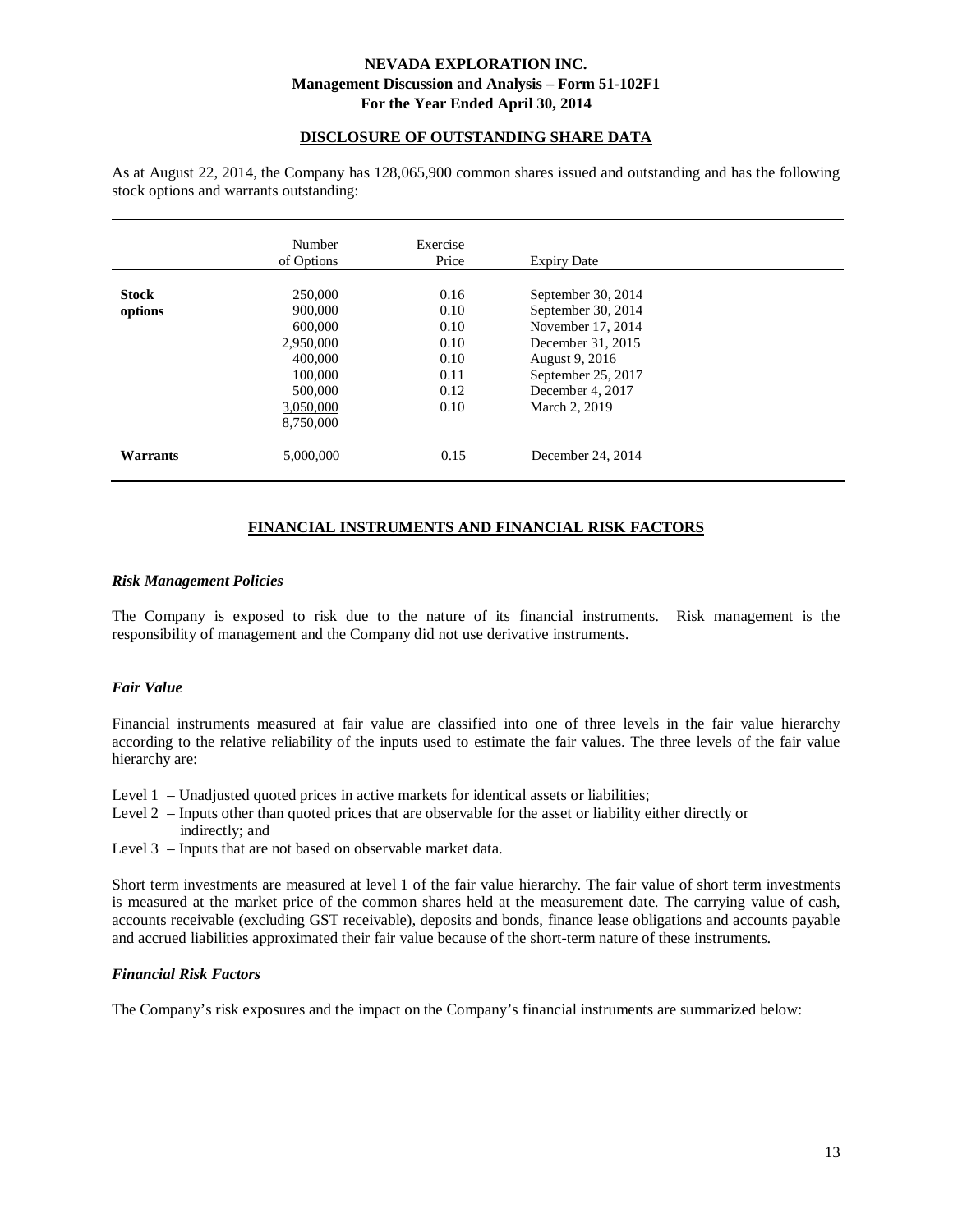## DISCLOSURE OF OUTSTANDING SHARE DATA

As at August 22, 2014, the Company has 128,065,900 common shares issued and outstanding and has the following stock options and warrants outstanding:

| | Number of Options | Exercise Price | Expiry Date |
|---|---|---|---|
| **Stock options** | 250,000 | 0.16 | September 30, 2014 |
| | 900,000 | 0.10 | September 30, 2014 |
| | 600,000 | 0.10 | November 17, 2014 |
| | 2,950,000 | 0.10 | December 31, 2015 |
| | 400,000 | 0.10 | August 9, 2016 |
| | 100,000 | 0.11 | September 25, 2017 |
| | 500,000 | 0.12 | December 4, 2017 |
| | 3,050,000 | 0.10 | March 2, 2019 |
| | 8,750,000 | | |
| **Warrants** | 5,000,000 | 0.15 | December 24, 2014 |

## FINANCIAL INSTRUMENTS AND FINANCIAL RISK FACTORS

### *Risk Management Policies*

The Company is exposed to risk due to the nature of its financial instruments. Risk management is the responsibility of management and the Company did not use derivative instruments.

### *Fair Value*

Financial instruments measured at fair value are classified into one of three levels in the fair value hierarchy according to the relative reliability of the inputs used to estimate the fair values. The three levels of the fair value hierarchy are:

- Level 1 – Unadjusted quoted prices in active markets for identical assets or liabilities;
- Level 2 – Inputs other than quoted prices that are observable for the asset or liability either directly or indirectly; and
- Level 3 – Inputs that are not based on observable market data.

Short term investments are measured at level 1 of the fair value hierarchy. The fair value of short term investments is measured at the market price of the common shares held at the measurement date. The carrying value of cash, accounts receivable (excluding GST receivable), deposits and bonds, finance lease obligations and accounts payable and accrued liabilities approximated their fair value because of the short-term nature of these instruments.

### *Financial Risk Factors*

The Company's risk exposures and the impact on the Company's financial instruments are summarized below: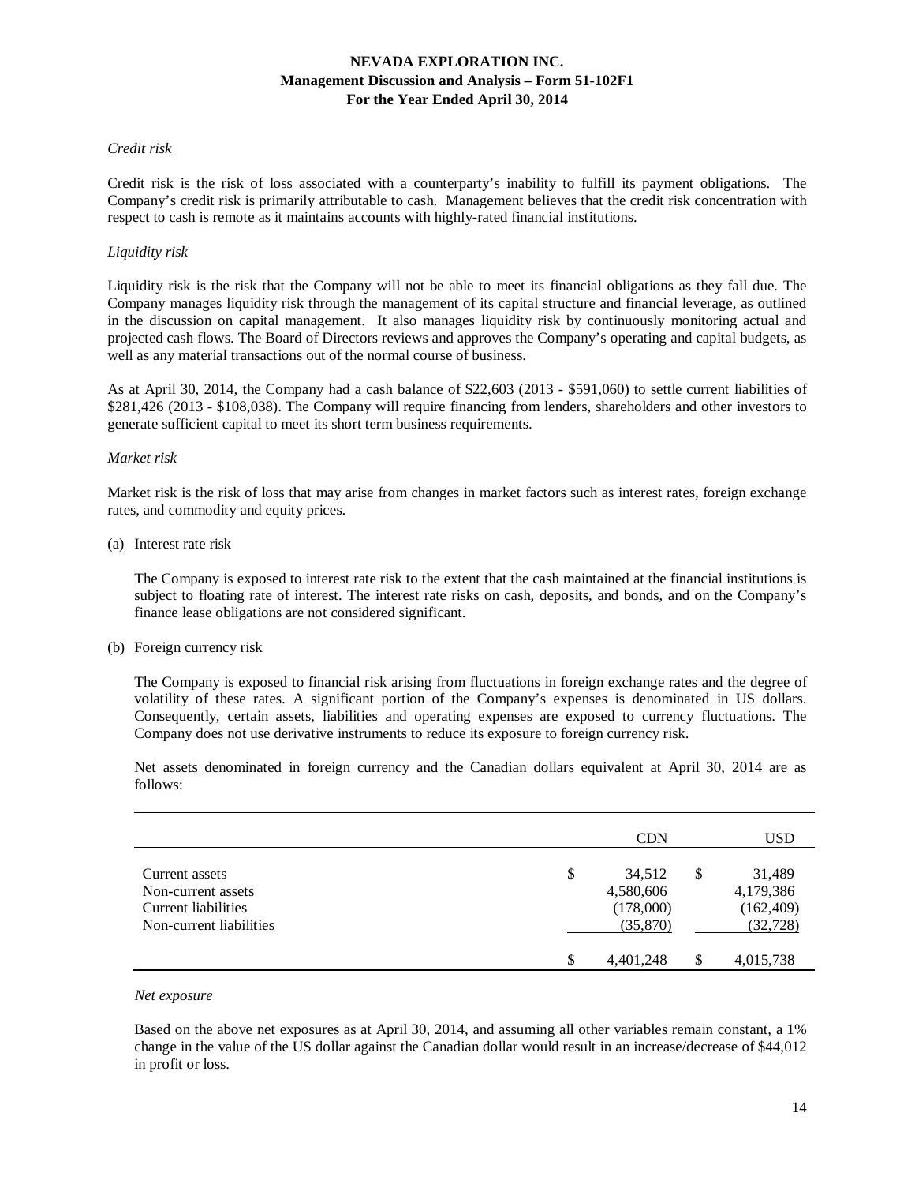*Credit risk*

Credit risk is the risk of loss associated with a counterparty's inability to fulfill its payment obligations. The Company's credit risk is primarily attributable to cash. Management believes that the credit risk concentration with respect to cash is remote as it maintains accounts with highly-rated financial institutions.

*Liquidity risk*

Liquidity risk is the risk that the Company will not be able to meet its financial obligations as they fall due. The Company manages liquidity risk through the management of its capital structure and financial leverage, as outlined in the discussion on capital management. It also manages liquidity risk by continuously monitoring actual and projected cash flows. The Board of Directors reviews and approves the Company's operating and capital budgets, as well as any material transactions out of the normal course of business.

As at April 30, 2014, the Company had a cash balance of $22,603 (2013 - $591,060) to settle current liabilities of $281,426 (2013 - $108,038). The Company will require financing from lenders, shareholders and other investors to generate sufficient capital to meet its short term business requirements.

*Market risk*

Market risk is the risk of loss that may arise from changes in market factors such as interest rates, foreign exchange rates, and commodity and equity prices.

(a) Interest rate risk

The Company is exposed to interest rate risk to the extent that the cash maintained at the financial institutions is subject to floating rate of interest. The interest rate risks on cash, deposits, and bonds, and on the Company's finance lease obligations are not considered significant.

(b) Foreign currency risk

The Company is exposed to financial risk arising from fluctuations in foreign exchange rates and the degree of volatility of these rates. A significant portion of the Company's expenses is denominated in US dollars. Consequently, certain assets, liabilities and operating expenses are exposed to currency fluctuations. The Company does not use derivative instruments to reduce its exposure to foreign currency risk.

Net assets denominated in foreign currency and the Canadian dollars equivalent at April 30, 2014 are as follows:

| | CDN | USD |
|---|---|---|
| Current assets | $ 34,512 | $ 31,489 |
| Non-current assets | 4,580,606 | 4,179,386 |
| Current liabilities | (178,000) | (162,409) |
| Non-current liabilities | (35,870) | (32,728) |
| | $ 4,401,248 | $ 4,015,738 |

*Net exposure*

Based on the above net exposures as at April 30, 2014, and assuming all other variables remain constant, a 1% change in the value of the US dollar against the Canadian dollar would result in an increase/decrease of $44,012 in profit or loss.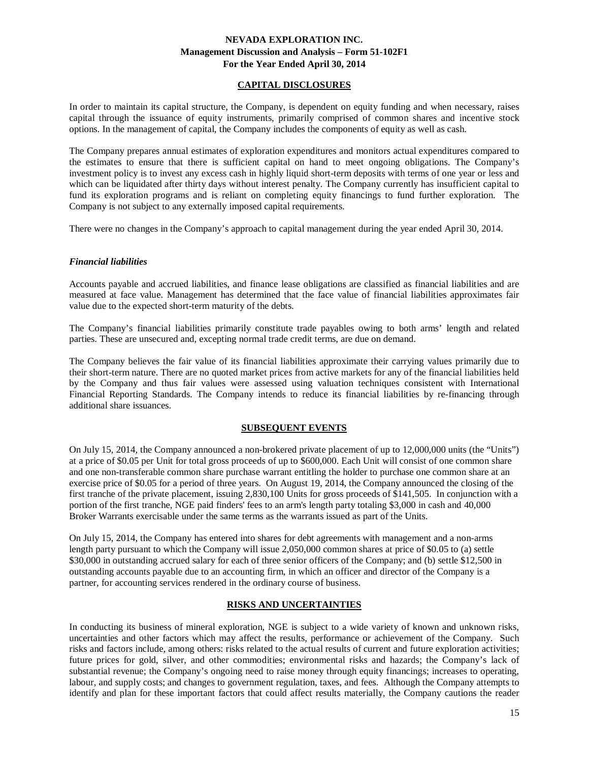## CAPITAL DISCLOSURES

In order to maintain its capital structure, the Company, is dependent on equity funding and when necessary, raises capital through the issuance of equity instruments, primarily comprised of common shares and incentive stock options. In the management of capital, the Company includes the components of equity as well as cash.

The Company prepares annual estimates of exploration expenditures and monitors actual expenditures compared to the estimates to ensure that there is sufficient capital on hand to meet ongoing obligations. The Company's investment policy is to invest any excess cash in highly liquid short-term deposits with terms of one year or less and which can be liquidated after thirty days without interest penalty. The Company currently has insufficient capital to fund its exploration programs and is reliant on completing equity financings to fund further exploration. The Company is not subject to any externally imposed capital requirements.

There were no changes in the Company's approach to capital management during the year ended April 30, 2014.

### *Financial liabilities*

Accounts payable and accrued liabilities, and finance lease obligations are classified as financial liabilities and are measured at face value. Management has determined that the face value of financial liabilities approximates fair value due to the expected short-term maturity of the debts.

The Company's financial liabilities primarily constitute trade payables owing to both arms' length and related parties. These are unsecured and, excepting normal trade credit terms, are due on demand.

The Company believes the fair value of its financial liabilities approximate their carrying values primarily due to their short-term nature. There are no quoted market prices from active markets for any of the financial liabilities held by the Company and thus fair values were assessed using valuation techniques consistent with International Financial Reporting Standards. The Company intends to reduce its financial liabilities by re-financing through additional share issuances.

## SUBSEQUENT EVENTS

On July 15, 2014, the Company announced a non-brokered private placement of up to 12,000,000 units (the "Units") at a price of $0.05 per Unit for total gross proceeds of up to $600,000. Each Unit will consist of one common share and one non-transferable common share purchase warrant entitling the holder to purchase one common share at an exercise price of $0.05 for a period of three years. On August 19, 2014, the Company announced the closing of the first tranche of the private placement, issuing 2,830,100 Units for gross proceeds of $141,505. In conjunction with a portion of the first tranche, NGE paid finders' fees to an arm's length party totaling $3,000 in cash and 40,000 Broker Warrants exercisable under the same terms as the warrants issued as part of the Units.

On July 15, 2014, the Company has entered into shares for debt agreements with management and a non-arms length party pursuant to which the Company will issue 2,050,000 common shares at price of $0.05 to (a) settle $30,000 in outstanding accrued salary for each of three senior officers of the Company; and (b) settle $12,500 in outstanding accounts payable due to an accounting firm, in which an officer and director of the Company is a partner, for accounting services rendered in the ordinary course of business.

## RISKS AND UNCERTAINTIES

In conducting its business of mineral exploration, NGE is subject to a wide variety of known and unknown risks, uncertainties and other factors which may affect the results, performance or achievement of the Company. Such risks and factors include, among others: risks related to the actual results of current and future exploration activities; future prices for gold, silver, and other commodities; environmental risks and hazards; the Company's lack of substantial revenue; the Company's ongoing need to raise money through equity financings; increases to operating, labour, and supply costs; and changes to government regulation, taxes, and fees. Although the Company attempts to identify and plan for these important factors that could affect results materially, the Company cautions the reader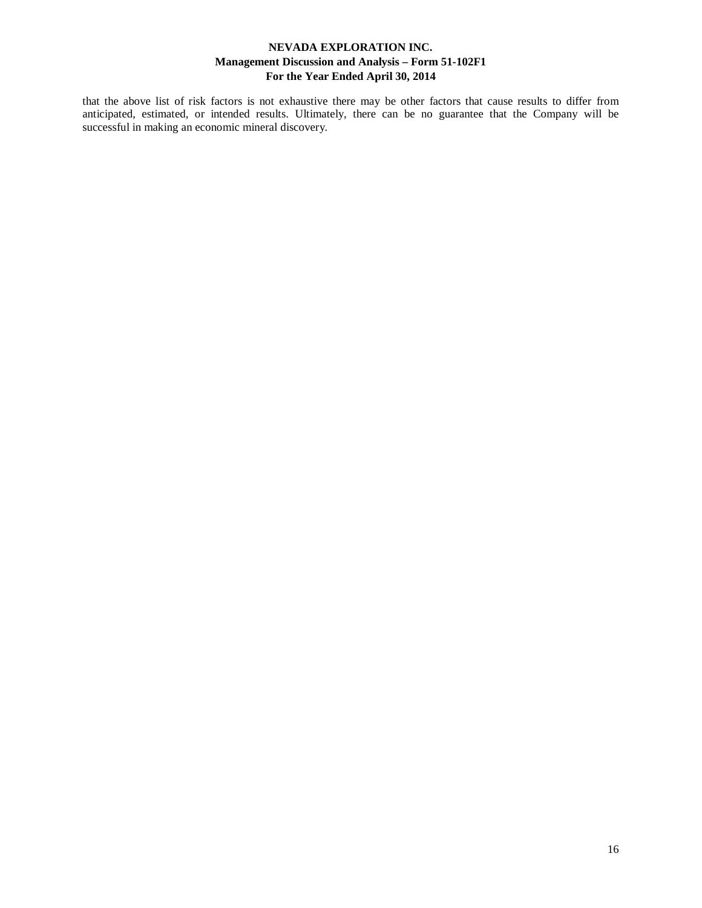that the above list of risk factors is not exhaustive there may be other factors that cause results to differ from anticipated, estimated, or intended results. Ultimately, there can be no guarantee that the Company will be successful in making an economic mineral discovery.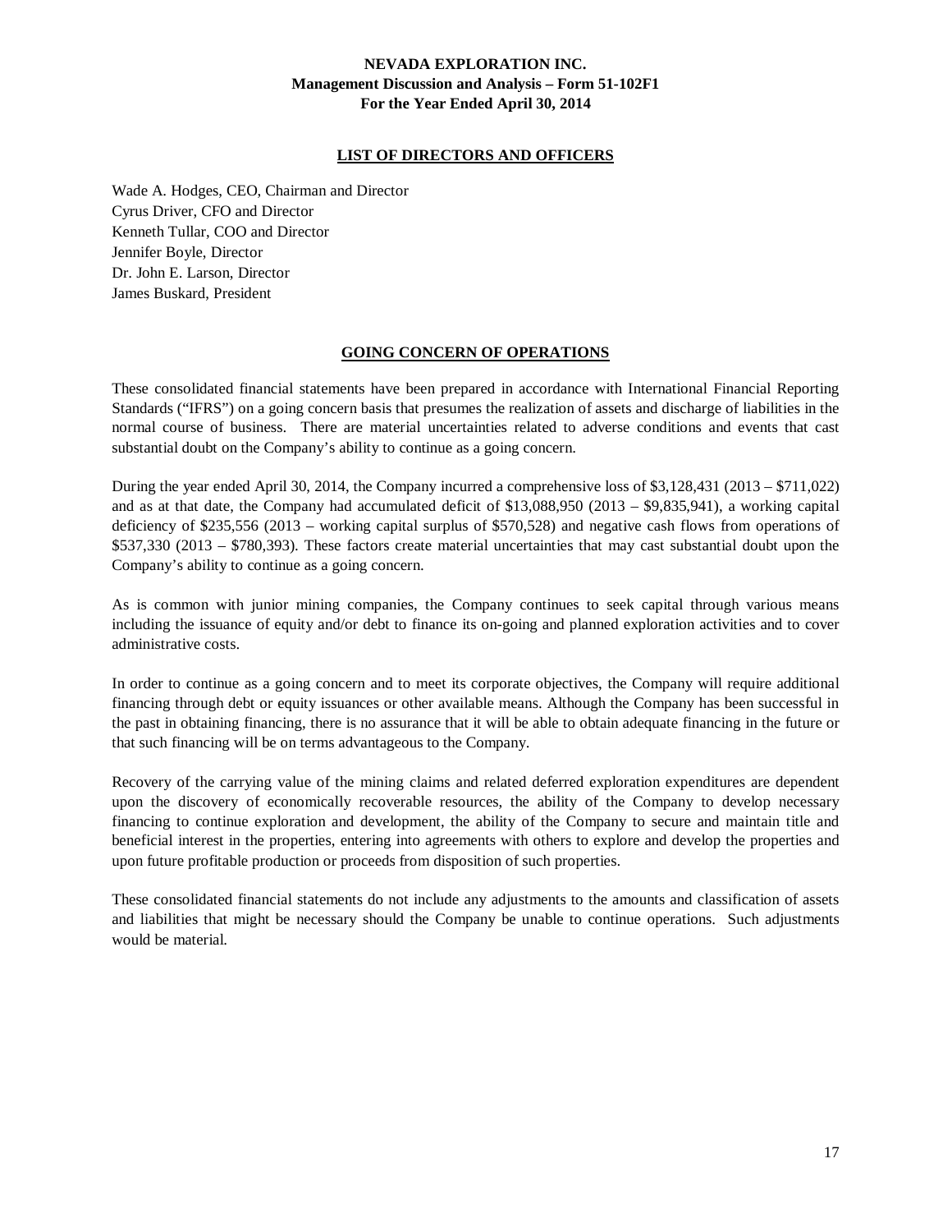## LIST OF DIRECTORS AND OFFICERS

Wade A. Hodges, CEO, Chairman and Director
Cyrus Driver, CFO and Director
Kenneth Tullar, COO and Director
Jennifer Boyle, Director
Dr. John E. Larson, Director
James Buskard, President

## GOING CONCERN OF OPERATIONS

These consolidated financial statements have been prepared in accordance with International Financial Reporting Standards ("IFRS") on a going concern basis that presumes the realization of assets and discharge of liabilities in the normal course of business. There are material uncertainties related to adverse conditions and events that cast substantial doubt on the Company's ability to continue as a going concern.

During the year ended April 30, 2014, the Company incurred a comprehensive loss of $3,128,431 (2013 – $711,022) and as at that date, the Company had accumulated deficit of $13,088,950 (2013 – $9,835,941), a working capital deficiency of $235,556 (2013 – working capital surplus of $570,528) and negative cash flows from operations of $537,330 (2013 – $780,393). These factors create material uncertainties that may cast substantial doubt upon the Company's ability to continue as a going concern.

As is common with junior mining companies, the Company continues to seek capital through various means including the issuance of equity and/or debt to finance its on-going and planned exploration activities and to cover administrative costs.

In order to continue as a going concern and to meet its corporate objectives, the Company will require additional financing through debt or equity issuances or other available means. Although the Company has been successful in the past in obtaining financing, there is no assurance that it will be able to obtain adequate financing in the future or that such financing will be on terms advantageous to the Company.

Recovery of the carrying value of the mining claims and related deferred exploration expenditures are dependent upon the discovery of economically recoverable resources, the ability of the Company to develop necessary financing to continue exploration and development, the ability of the Company to secure and maintain title and beneficial interest in the properties, entering into agreements with others to explore and develop the properties and upon future profitable production or proceeds from disposition of such properties.

These consolidated financial statements do not include any adjustments to the amounts and classification of assets and liabilities that might be necessary should the Company be unable to continue operations. Such adjustments would be material.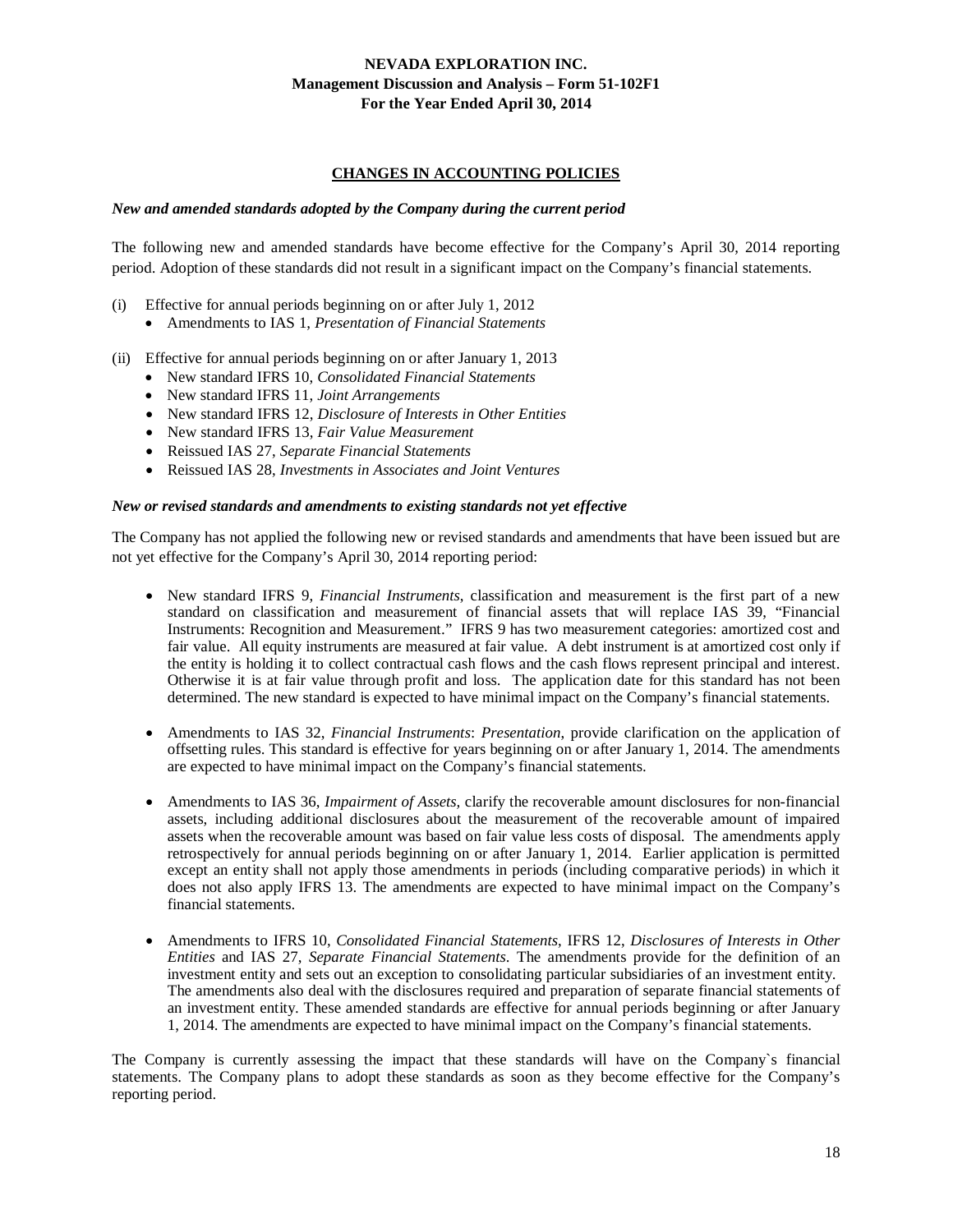## CHANGES IN ACCOUNTING POLICIES

***New and amended standards adopted by the Company during the current period***

The following new and amended standards have become effective for the Company's April 30, 2014 reporting period. Adoption of these standards did not result in a significant impact on the Company's financial statements.

(i) Effective for annual periods beginning on or after July 1, 2012
- Amendments to IAS 1, *Presentation of Financial Statements*

(ii) Effective for annual periods beginning on or after January 1, 2013
- New standard IFRS 10, *Consolidated Financial Statements*
- New standard IFRS 11, *Joint Arrangements*
- New standard IFRS 12, *Disclosure of Interests in Other Entities*
- New standard IFRS 13, *Fair Value Measurement*
- Reissued IAS 27, *Separate Financial Statements*
- Reissued IAS 28, *Investments in Associates and Joint Ventures*

***New or revised standards and amendments to existing standards not yet effective***

The Company has not applied the following new or revised standards and amendments that have been issued but are not yet effective for the Company's April 30, 2014 reporting period:

- New standard IFRS 9, *Financial Instruments*, classification and measurement is the first part of a new standard on classification and measurement of financial assets that will replace IAS 39, "Financial Instruments: Recognition and Measurement." IFRS 9 has two measurement categories: amortized cost and fair value. All equity instruments are measured at fair value. A debt instrument is at amortized cost only if the entity is holding it to collect contractual cash flows and the cash flows represent principal and interest. Otherwise it is at fair value through profit and loss. The application date for this standard has not been determined. The new standard is expected to have minimal impact on the Company's financial statements.

- Amendments to IAS 32, *Financial Instruments*: *Presentation*, provide clarification on the application of offsetting rules. This standard is effective for years beginning on or after January 1, 2014. The amendments are expected to have minimal impact on the Company's financial statements.

- Amendments to IAS 36, *Impairment of Assets*, clarify the recoverable amount disclosures for non-financial assets, including additional disclosures about the measurement of the recoverable amount of impaired assets when the recoverable amount was based on fair value less costs of disposal. The amendments apply retrospectively for annual periods beginning on or after January 1, 2014. Earlier application is permitted except an entity shall not apply those amendments in periods (including comparative periods) in which it does not also apply IFRS 13. The amendments are expected to have minimal impact on the Company's financial statements.

- Amendments to IFRS 10, *Consolidated Financial Statements*, IFRS 12, *Disclosures of Interests in Other Entities* and IAS 27, *Separate Financial Statements*. The amendments provide for the definition of an investment entity and sets out an exception to consolidating particular subsidiaries of an investment entity. The amendments also deal with the disclosures required and preparation of separate financial statements of an investment entity. These amended standards are effective for annual periods beginning or after January 1, 2014. The amendments are expected to have minimal impact on the Company's financial statements.

The Company is currently assessing the impact that these standards will have on the Company`s financial statements. The Company plans to adopt these standards as soon as they become effective for the Company's reporting period.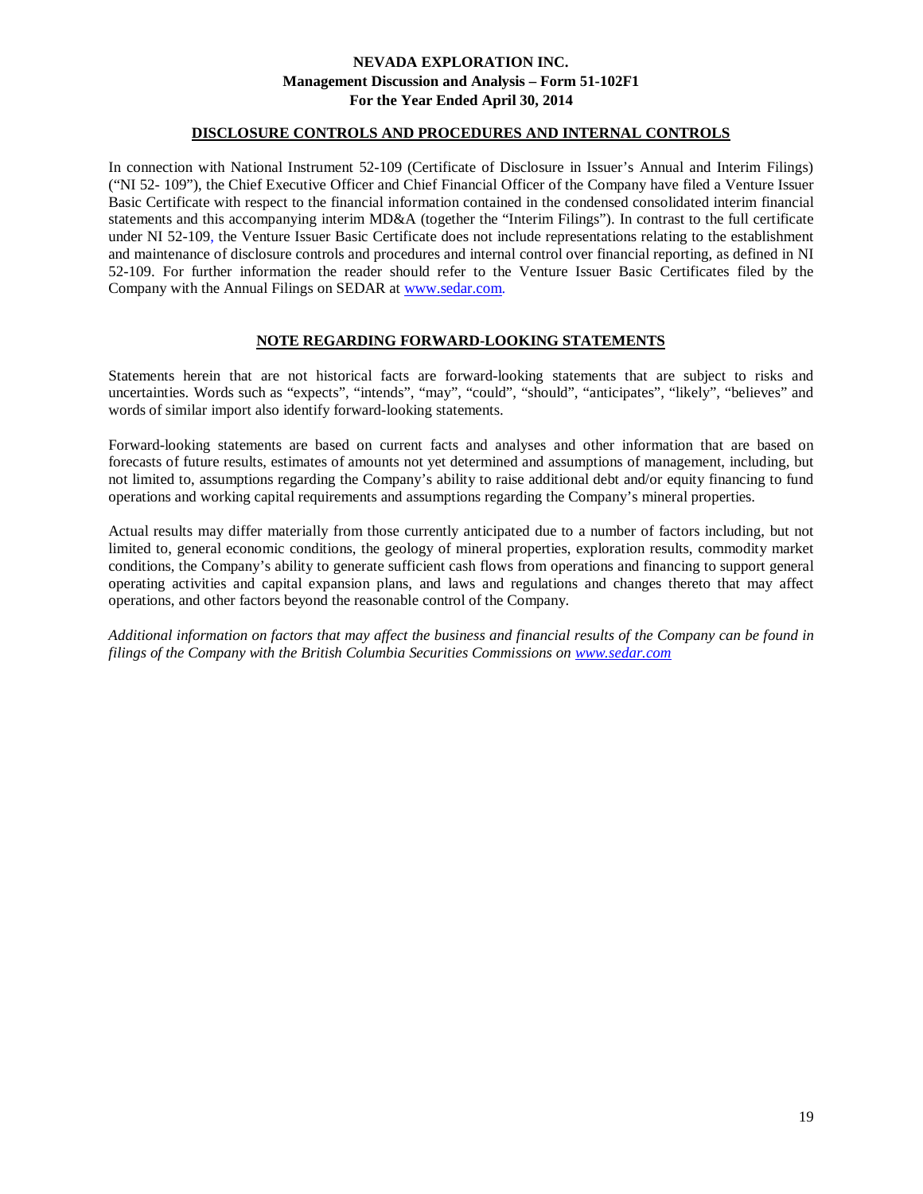## DISCLOSURE CONTROLS AND PROCEDURES AND INTERNAL CONTROLS

In connection with National Instrument 52-109 (Certificate of Disclosure in Issuer's Annual and Interim Filings) ("NI 52- 109"), the Chief Executive Officer and Chief Financial Officer of the Company have filed a Venture Issuer Basic Certificate with respect to the financial information contained in the condensed consolidated interim financial statements and this accompanying interim MD&A (together the "Interim Filings"). In contrast to the full certificate under NI 52-109, the Venture Issuer Basic Certificate does not include representations relating to the establishment and maintenance of disclosure controls and procedures and internal control over financial reporting, as defined in NI 52-109. For further information the reader should refer to the Venture Issuer Basic Certificates filed by the Company with the Annual Filings on SEDAR at www.sedar.com.

## NOTE REGARDING FORWARD-LOOKING STATEMENTS

Statements herein that are not historical facts are forward-looking statements that are subject to risks and uncertainties. Words such as "expects", "intends", "may", "could", "should", "anticipates", "likely", "believes" and words of similar import also identify forward-looking statements.

Forward-looking statements are based on current facts and analyses and other information that are based on forecasts of future results, estimates of amounts not yet determined and assumptions of management, including, but not limited to, assumptions regarding the Company's ability to raise additional debt and/or equity financing to fund operations and working capital requirements and assumptions regarding the Company's mineral properties.

Actual results may differ materially from those currently anticipated due to a number of factors including, but not limited to, general economic conditions, the geology of mineral properties, exploration results, commodity market conditions, the Company's ability to generate sufficient cash flows from operations and financing to support general operating activities and capital expansion plans, and laws and regulations and changes thereto that may affect operations, and other factors beyond the reasonable control of the Company.

*Additional information on factors that may affect the business and financial results of the Company can be found in filings of the Company with the British Columbia Securities Commissions on www.sedar.com*